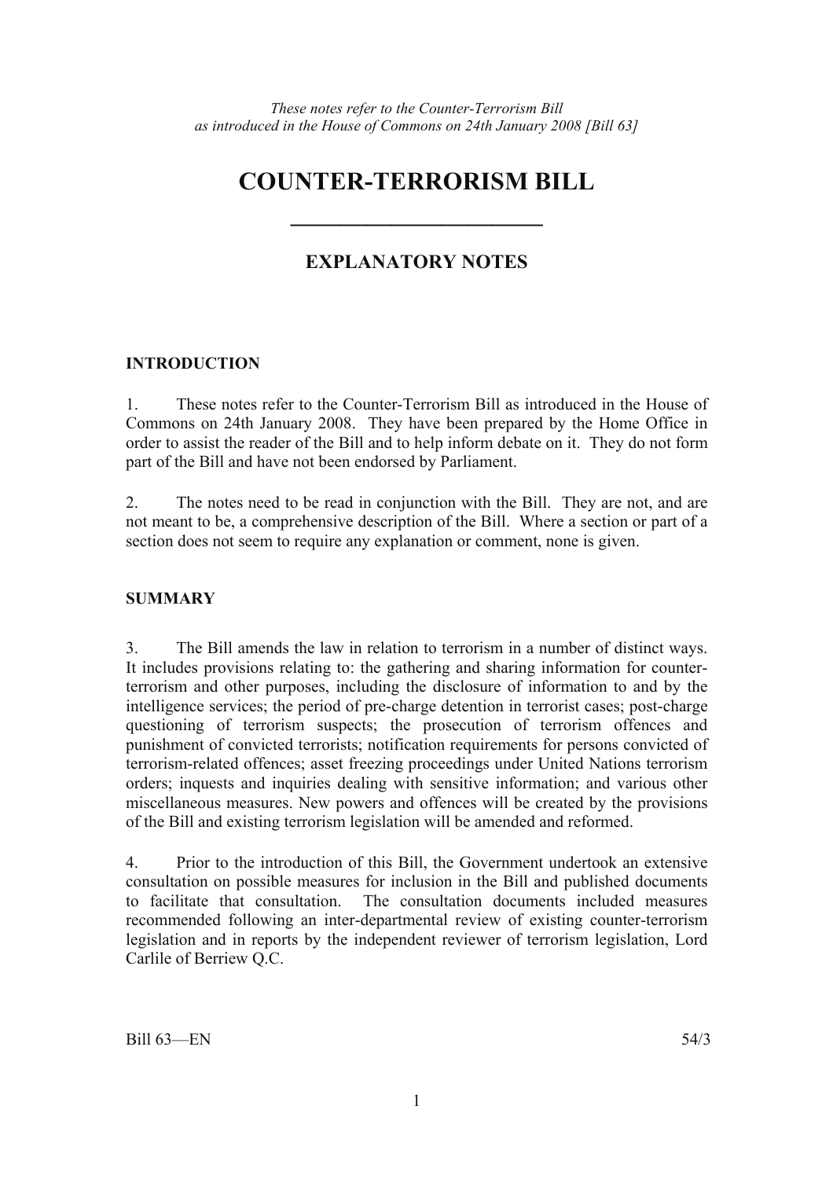*These notes refer to the Counter-Terrorism Bill as introduced in the House of Commons on 24th January 2008 [Bill 63]*

# COUNTER-TERRORISM BILL

## EXPLANATORY NOTES

### INTRODUCTION

1. These notes refer to the Counter-Terrorism Bill as introduced in the House of Commons on 24th January 2008. They have been prepared by the Home Office in order to assist the reader of the Bill and to help inform debate on it. They do not form part of the Bill and have not been endorsed by Parliament.

2. The notes need to be read in conjunction with the Bill. They are not, and are not meant to be, a comprehensive description of the Bill. Where a section or part of a section does not seem to require any explanation or comment, none is given.

### SUMMARY

3. The Bill amends the law in relation to terrorism in a number of distinct ways. It includes provisions relating to: the gathering and sharing information for counter-terrorism and other purposes, including the disclosure of information to and by the intelligence services; the period of pre-charge detention in terrorist cases; post-charge questioning of terrorism suspects; the prosecution of terrorism offences and punishment of convicted terrorists; notification requirements for persons convicted of terrorism-related offences; asset freezing proceedings under United Nations terrorism orders; inquests and inquiries dealing with sensitive information; and various other miscellaneous measures. New powers and offences will be created by the provisions of the Bill and existing terrorism legislation will be amended and reformed.

4. Prior to the introduction of this Bill, the Government undertook an extensive consultation on possible measures for inclusion in the Bill and published documents to facilitate that consultation. The consultation documents included measures recommended following an inter-departmental review of existing counter-terrorism legislation and in reports by the independent reviewer of terrorism legislation, Lord Carlile of Berriew Q.C.

Bill 63—EN 54/3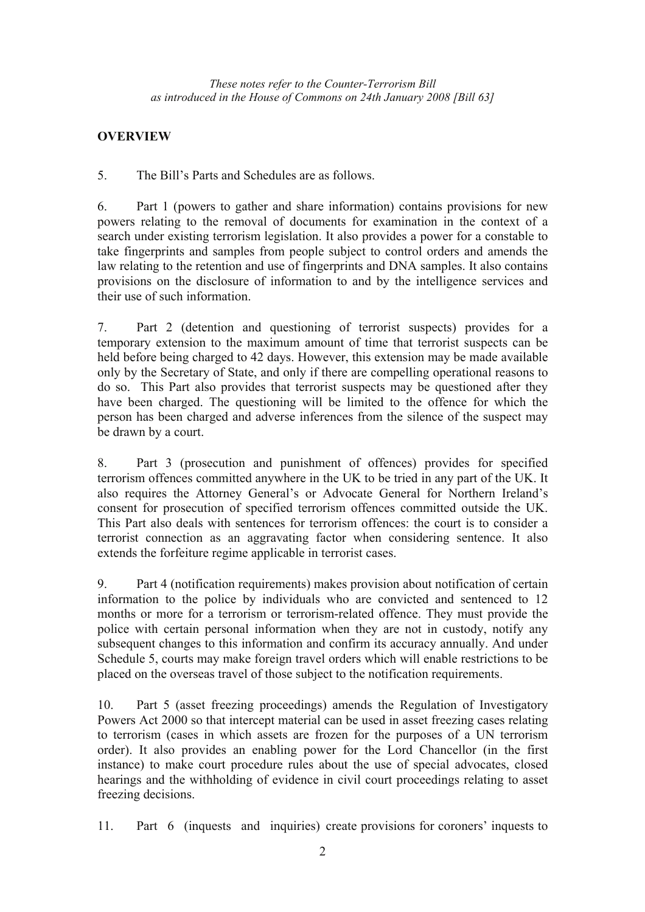*These notes refer to the Counter-Terrorism Bill as introduced in the House of Commons on 24th January 2008 [Bill 63]*

## OVERVIEW

5. The Bill's Parts and Schedules are as follows.

6. Part 1 (powers to gather and share information) contains provisions for new powers relating to the removal of documents for examination in the context of a search under existing terrorism legislation. It also provides a power for a constable to take fingerprints and samples from people subject to control orders and amends the law relating to the retention and use of fingerprints and DNA samples. It also contains provisions on the disclosure of information to and by the intelligence services and their use of such information.

7. Part 2 (detention and questioning of terrorist suspects) provides for a temporary extension to the maximum amount of time that terrorist suspects can be held before being charged to 42 days. However, this extension may be made available only by the Secretary of State, and only if there are compelling operational reasons to do so. This Part also provides that terrorist suspects may be questioned after they have been charged. The questioning will be limited to the offence for which the person has been charged and adverse inferences from the silence of the suspect may be drawn by a court.

8. Part 3 (prosecution and punishment of offences) provides for specified terrorism offences committed anywhere in the UK to be tried in any part of the UK. It also requires the Attorney General's or Advocate General for Northern Ireland's consent for prosecution of specified terrorism offences committed outside the UK. This Part also deals with sentences for terrorism offences: the court is to consider a terrorist connection as an aggravating factor when considering sentence. It also extends the forfeiture regime applicable in terrorist cases.

9. Part 4 (notification requirements) makes provision about notification of certain information to the police by individuals who are convicted and sentenced to 12 months or more for a terrorism or terrorism-related offence. They must provide the police with certain personal information when they are not in custody, notify any subsequent changes to this information and confirm its accuracy annually. And under Schedule 5, courts may make foreign travel orders which will enable restrictions to be placed on the overseas travel of those subject to the notification requirements.

10. Part 5 (asset freezing proceedings) amends the Regulation of Investigatory Powers Act 2000 so that intercept material can be used in asset freezing cases relating to terrorism (cases in which assets are frozen for the purposes of a UN terrorism order). It also provides an enabling power for the Lord Chancellor (in the first instance) to make court procedure rules about the use of special advocates, closed hearings and the withholding of evidence in civil court proceedings relating to asset freezing decisions.

11. Part 6 (inquests and inquiries) create provisions for coroners' inquests to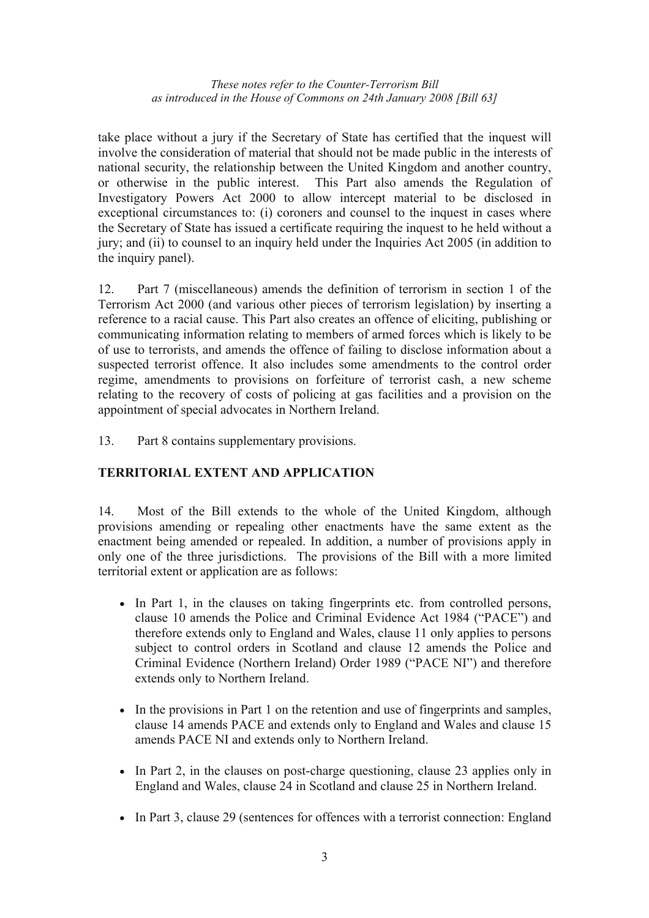take place without a jury if the Secretary of State has certified that the inquest will involve the consideration of material that should not be made public in the interests of national security, the relationship between the United Kingdom and another country, or otherwise in the public interest. This Part also amends the Regulation of Investigatory Powers Act 2000 to allow intercept material to be disclosed in exceptional circumstances to: (i) coroners and counsel to the inquest in cases where the Secretary of State has issued a certificate requiring the inquest to he held without a jury; and (ii) to counsel to an inquiry held under the Inquiries Act 2005 (in addition to the inquiry panel).

12. Part 7 (miscellaneous) amends the definition of terrorism in section 1 of the Terrorism Act 2000 (and various other pieces of terrorism legislation) by inserting a reference to a racial cause. This Part also creates an offence of eliciting, publishing or communicating information relating to members of armed forces which is likely to be of use to terrorists, and amends the offence of failing to disclose information about a suspected terrorist offence. It also includes some amendments to the control order regime, amendments to provisions on forfeiture of terrorist cash, a new scheme relating to the recovery of costs of policing at gas facilities and a provision on the appointment of special advocates in Northern Ireland.

13. Part 8 contains supplementary provisions.

## TERRITORIAL EXTENT AND APPLICATION

14. Most of the Bill extends to the whole of the United Kingdom, although provisions amending or repealing other enactments have the same extent as the enactment being amended or repealed. In addition, a number of provisions apply in only one of the three jurisdictions. The provisions of the Bill with a more limited territorial extent or application are as follows:

- In Part 1, in the clauses on taking fingerprints etc. from controlled persons, clause 10 amends the Police and Criminal Evidence Act 1984 ("PACE") and therefore extends only to England and Wales, clause 11 only applies to persons subject to control orders in Scotland and clause 12 amends the Police and Criminal Evidence (Northern Ireland) Order 1989 ("PACE NI") and therefore extends only to Northern Ireland.

- In the provisions in Part 1 on the retention and use of fingerprints and samples, clause 14 amends PACE and extends only to England and Wales and clause 15 amends PACE NI and extends only to Northern Ireland.

- In Part 2, in the clauses on post-charge questioning, clause 23 applies only in England and Wales, clause 24 in Scotland and clause 25 in Northern Ireland.

- In Part 3, clause 29 (sentences for offences with a terrorist connection: England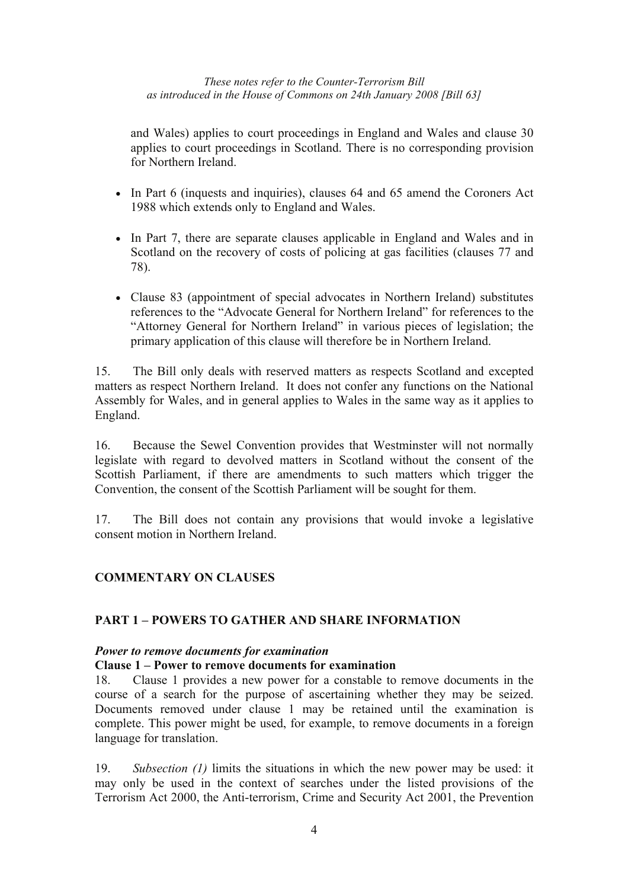and Wales) applies to court proceedings in England and Wales and clause 30 applies to court proceedings in Scotland. There is no corresponding provision for Northern Ireland.

- In Part 6 (inquests and inquiries), clauses 64 and 65 amend the Coroners Act 1988 which extends only to England and Wales.
- In Part 7, there are separate clauses applicable in England and Wales and in Scotland on the recovery of costs of policing at gas facilities (clauses 77 and 78).
- Clause 83 (appointment of special advocates in Northern Ireland) substitutes references to the "Advocate General for Northern Ireland" for references to the "Attorney General for Northern Ireland" in various pieces of legislation; the primary application of this clause will therefore be in Northern Ireland.

15. The Bill only deals with reserved matters as respects Scotland and excepted matters as respect Northern Ireland. It does not confer any functions on the National Assembly for Wales, and in general applies to Wales in the same way as it applies to England.

16. Because the Sewel Convention provides that Westminster will not normally legislate with regard to devolved matters in Scotland without the consent of the Scottish Parliament, if there are amendments to such matters which trigger the Convention, the consent of the Scottish Parliament will be sought for them.

17. The Bill does not contain any provisions that would invoke a legislative consent motion in Northern Ireland.

## COMMENTARY ON CLAUSES

## PART 1 – POWERS TO GATHER AND SHARE INFORMATION

### *Power to remove documents for examination*

#### Clause 1 – Power to remove documents for examination

18. Clause 1 provides a new power for a constable to remove documents in the course of a search for the purpose of ascertaining whether they may be seized. Documents removed under clause 1 may be retained until the examination is complete. This power might be used, for example, to remove documents in a foreign language for translation.

19. *Subsection (1)* limits the situations in which the new power may be used: it may only be used in the context of searches under the listed provisions of the Terrorism Act 2000, the Anti-terrorism, Crime and Security Act 2001, the Prevention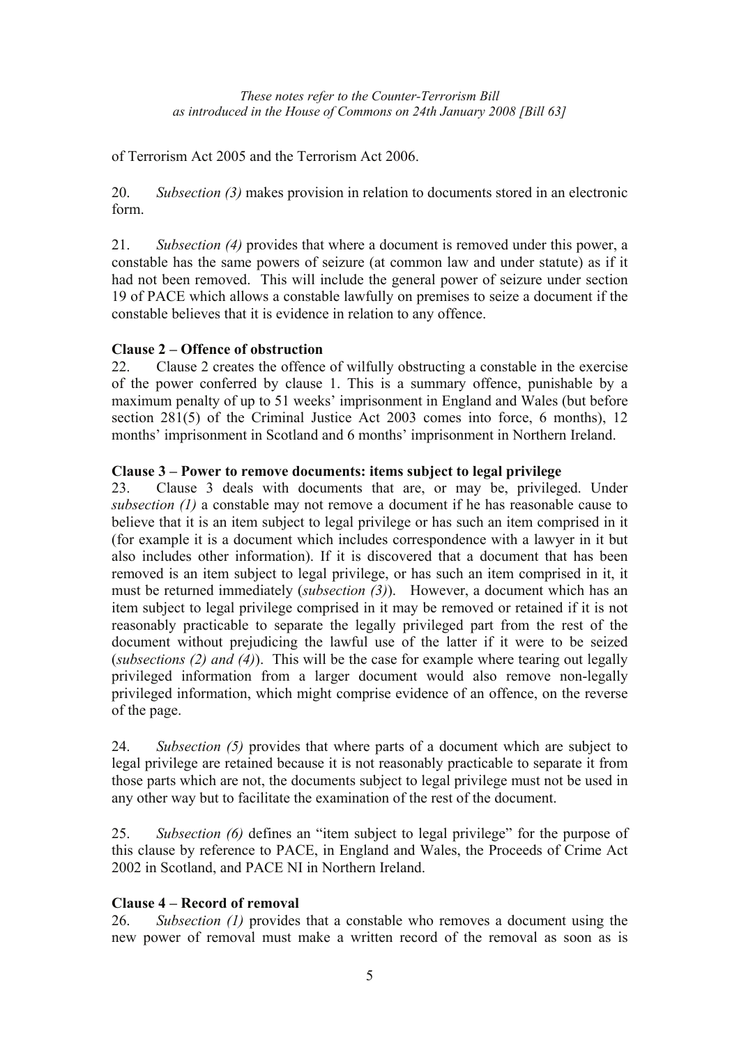of Terrorism Act 2005 and the Terrorism Act 2006.

20. *Subsection (3)* makes provision in relation to documents stored in an electronic form.

21. *Subsection (4)* provides that where a document is removed under this power, a constable has the same powers of seizure (at common law and under statute) as if it had not been removed. This will include the general power of seizure under section 19 of PACE which allows a constable lawfully on premises to seize a document if the constable believes that it is evidence in relation to any offence.

**Clause 2 – Offence of obstruction**

22. Clause 2 creates the offence of wilfully obstructing a constable in the exercise of the power conferred by clause 1. This is a summary offence, punishable by a maximum penalty of up to 51 weeks' imprisonment in England and Wales (but before section 281(5) of the Criminal Justice Act 2003 comes into force, 6 months), 12 months' imprisonment in Scotland and 6 months' imprisonment in Northern Ireland.

**Clause 3 – Power to remove documents: items subject to legal privilege**

23. Clause 3 deals with documents that are, or may be, privileged. Under *subsection (1)* a constable may not remove a document if he has reasonable cause to believe that it is an item subject to legal privilege or has such an item comprised in it (for example it is a document which includes correspondence with a lawyer in it but also includes other information). If it is discovered that a document that has been removed is an item subject to legal privilege, or has such an item comprised in it, it must be returned immediately (*subsection (3)*). However, a document which has an item subject to legal privilege comprised in it may be removed or retained if it is not reasonably practicable to separate the legally privileged part from the rest of the document without prejudicing the lawful use of the latter if it were to be seized (*subsections (2) and (4)*). This will be the case for example where tearing out legally privileged information from a larger document would also remove non-legally privileged information, which might comprise evidence of an offence, on the reverse of the page.

24. *Subsection (5)* provides that where parts of a document which are subject to legal privilege are retained because it is not reasonably practicable to separate it from those parts which are not, the documents subject to legal privilege must not be used in any other way but to facilitate the examination of the rest of the document.

25. *Subsection (6)* defines an "item subject to legal privilege" for the purpose of this clause by reference to PACE, in England and Wales, the Proceeds of Crime Act 2002 in Scotland, and PACE NI in Northern Ireland.

**Clause 4 – Record of removal**

26. *Subsection (1)* provides that a constable who removes a document using the new power of removal must make a written record of the removal as soon as is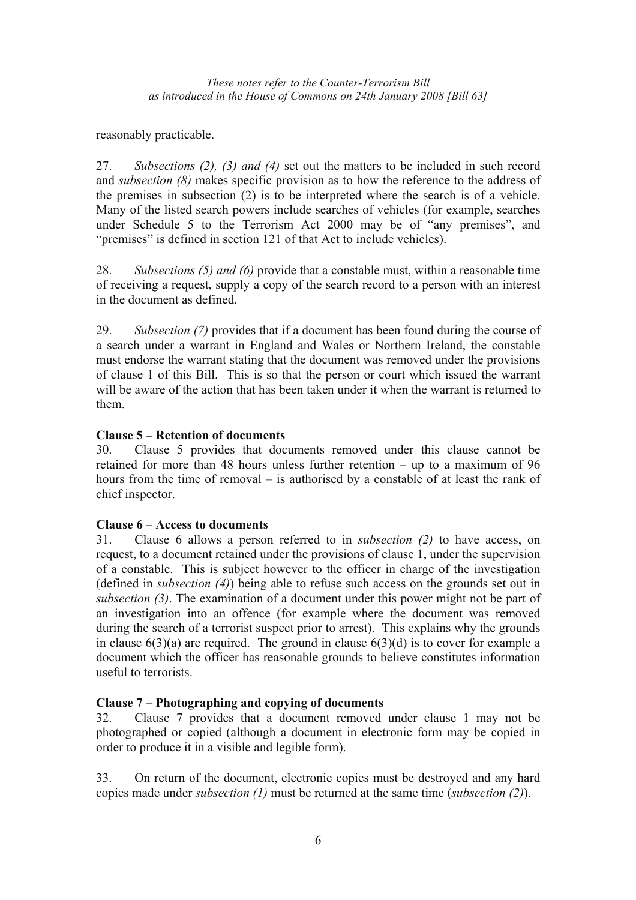reasonably practicable.

27. *Subsections (2), (3) and (4)* set out the matters to be included in such record and *subsection (8)* makes specific provision as to how the reference to the address of the premises in subsection (2) is to be interpreted where the search is of a vehicle. Many of the listed search powers include searches of vehicles (for example, searches under Schedule 5 to the Terrorism Act 2000 may be of "any premises", and "premises" is defined in section 121 of that Act to include vehicles).

28. *Subsections (5) and (6)* provide that a constable must, within a reasonable time of receiving a request, supply a copy of the search record to a person with an interest in the document as defined.

29. *Subsection (7)* provides that if a document has been found during the course of a search under a warrant in England and Wales or Northern Ireland, the constable must endorse the warrant stating that the document was removed under the provisions of clause 1 of this Bill. This is so that the person or court which issued the warrant will be aware of the action that has been taken under it when the warrant is returned to them.

**Clause 5 – Retention of documents**

30. Clause 5 provides that documents removed under this clause cannot be retained for more than 48 hours unless further retention – up to a maximum of 96 hours from the time of removal – is authorised by a constable of at least the rank of chief inspector.

**Clause 6 – Access to documents**

31. Clause 6 allows a person referred to in *subsection (2)* to have access, on request, to a document retained under the provisions of clause 1, under the supervision of a constable. This is subject however to the officer in charge of the investigation (defined in *subsection (4)*) being able to refuse such access on the grounds set out in *subsection (3)*. The examination of a document under this power might not be part of an investigation into an offence (for example where the document was removed during the search of a terrorist suspect prior to arrest). This explains why the grounds in clause 6(3)(a) are required. The ground in clause 6(3)(d) is to cover for example a document which the officer has reasonable grounds to believe constitutes information useful to terrorists.

**Clause 7 – Photographing and copying of documents**

32. Clause 7 provides that a document removed under clause 1 may not be photographed or copied (although a document in electronic form may be copied in order to produce it in a visible and legible form).

33. On return of the document, electronic copies must be destroyed and any hard copies made under *subsection (1)* must be returned at the same time (*subsection (2)*).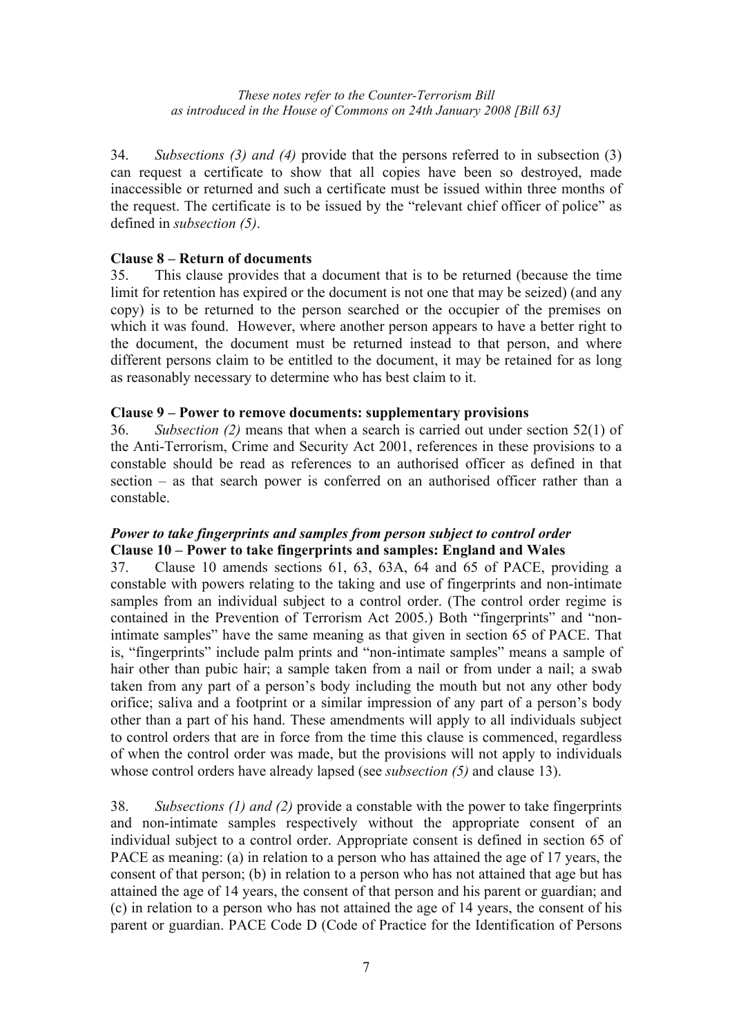34. *Subsections (3) and (4)* provide that the persons referred to in subsection (3) can request a certificate to show that all copies have been so destroyed, made inaccessible or returned and such a certificate must be issued within three months of the request. The certificate is to be issued by the "relevant chief officer of police" as defined in *subsection (5)*.

**Clause 8 – Return of documents**

35. This clause provides that a document that is to be returned (because the time limit for retention has expired or the document is not one that may be seized) (and any copy) is to be returned to the person searched or the occupier of the premises on which it was found. However, where another person appears to have a better right to the document, the document must be returned instead to that person, and where different persons claim to be entitled to the document, it may be retained for as long as reasonably necessary to determine who has best claim to it.

**Clause 9 – Power to remove documents: supplementary provisions**

36. *Subsection (2)* means that when a search is carried out under section 52(1) of the Anti-Terrorism, Crime and Security Act 2001, references in these provisions to a constable should be read as references to an authorised officer as defined in that section – as that search power is conferred on an authorised officer rather than a constable.

***Power to take fingerprints and samples from person subject to control order***

**Clause 10 – Power to take fingerprints and samples: England and Wales**

37. Clause 10 amends sections 61, 63, 63A, 64 and 65 of PACE, providing a constable with powers relating to the taking and use of fingerprints and non-intimate samples from an individual subject to a control order. (The control order regime is contained in the Prevention of Terrorism Act 2005.) Both "fingerprints" and "non-intimate samples" have the same meaning as that given in section 65 of PACE. That is, "fingerprints" include palm prints and "non-intimate samples" means a sample of hair other than pubic hair; a sample taken from a nail or from under a nail; a swab taken from any part of a person's body including the mouth but not any other body orifice; saliva and a footprint or a similar impression of any part of a person's body other than a part of his hand. These amendments will apply to all individuals subject to control orders that are in force from the time this clause is commenced, regardless of when the control order was made, but the provisions will not apply to individuals whose control orders have already lapsed (see *subsection (5)* and clause 13).

38. *Subsections (1) and (2)* provide a constable with the power to take fingerprints and non-intimate samples respectively without the appropriate consent of an individual subject to a control order. Appropriate consent is defined in section 65 of PACE as meaning: (a) in relation to a person who has attained the age of 17 years, the consent of that person; (b) in relation to a person who has not attained that age but has attained the age of 14 years, the consent of that person and his parent or guardian; and (c) in relation to a person who has not attained the age of 14 years, the consent of his parent or guardian. PACE Code D (Code of Practice for the Identification of Persons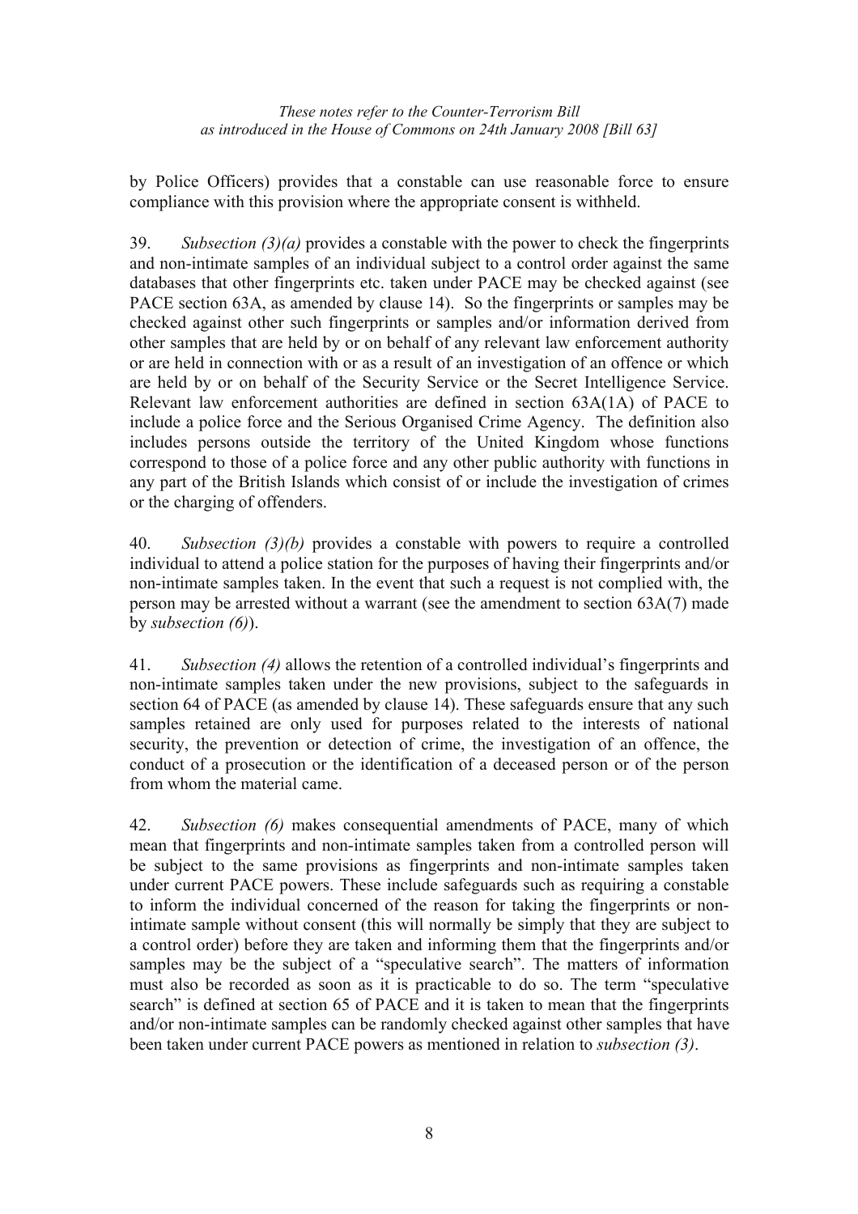by Police Officers) provides that a constable can use reasonable force to ensure compliance with this provision where the appropriate consent is withheld.

39. *Subsection (3)(a)* provides a constable with the power to check the fingerprints and non-intimate samples of an individual subject to a control order against the same databases that other fingerprints etc. taken under PACE may be checked against (see PACE section 63A, as amended by clause 14). So the fingerprints or samples may be checked against other such fingerprints or samples and/or information derived from other samples that are held by or on behalf of any relevant law enforcement authority or are held in connection with or as a result of an investigation of an offence or which are held by or on behalf of the Security Service or the Secret Intelligence Service. Relevant law enforcement authorities are defined in section 63A(1A) of PACE to include a police force and the Serious Organised Crime Agency. The definition also includes persons outside the territory of the United Kingdom whose functions correspond to those of a police force and any other public authority with functions in any part of the British Islands which consist of or include the investigation of crimes or the charging of offenders.

40. *Subsection (3)(b)* provides a constable with powers to require a controlled individual to attend a police station for the purposes of having their fingerprints and/or non-intimate samples taken. In the event that such a request is not complied with, the person may be arrested without a warrant (see the amendment to section 63A(7) made by *subsection (6)*).

41. *Subsection (4)* allows the retention of a controlled individual's fingerprints and non-intimate samples taken under the new provisions, subject to the safeguards in section 64 of PACE (as amended by clause 14). These safeguards ensure that any such samples retained are only used for purposes related to the interests of national security, the prevention or detection of crime, the investigation of an offence, the conduct of a prosecution or the identification of a deceased person or of the person from whom the material came.

42. *Subsection (6)* makes consequential amendments of PACE, many of which mean that fingerprints and non-intimate samples taken from a controlled person will be subject to the same provisions as fingerprints and non-intimate samples taken under current PACE powers. These include safeguards such as requiring a constable to inform the individual concerned of the reason for taking the fingerprints or non-intimate sample without consent (this will normally be simply that they are subject to a control order) before they are taken and informing them that the fingerprints and/or samples may be the subject of a "speculative search". The matters of information must also be recorded as soon as it is practicable to do so. The term "speculative search" is defined at section 65 of PACE and it is taken to mean that the fingerprints and/or non-intimate samples can be randomly checked against other samples that have been taken under current PACE powers as mentioned in relation to *subsection (3)*.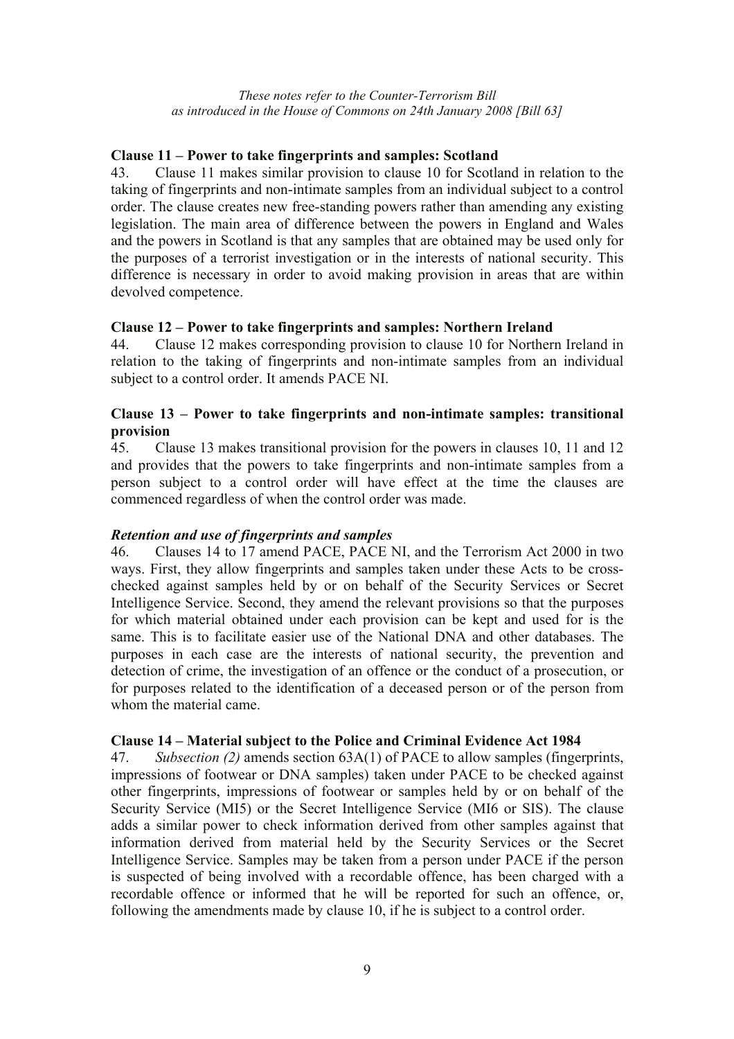**Clause 11 – Power to take fingerprints and samples: Scotland**

43. Clause 11 makes similar provision to clause 10 for Scotland in relation to the taking of fingerprints and non-intimate samples from an individual subject to a control order. The clause creates new free-standing powers rather than amending any existing legislation. The main area of difference between the powers in England and Wales and the powers in Scotland is that any samples that are obtained may be used only for the purposes of a terrorist investigation or in the interests of national security. This difference is necessary in order to avoid making provision in areas that are within devolved competence.

**Clause 12 – Power to take fingerprints and samples: Northern Ireland**

44. Clause 12 makes corresponding provision to clause 10 for Northern Ireland in relation to the taking of fingerprints and non-intimate samples from an individual subject to a control order. It amends PACE NI.

**Clause 13 – Power to take fingerprints and non-intimate samples: transitional provision**

45. Clause 13 makes transitional provision for the powers in clauses 10, 11 and 12 and provides that the powers to take fingerprints and non-intimate samples from a person subject to a control order will have effect at the time the clauses are commenced regardless of when the control order was made.

***Retention and use of fingerprints and samples***

46. Clauses 14 to 17 amend PACE, PACE NI, and the Terrorism Act 2000 in two ways. First, they allow fingerprints and samples taken under these Acts to be cross-checked against samples held by or on behalf of the Security Services or Secret Intelligence Service. Second, they amend the relevant provisions so that the purposes for which material obtained under each provision can be kept and used for is the same. This is to facilitate easier use of the National DNA and other databases. The purposes in each case are the interests of national security, the prevention and detection of crime, the investigation of an offence or the conduct of a prosecution, or for purposes related to the identification of a deceased person or of the person from whom the material came.

**Clause 14 – Material subject to the Police and Criminal Evidence Act 1984**

47. *Subsection (2)* amends section 63A(1) of PACE to allow samples (fingerprints, impressions of footwear or DNA samples) taken under PACE to be checked against other fingerprints, impressions of footwear or samples held by or on behalf of the Security Service (MI5) or the Secret Intelligence Service (MI6 or SIS). The clause adds a similar power to check information derived from other samples against that information derived from material held by the Security Services or the Secret Intelligence Service. Samples may be taken from a person under PACE if the person is suspected of being involved with a recordable offence, has been charged with a recordable offence or informed that he will be reported for such an offence, or, following the amendments made by clause 10, if he is subject to a control order.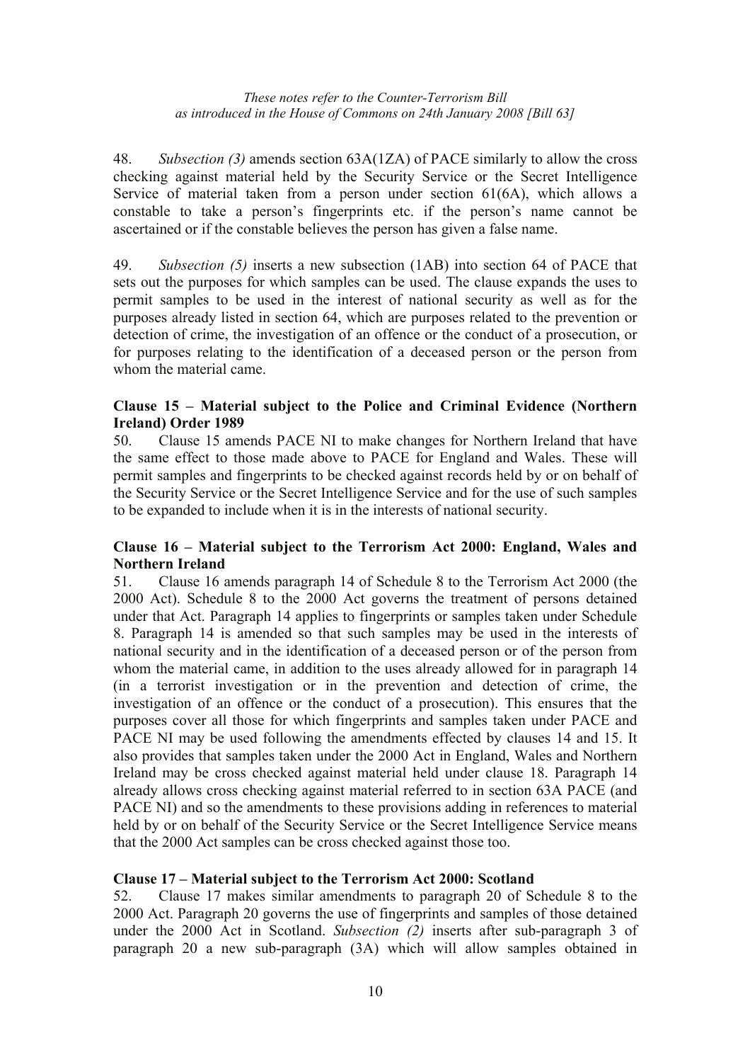48. *Subsection (3)* amends section 63A(1ZA) of PACE similarly to allow the cross checking against material held by the Security Service or the Secret Intelligence Service of material taken from a person under section 61(6A), which allows a constable to take a person's fingerprints etc. if the person's name cannot be ascertained or if the constable believes the person has given a false name.

49. *Subsection (5)* inserts a new subsection (1AB) into section 64 of PACE that sets out the purposes for which samples can be used. The clause expands the uses to permit samples to be used in the interest of national security as well as for the purposes already listed in section 64, which are purposes related to the prevention or detection of crime, the investigation of an offence or the conduct of a prosecution, or for purposes relating to the identification of a deceased person or the person from whom the material came.

**Clause 15 – Material subject to the Police and Criminal Evidence (Northern Ireland) Order 1989**

50. Clause 15 amends PACE NI to make changes for Northern Ireland that have the same effect to those made above to PACE for England and Wales. These will permit samples and fingerprints to be checked against records held by or on behalf of the Security Service or the Secret Intelligence Service and for the use of such samples to be expanded to include when it is in the interests of national security.

**Clause 16 – Material subject to the Terrorism Act 2000: England, Wales and Northern Ireland**

51. Clause 16 amends paragraph 14 of Schedule 8 to the Terrorism Act 2000 (the 2000 Act). Schedule 8 to the 2000 Act governs the treatment of persons detained under that Act. Paragraph 14 applies to fingerprints or samples taken under Schedule 8. Paragraph 14 is amended so that such samples may be used in the interests of national security and in the identification of a deceased person or of the person from whom the material came, in addition to the uses already allowed for in paragraph 14 (in a terrorist investigation or in the prevention and detection of crime, the investigation of an offence or the conduct of a prosecution). This ensures that the purposes cover all those for which fingerprints and samples taken under PACE and PACE NI may be used following the amendments effected by clauses 14 and 15. It also provides that samples taken under the 2000 Act in England, Wales and Northern Ireland may be cross checked against material held under clause 18. Paragraph 14 already allows cross checking against material referred to in section 63A PACE (and PACE NI) and so the amendments to these provisions adding in references to material held by or on behalf of the Security Service or the Secret Intelligence Service means that the 2000 Act samples can be cross checked against those too.

**Clause 17 – Material subject to the Terrorism Act 2000: Scotland**

52. Clause 17 makes similar amendments to paragraph 20 of Schedule 8 to the 2000 Act. Paragraph 20 governs the use of fingerprints and samples of those detained under the 2000 Act in Scotland. *Subsection (2)* inserts after sub-paragraph 3 of paragraph 20 a new sub-paragraph (3A) which will allow samples obtained in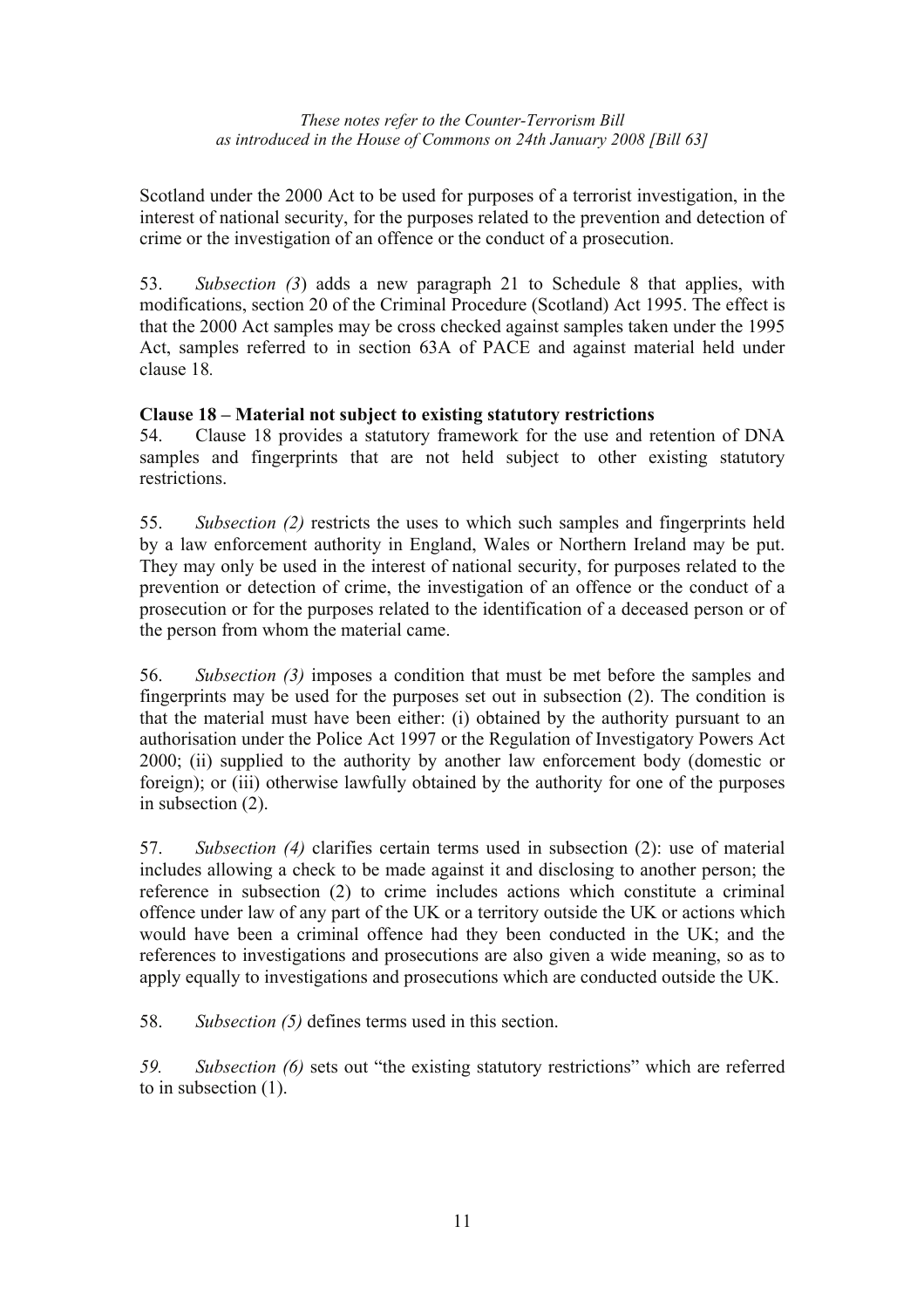Scotland under the 2000 Act to be used for purposes of a terrorist investigation, in the interest of national security, for the purposes related to the prevention and detection of crime or the investigation of an offence or the conduct of a prosecution.

53. *Subsection (3*) adds a new paragraph 21 to Schedule 8 that applies, with modifications, section 20 of the Criminal Procedure (Scotland) Act 1995. The effect is that the 2000 Act samples may be cross checked against samples taken under the 1995 Act, samples referred to in section 63A of PACE and against material held under clause 18*.*

**Clause 18 – Material not subject to existing statutory restrictions**

54. Clause 18 provides a statutory framework for the use and retention of DNA samples and fingerprints that are not held subject to other existing statutory restrictions.

55. *Subsection (2)* restricts the uses to which such samples and fingerprints held by a law enforcement authority in England, Wales or Northern Ireland may be put. They may only be used in the interest of national security, for purposes related to the prevention or detection of crime, the investigation of an offence or the conduct of a prosecution or for the purposes related to the identification of a deceased person or of the person from whom the material came.

56. *Subsection (3)* imposes a condition that must be met before the samples and fingerprints may be used for the purposes set out in subsection (2). The condition is that the material must have been either: (i) obtained by the authority pursuant to an authorisation under the Police Act 1997 or the Regulation of Investigatory Powers Act 2000; (ii) supplied to the authority by another law enforcement body (domestic or foreign); or (iii) otherwise lawfully obtained by the authority for one of the purposes in subsection (2).

57. *Subsection (4)* clarifies certain terms used in subsection (2): use of material includes allowing a check to be made against it and disclosing to another person; the reference in subsection (2) to crime includes actions which constitute a criminal offence under law of any part of the UK or a territory outside the UK or actions which would have been a criminal offence had they been conducted in the UK; and the references to investigations and prosecutions are also given a wide meaning, so as to apply equally to investigations and prosecutions which are conducted outside the UK.

58. *Subsection (5)* defines terms used in this section.

*59. Subsection (6)* sets out "the existing statutory restrictions" which are referred to in subsection (1).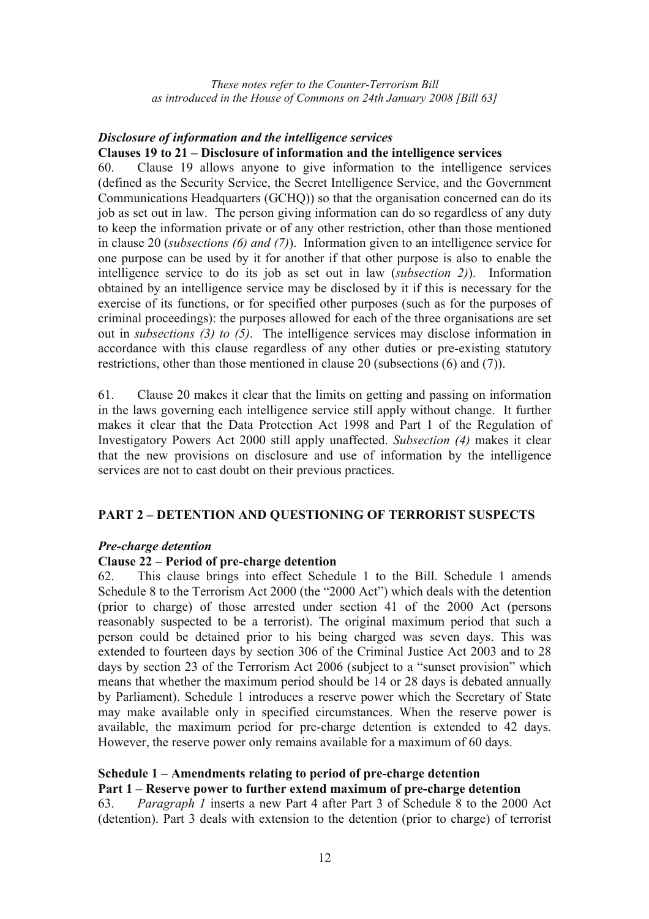### *Disclosure of information and the intelligence services*

**Clauses 19 to 21 – Disclosure of information and the intelligence services**

60. Clause 19 allows anyone to give information to the intelligence services (defined as the Security Service, the Secret Intelligence Service, and the Government Communications Headquarters (GCHQ)) so that the organisation concerned can do its job as set out in law. The person giving information can do so regardless of any duty to keep the information private or of any other restriction, other than those mentioned in clause 20 (*subsections (6) and (7)*). Information given to an intelligence service for one purpose can be used by it for another if that other purpose is also to enable the intelligence service to do its job as set out in law (*subsection 2)*). Information obtained by an intelligence service may be disclosed by it if this is necessary for the exercise of its functions, or for specified other purposes (such as for the purposes of criminal proceedings): the purposes allowed for each of the three organisations are set out in *subsections (3) to (5)*. The intelligence services may disclose information in accordance with this clause regardless of any other duties or pre-existing statutory restrictions, other than those mentioned in clause 20 (subsections (6) and (7)).

61. Clause 20 makes it clear that the limits on getting and passing on information in the laws governing each intelligence service still apply without change. It further makes it clear that the Data Protection Act 1998 and Part 1 of the Regulation of Investigatory Powers Act 2000 still apply unaffected. *Subsection (4)* makes it clear that the new provisions on disclosure and use of information by the intelligence services are not to cast doubt on their previous practices.

## PART 2 – DETENTION AND QUESTIONING OF TERRORIST SUSPECTS

### *Pre-charge detention*

**Clause 22 – Period of pre-charge detention**

62. This clause brings into effect Schedule 1 to the Bill. Schedule 1 amends Schedule 8 to the Terrorism Act 2000 (the "2000 Act") which deals with the detention (prior to charge) of those arrested under section 41 of the 2000 Act (persons reasonably suspected to be a terrorist). The original maximum period that such a person could be detained prior to his being charged was seven days. This was extended to fourteen days by section 306 of the Criminal Justice Act 2003 and to 28 days by section 23 of the Terrorism Act 2006 (subject to a "sunset provision" which means that whether the maximum period should be 14 or 28 days is debated annually by Parliament). Schedule 1 introduces a reserve power which the Secretary of State may make available only in specified circumstances. When the reserve power is available, the maximum period for pre-charge detention is extended to 42 days. However, the reserve power only remains available for a maximum of 60 days.

**Schedule 1 – Amendments relating to period of pre-charge detention**

**Part 1 – Reserve power to further extend maximum of pre-charge detention**

63. *Paragraph 1* inserts a new Part 4 after Part 3 of Schedule 8 to the 2000 Act (detention). Part 3 deals with extension to the detention (prior to charge) of terrorist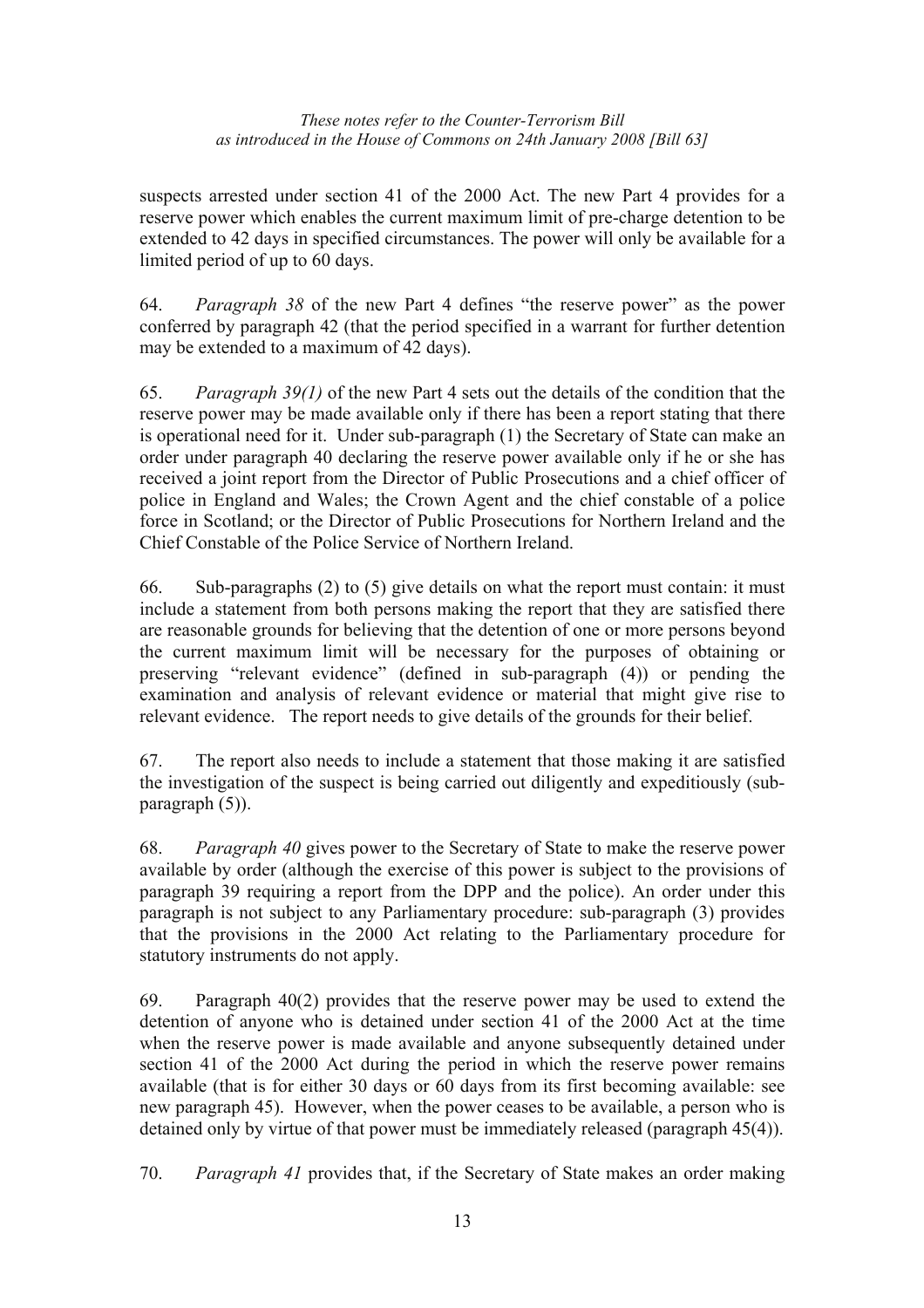suspects arrested under section 41 of the 2000 Act. The new Part 4 provides for a reserve power which enables the current maximum limit of pre-charge detention to be extended to 42 days in specified circumstances. The power will only be available for a limited period of up to 60 days.

64. *Paragraph 38* of the new Part 4 defines "the reserve power" as the power conferred by paragraph 42 (that the period specified in a warrant for further detention may be extended to a maximum of 42 days).

65. *Paragraph 39(1)* of the new Part 4 sets out the details of the condition that the reserve power may be made available only if there has been a report stating that there is operational need for it. Under sub-paragraph (1) the Secretary of State can make an order under paragraph 40 declaring the reserve power available only if he or she has received a joint report from the Director of Public Prosecutions and a chief officer of police in England and Wales; the Crown Agent and the chief constable of a police force in Scotland; or the Director of Public Prosecutions for Northern Ireland and the Chief Constable of the Police Service of Northern Ireland.

66. Sub-paragraphs (2) to (5) give details on what the report must contain: it must include a statement from both persons making the report that they are satisfied there are reasonable grounds for believing that the detention of one or more persons beyond the current maximum limit will be necessary for the purposes of obtaining or preserving "relevant evidence" (defined in sub-paragraph (4)) or pending the examination and analysis of relevant evidence or material that might give rise to relevant evidence. The report needs to give details of the grounds for their belief.

67. The report also needs to include a statement that those making it are satisfied the investigation of the suspect is being carried out diligently and expeditiously (sub-paragraph (5)).

68. *Paragraph 40* gives power to the Secretary of State to make the reserve power available by order (although the exercise of this power is subject to the provisions of paragraph 39 requiring a report from the DPP and the police). An order under this paragraph is not subject to any Parliamentary procedure: sub-paragraph (3) provides that the provisions in the 2000 Act relating to the Parliamentary procedure for statutory instruments do not apply.

69. Paragraph 40(2) provides that the reserve power may be used to extend the detention of anyone who is detained under section 41 of the 2000 Act at the time when the reserve power is made available and anyone subsequently detained under section 41 of the 2000 Act during the period in which the reserve power remains available (that is for either 30 days or 60 days from its first becoming available: see new paragraph 45). However, when the power ceases to be available, a person who is detained only by virtue of that power must be immediately released (paragraph 45(4)).

70. *Paragraph 41* provides that, if the Secretary of State makes an order making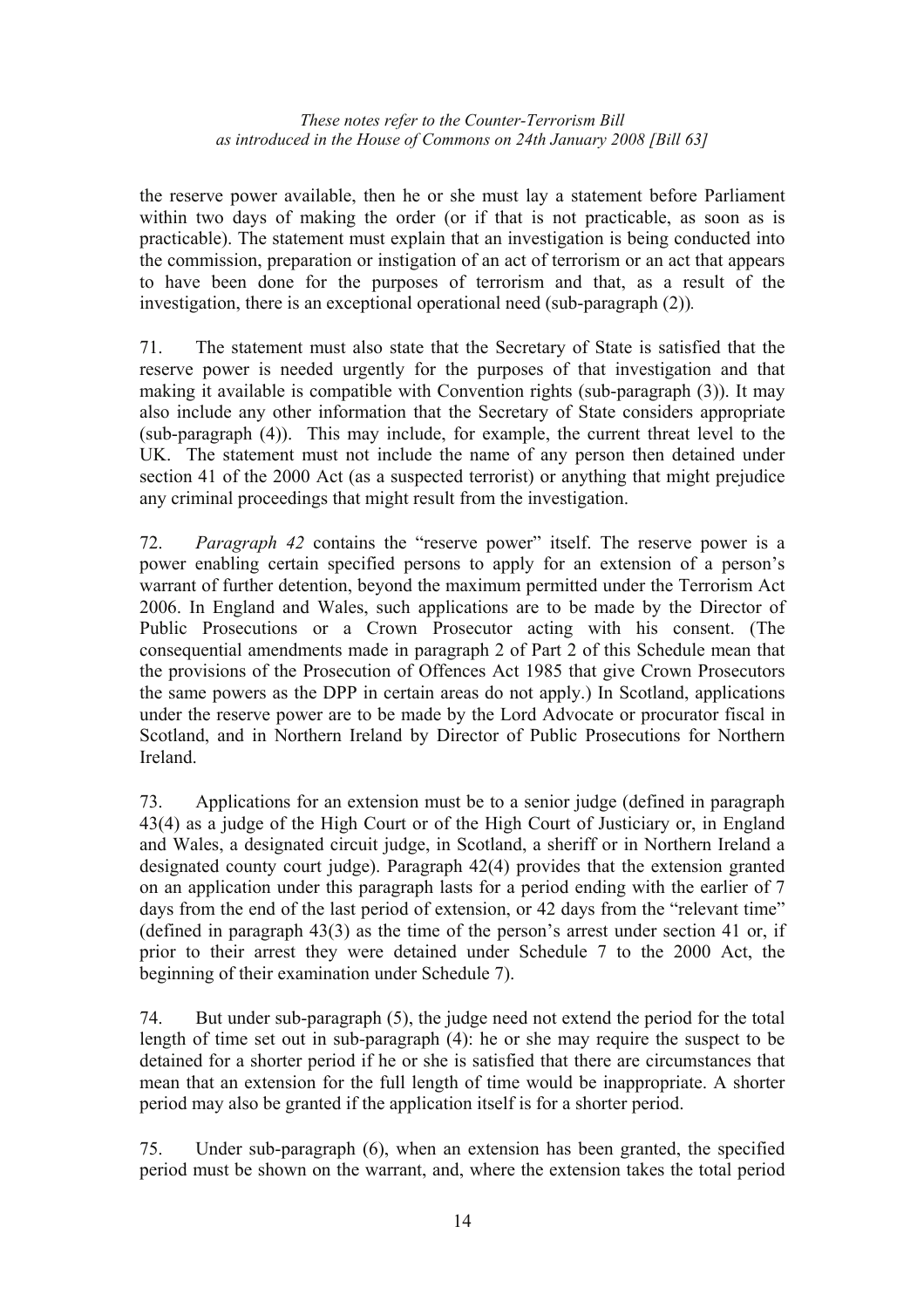the reserve power available, then he or she must lay a statement before Parliament within two days of making the order (or if that is not practicable, as soon as is practicable). The statement must explain that an investigation is being conducted into the commission, preparation or instigation of an act of terrorism or an act that appears to have been done for the purposes of terrorism and that, as a result of the investigation, there is an exceptional operational need (sub-paragraph (2)).

71. The statement must also state that the Secretary of State is satisfied that the reserve power is needed urgently for the purposes of that investigation and that making it available is compatible with Convention rights (sub-paragraph (3)). It may also include any other information that the Secretary of State considers appropriate (sub-paragraph (4)). This may include, for example, the current threat level to the UK. The statement must not include the name of any person then detained under section 41 of the 2000 Act (as a suspected terrorist) or anything that might prejudice any criminal proceedings that might result from the investigation.

72. *Paragraph 42* contains the "reserve power" itself. The reserve power is a power enabling certain specified persons to apply for an extension of a person's warrant of further detention, beyond the maximum permitted under the Terrorism Act 2006. In England and Wales, such applications are to be made by the Director of Public Prosecutions or a Crown Prosecutor acting with his consent. (The consequential amendments made in paragraph 2 of Part 2 of this Schedule mean that the provisions of the Prosecution of Offences Act 1985 that give Crown Prosecutors the same powers as the DPP in certain areas do not apply.) In Scotland, applications under the reserve power are to be made by the Lord Advocate or procurator fiscal in Scotland, and in Northern Ireland by Director of Public Prosecutions for Northern Ireland.

73. Applications for an extension must be to a senior judge (defined in paragraph 43(4) as a judge of the High Court or of the High Court of Justiciary or, in England and Wales, a designated circuit judge, in Scotland, a sheriff or in Northern Ireland a designated county court judge). Paragraph 42(4) provides that the extension granted on an application under this paragraph lasts for a period ending with the earlier of 7 days from the end of the last period of extension, or 42 days from the "relevant time" (defined in paragraph 43(3) as the time of the person's arrest under section 41 or, if prior to their arrest they were detained under Schedule 7 to the 2000 Act, the beginning of their examination under Schedule 7).

74. But under sub-paragraph (5), the judge need not extend the period for the total length of time set out in sub-paragraph (4): he or she may require the suspect to be detained for a shorter period if he or she is satisfied that there are circumstances that mean that an extension for the full length of time would be inappropriate. A shorter period may also be granted if the application itself is for a shorter period.

75. Under sub-paragraph (6), when an extension has been granted, the specified period must be shown on the warrant, and, where the extension takes the total period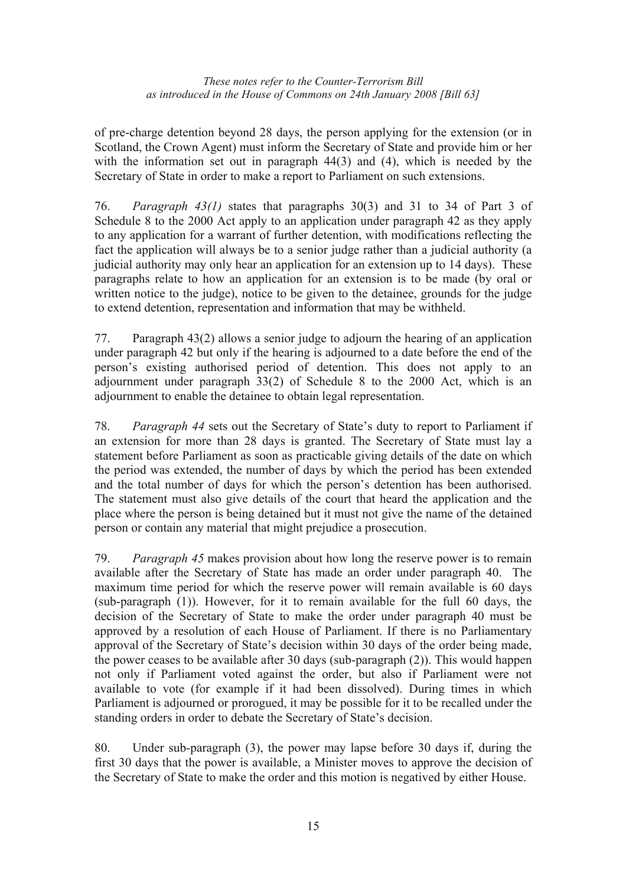of pre-charge detention beyond 28 days, the person applying for the extension (or in Scotland, the Crown Agent) must inform the Secretary of State and provide him or her with the information set out in paragraph 44(3) and (4), which is needed by the Secretary of State in order to make a report to Parliament on such extensions.

76. *Paragraph 43(1)* states that paragraphs 30(3) and 31 to 34 of Part 3 of Schedule 8 to the 2000 Act apply to an application under paragraph 42 as they apply to any application for a warrant of further detention, with modifications reflecting the fact the application will always be to a senior judge rather than a judicial authority (a judicial authority may only hear an application for an extension up to 14 days). These paragraphs relate to how an application for an extension is to be made (by oral or written notice to the judge), notice to be given to the detainee, grounds for the judge to extend detention, representation and information that may be withheld.

77. Paragraph 43(2) allows a senior judge to adjourn the hearing of an application under paragraph 42 but only if the hearing is adjourned to a date before the end of the person's existing authorised period of detention. This does not apply to an adjournment under paragraph 33(2) of Schedule 8 to the 2000 Act, which is an adjournment to enable the detainee to obtain legal representation.

78. *Paragraph 44* sets out the Secretary of State's duty to report to Parliament if an extension for more than 28 days is granted. The Secretary of State must lay a statement before Parliament as soon as practicable giving details of the date on which the period was extended, the number of days by which the period has been extended and the total number of days for which the person's detention has been authorised. The statement must also give details of the court that heard the application and the place where the person is being detained but it must not give the name of the detained person or contain any material that might prejudice a prosecution.

79. *Paragraph 45* makes provision about how long the reserve power is to remain available after the Secretary of State has made an order under paragraph 40. The maximum time period for which the reserve power will remain available is 60 days (sub-paragraph (1)). However, for it to remain available for the full 60 days, the decision of the Secretary of State to make the order under paragraph 40 must be approved by a resolution of each House of Parliament. If there is no Parliamentary approval of the Secretary of State's decision within 30 days of the order being made, the power ceases to be available after 30 days (sub-paragraph (2)). This would happen not only if Parliament voted against the order, but also if Parliament were not available to vote (for example if it had been dissolved). During times in which Parliament is adjourned or prorogued, it may be possible for it to be recalled under the standing orders in order to debate the Secretary of State's decision.

80. Under sub-paragraph (3), the power may lapse before 30 days if, during the first 30 days that the power is available, a Minister moves to approve the decision of the Secretary of State to make the order and this motion is negatived by either House.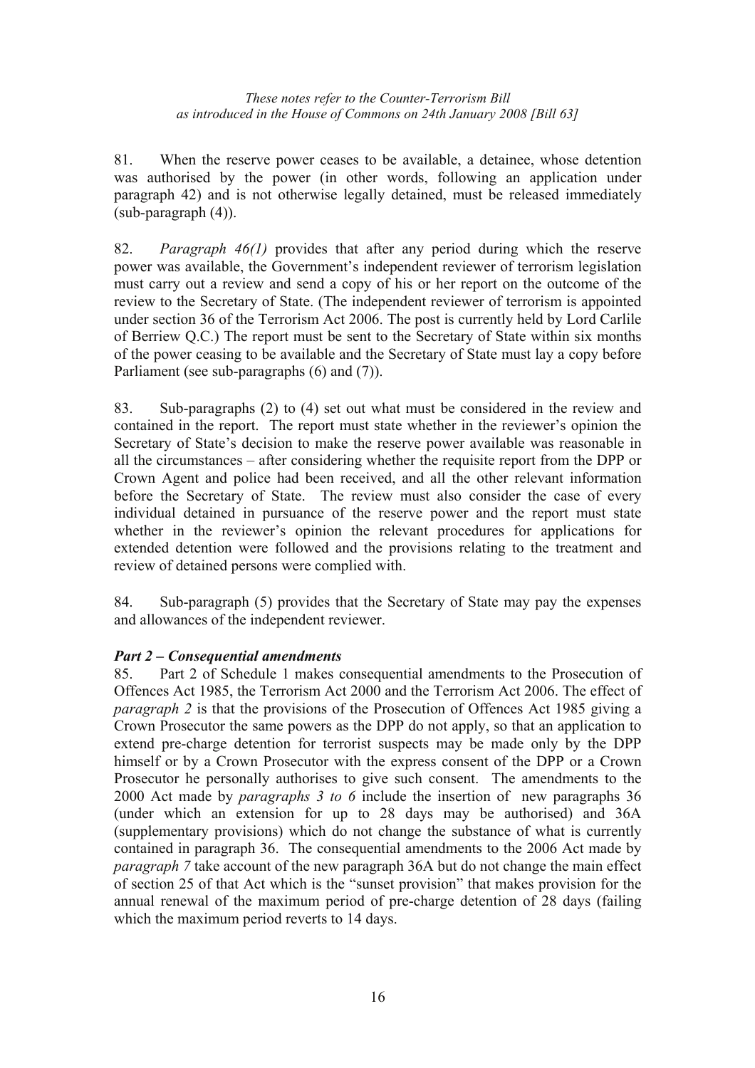81. When the reserve power ceases to be available, a detainee, whose detention was authorised by the power (in other words, following an application under paragraph 42) and is not otherwise legally detained, must be released immediately (sub-paragraph (4)).

82. *Paragraph 46(1)* provides that after any period during which the reserve power was available, the Government's independent reviewer of terrorism legislation must carry out a review and send a copy of his or her report on the outcome of the review to the Secretary of State. (The independent reviewer of terrorism is appointed under section 36 of the Terrorism Act 2006. The post is currently held by Lord Carlile of Berriew Q.C.) The report must be sent to the Secretary of State within six months of the power ceasing to be available and the Secretary of State must lay a copy before Parliament (see sub-paragraphs (6) and (7)).

83. Sub-paragraphs (2) to (4) set out what must be considered in the review and contained in the report. The report must state whether in the reviewer's opinion the Secretary of State's decision to make the reserve power available was reasonable in all the circumstances – after considering whether the requisite report from the DPP or Crown Agent and police had been received, and all the other relevant information before the Secretary of State. The review must also consider the case of every individual detained in pursuance of the reserve power and the report must state whether in the reviewer's opinion the relevant procedures for applications for extended detention were followed and the provisions relating to the treatment and review of detained persons were complied with.

84. Sub-paragraph (5) provides that the Secretary of State may pay the expenses and allowances of the independent reviewer.

### *Part 2 – Consequential amendments*

85. Part 2 of Schedule 1 makes consequential amendments to the Prosecution of Offences Act 1985, the Terrorism Act 2000 and the Terrorism Act 2006. The effect of *paragraph 2* is that the provisions of the Prosecution of Offences Act 1985 giving a Crown Prosecutor the same powers as the DPP do not apply, so that an application to extend pre-charge detention for terrorist suspects may be made only by the DPP himself or by a Crown Prosecutor with the express consent of the DPP or a Crown Prosecutor he personally authorises to give such consent. The amendments to the 2000 Act made by *paragraphs 3 to 6* include the insertion of new paragraphs 36 (under which an extension for up to 28 days may be authorised) and 36A (supplementary provisions) which do not change the substance of what is currently contained in paragraph 36. The consequential amendments to the 2006 Act made by *paragraph 7* take account of the new paragraph 36A but do not change the main effect of section 25 of that Act which is the "sunset provision" that makes provision for the annual renewal of the maximum period of pre-charge detention of 28 days (failing which the maximum period reverts to 14 days.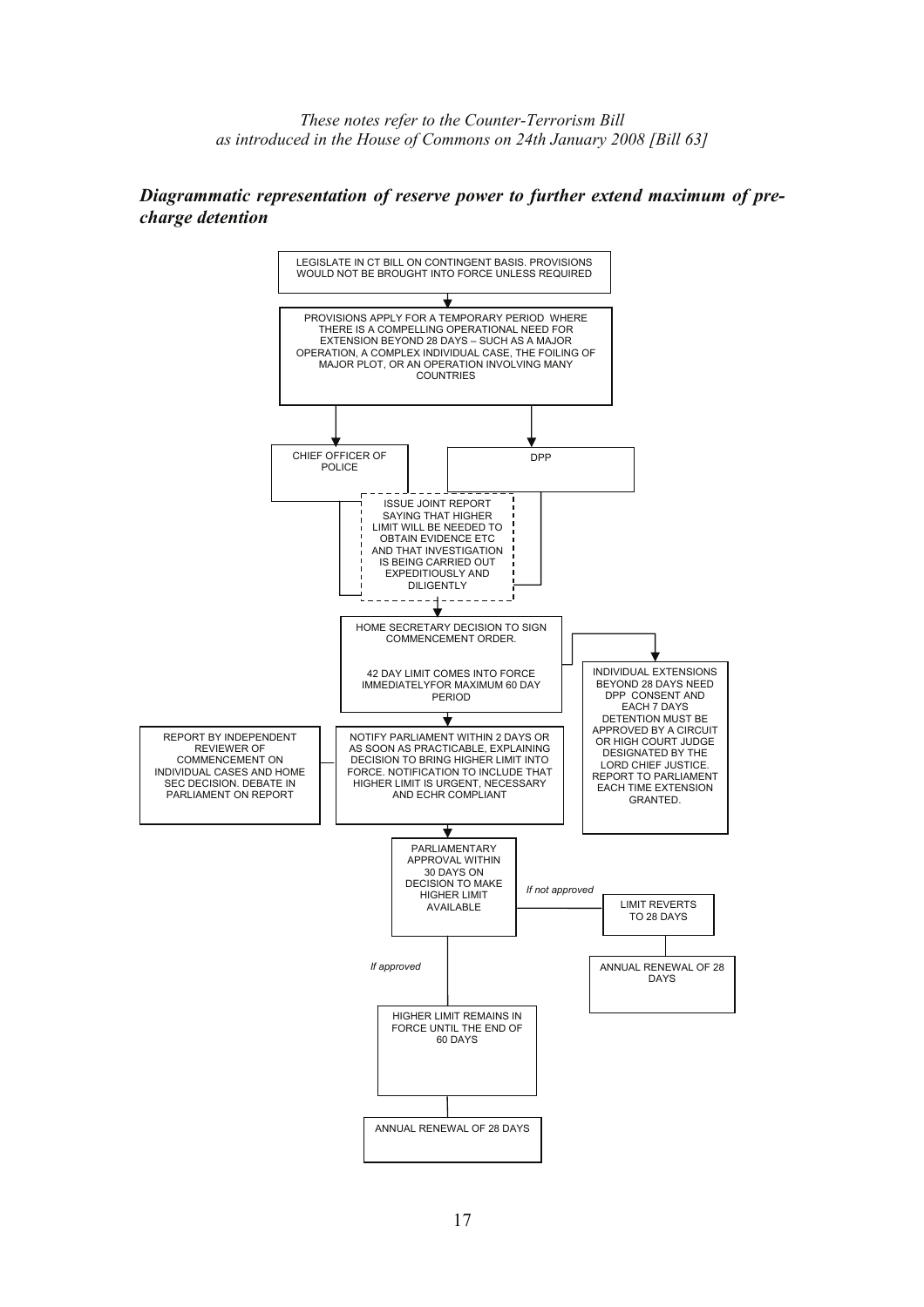*Diagrammatic representation of reserve power to further extend maximum of pre-charge detention*

LEGISLATE IN CT BILL ON CONTINGENT BASIS. PROVISIONS WOULD NOT BE BROUGHT INTO FORCE UNLESS REQUIRED

↓

PROVISIONS APPLY FOR A TEMPORARY PERIOD WHERE THERE IS A COMPELLING OPERATIONAL NEED FOR EXTENSION BEYOND 28 DAYS – SUCH AS A MAJOR OPERATION, A COMPLEX INDIVIDUAL CASE, THE FOILING OF MAJOR PLOT, OR AN OPERATION INVOLVING MANY COUNTRIES

↓

CHIEF OFFICER OF POLICE | DPP

ISSUE JOINT REPORT SAYING THAT HIGHER LIMIT WILL BE NEEDED TO OBTAIN EVIDENCE ETC AND THAT INVESTIGATION IS BEING CARRIED OUT EXPEDITIOUSLY AND DILIGENTLY

↓

HOME SECRETARY DECISION TO SIGN COMMENCEMENT ORDER.

42 DAY LIMIT COMES INTO FORCE IMMEDIATELYFOR MAXIMUM 60 DAY PERIOD

→ INDIVIDUAL EXTENSIONS BEYOND 28 DAYS NEED DPP CONSENT AND EACH 7 DAYS DETENTION MUST BE APPROVED BY A CIRCUIT OR HIGH COURT JUDGE DESIGNATED BY THE LORD CHIEF JUSTICE. REPORT TO PARLIAMENT EACH TIME EXTENSION GRANTED.

↓

NOTIFY PARLIAMENT WITHIN 2 DAYS OR AS SOON AS PRACTICABLE, EXPLAINING DECISION TO BRING HIGHER LIMIT INTO FORCE. NOTIFICATION TO INCLUDE THAT HIGHER LIMIT IS URGENT, NECESSARY AND ECHR COMPLIANT

— REPORT BY INDEPENDENT REVIEWER OF COMMENCEMENT ON INDIVIDUAL CASES AND HOME SEC DECISION. DEBATE IN PARLIAMENT ON REPORT

↓

PARLIAMENTARY APPROVAL WITHIN 30 DAYS ON DECISION TO MAKE HIGHER LIMIT AVAILABLE

*If not approved* → LIMIT REVERTS TO 28 DAYS → ANNUAL RENEWAL OF 28 DAYS

*If approved* → HIGHER LIMIT REMAINS IN FORCE UNTIL THE END OF 60 DAYS → ANNUAL RENEWAL OF 28 DAYS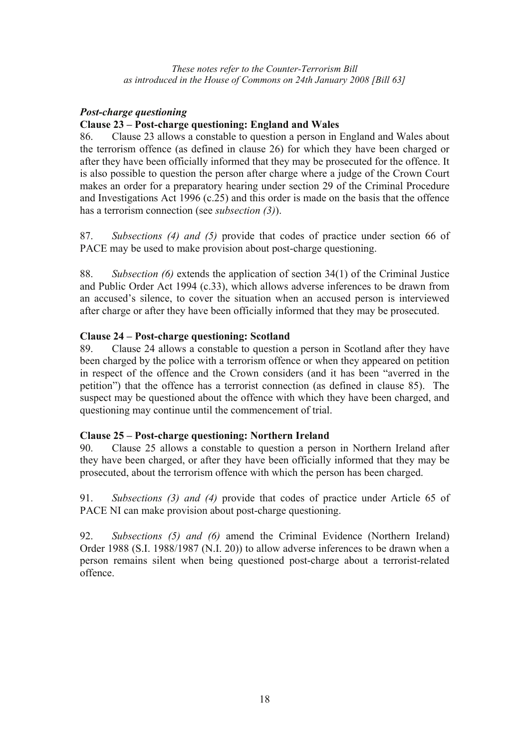### *Post-charge questioning*

**Clause 23 – Post-charge questioning: England and Wales**

86. Clause 23 allows a constable to question a person in England and Wales about the terrorism offence (as defined in clause 26) for which they have been charged or after they have been officially informed that they may be prosecuted for the offence. It is also possible to question the person after charge where a judge of the Crown Court makes an order for a preparatory hearing under section 29 of the Criminal Procedure and Investigations Act 1996 (c.25) and this order is made on the basis that the offence has a terrorism connection (see *subsection (3)*).

87. *Subsections (4) and (5)* provide that codes of practice under section 66 of PACE may be used to make provision about post-charge questioning.

88. *Subsection (6)* extends the application of section 34(1) of the Criminal Justice and Public Order Act 1994 (c.33), which allows adverse inferences to be drawn from an accused's silence, to cover the situation when an accused person is interviewed after charge or after they have been officially informed that they may be prosecuted.

**Clause 24 – Post-charge questioning: Scotland**

89. Clause 24 allows a constable to question a person in Scotland after they have been charged by the police with a terrorism offence or when they appeared on petition in respect of the offence and the Crown considers (and it has been "averred in the petition") that the offence has a terrorist connection (as defined in clause 85). The suspect may be questioned about the offence with which they have been charged, and questioning may continue until the commencement of trial.

**Clause 25 – Post-charge questioning: Northern Ireland**

90. Clause 25 allows a constable to question a person in Northern Ireland after they have been charged, or after they have been officially informed that they may be prosecuted, about the terrorism offence with which the person has been charged.

91. *Subsections (3) and (4)* provide that codes of practice under Article 65 of PACE NI can make provision about post-charge questioning.

92. *Subsections (5) and (6)* amend the Criminal Evidence (Northern Ireland) Order 1988 (S.I. 1988/1987 (N.I. 20)) to allow adverse inferences to be drawn when a person remains silent when being questioned post-charge about a terrorist-related offence.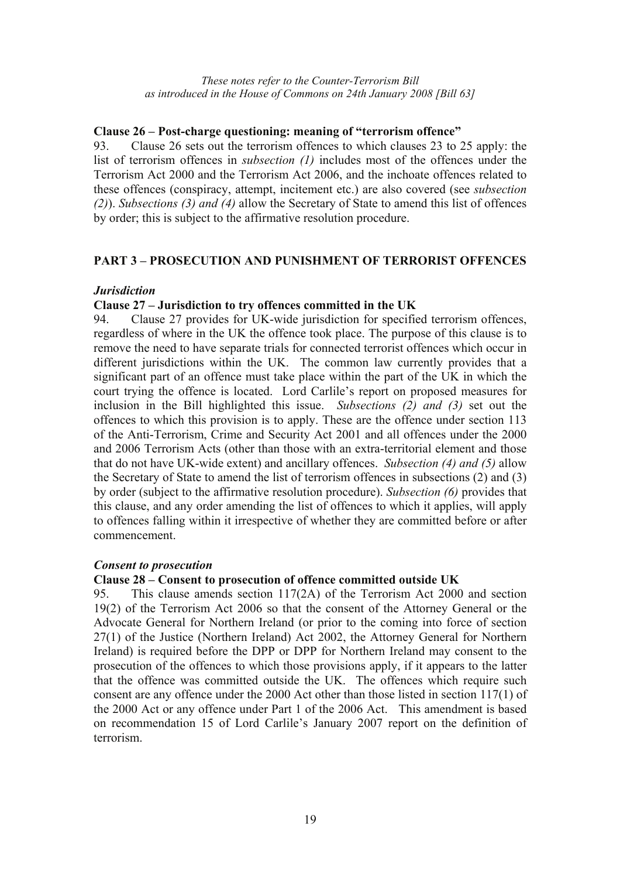*These notes refer to the Counter-Terrorism Bill as introduced in the House of Commons on 24th January 2008 [Bill 63]*

### Clause 26 – Post-charge questioning: meaning of "terrorism offence"

93. Clause 26 sets out the terrorism offences to which clauses 23 to 25 apply: the list of terrorism offences in *subsection (1)* includes most of the offences under the Terrorism Act 2000 and the Terrorism Act 2006, and the inchoate offences related to these offences (conspiracy, attempt, incitement etc.) are also covered (see *subsection (2)*). *Subsections (3) and (4)* allow the Secretary of State to amend this list of offences by order; this is subject to the affirmative resolution procedure.

## PART 3 – PROSECUTION AND PUNISHMENT OF TERRORIST OFFENCES

### *Jurisdiction*

### Clause 27 – Jurisdiction to try offences committed in the UK

94. Clause 27 provides for UK-wide jurisdiction for specified terrorism offences, regardless of where in the UK the offence took place. The purpose of this clause is to remove the need to have separate trials for connected terrorist offences which occur in different jurisdictions within the UK. The common law currently provides that a significant part of an offence must take place within the part of the UK in which the court trying the offence is located. Lord Carlile's report on proposed measures for inclusion in the Bill highlighted this issue. *Subsections (2) and (3)* set out the offences to which this provision is to apply. These are the offence under section 113 of the Anti-Terrorism, Crime and Security Act 2001 and all offences under the 2000 and 2006 Terrorism Acts (other than those with an extra-territorial element and those that do not have UK-wide extent) and ancillary offences. *Subsection (4) and (5)* allow the Secretary of State to amend the list of terrorism offences in subsections (2) and (3) by order (subject to the affirmative resolution procedure). *Subsection (6)* provides that this clause, and any order amending the list of offences to which it applies, will apply to offences falling within it irrespective of whether they are committed before or after commencement.

### *Consent to prosecution*

### Clause 28 – Consent to prosecution of offence committed outside UK

95. This clause amends section 117(2A) of the Terrorism Act 2000 and section 19(2) of the Terrorism Act 2006 so that the consent of the Attorney General or the Advocate General for Northern Ireland (or prior to the coming into force of section 27(1) of the Justice (Northern Ireland) Act 2002, the Attorney General for Northern Ireland) is required before the DPP or DPP for Northern Ireland may consent to the prosecution of the offences to which those provisions apply, if it appears to the latter that the offence was committed outside the UK. The offences which require such consent are any offence under the 2000 Act other than those listed in section 117(1) of the 2000 Act or any offence under Part 1 of the 2006 Act. This amendment is based on recommendation 15 of Lord Carlile's January 2007 report on the definition of terrorism.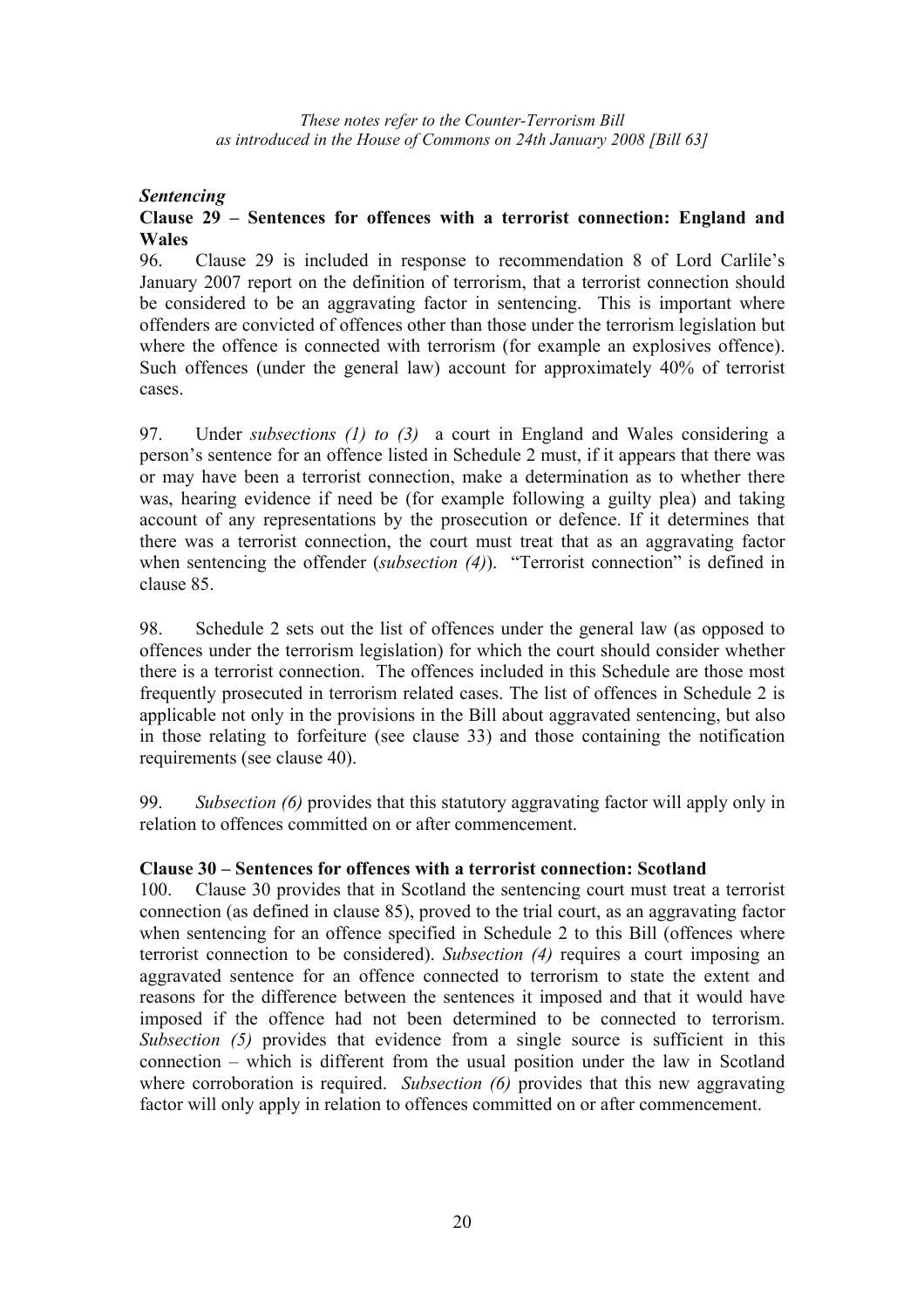*Sentencing*

**Clause 29 – Sentences for offences with a terrorist connection: England and Wales**

96. Clause 29 is included in response to recommendation 8 of Lord Carlile's January 2007 report on the definition of terrorism, that a terrorist connection should be considered to be an aggravating factor in sentencing. This is important where offenders are convicted of offences other than those under the terrorism legislation but where the offence is connected with terrorism (for example an explosives offence). Such offences (under the general law) account for approximately 40% of terrorist cases.

97. Under *subsections (1) to (3)* a court in England and Wales considering a person's sentence for an offence listed in Schedule 2 must, if it appears that there was or may have been a terrorist connection, make a determination as to whether there was, hearing evidence if need be (for example following a guilty plea) and taking account of any representations by the prosecution or defence. If it determines that there was a terrorist connection, the court must treat that as an aggravating factor when sentencing the offender (*subsection (4)*). "Terrorist connection" is defined in clause 85.

98. Schedule 2 sets out the list of offences under the general law (as opposed to offences under the terrorism legislation) for which the court should consider whether there is a terrorist connection. The offences included in this Schedule are those most frequently prosecuted in terrorism related cases. The list of offences in Schedule 2 is applicable not only in the provisions in the Bill about aggravated sentencing, but also in those relating to forfeiture (see clause 33) and those containing the notification requirements (see clause 40).

99. *Subsection (6)* provides that this statutory aggravating factor will apply only in relation to offences committed on or after commencement.

**Clause 30 – Sentences for offences with a terrorist connection: Scotland**

100. Clause 30 provides that in Scotland the sentencing court must treat a terrorist connection (as defined in clause 85), proved to the trial court, as an aggravating factor when sentencing for an offence specified in Schedule 2 to this Bill (offences where terrorist connection to be considered). *Subsection (4)* requires a court imposing an aggravated sentence for an offence connected to terrorism to state the extent and reasons for the difference between the sentences it imposed and that it would have imposed if the offence had not been determined to be connected to terrorism. *Subsection (5)* provides that evidence from a single source is sufficient in this connection – which is different from the usual position under the law in Scotland where corroboration is required. *Subsection (6)* provides that this new aggravating factor will only apply in relation to offences committed on or after commencement.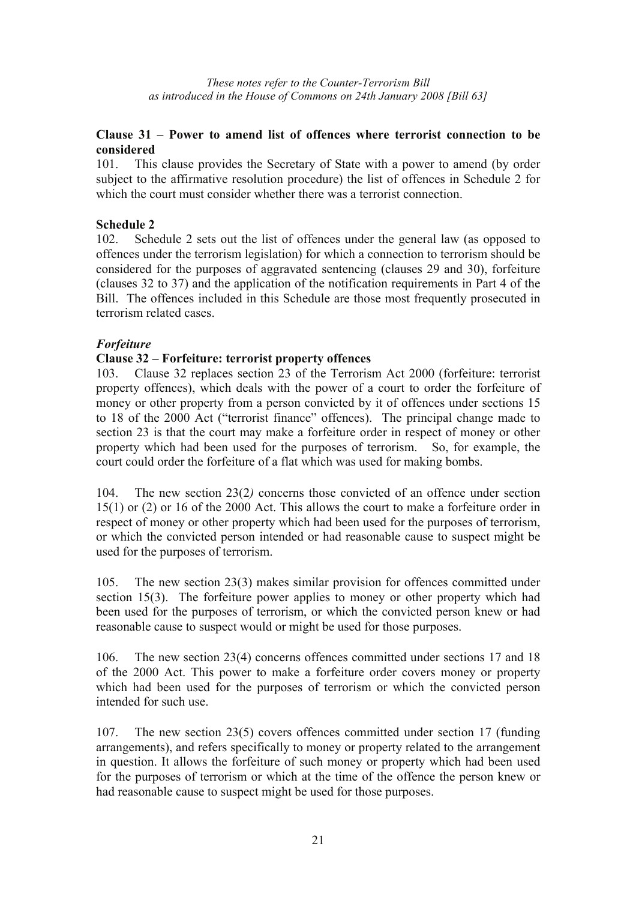*These notes refer to the Counter-Terrorism Bill as introduced in the House of Commons on 24th January 2008 [Bill 63]*

**Clause 31 – Power to amend list of offences where terrorist connection to be considered**

101. This clause provides the Secretary of State with a power to amend (by order subject to the affirmative resolution procedure) the list of offences in Schedule 2 for which the court must consider whether there was a terrorist connection.

**Schedule 2**

102. Schedule 2 sets out the list of offences under the general law (as opposed to offences under the terrorism legislation) for which a connection to terrorism should be considered for the purposes of aggravated sentencing (clauses 29 and 30), forfeiture (clauses 32 to 37) and the application of the notification requirements in Part 4 of the Bill. The offences included in this Schedule are those most frequently prosecuted in terrorism related cases.

***Forfeiture***

**Clause 32 – Forfeiture: terrorist property offences**

103. Clause 32 replaces section 23 of the Terrorism Act 2000 (forfeiture: terrorist property offences), which deals with the power of a court to order the forfeiture of money or other property from a person convicted by it of offences under sections 15 to 18 of the 2000 Act ("terrorist finance" offences). The principal change made to section 23 is that the court may make a forfeiture order in respect of money or other property which had been used for the purposes of terrorism. So, for example, the court could order the forfeiture of a flat which was used for making bombs.

104. The new section 23(2*)* concerns those convicted of an offence under section 15(1) or (2) or 16 of the 2000 Act. This allows the court to make a forfeiture order in respect of money or other property which had been used for the purposes of terrorism, or which the convicted person intended or had reasonable cause to suspect might be used for the purposes of terrorism.

105. The new section 23(3) makes similar provision for offences committed under section 15(3). The forfeiture power applies to money or other property which had been used for the purposes of terrorism, or which the convicted person knew or had reasonable cause to suspect would or might be used for those purposes.

106. The new section 23(4) concerns offences committed under sections 17 and 18 of the 2000 Act. This power to make a forfeiture order covers money or property which had been used for the purposes of terrorism or which the convicted person intended for such use.

107. The new section 23(5) covers offences committed under section 17 (funding arrangements), and refers specifically to money or property related to the arrangement in question. It allows the forfeiture of such money or property which had been used for the purposes of terrorism or which at the time of the offence the person knew or had reasonable cause to suspect might be used for those purposes.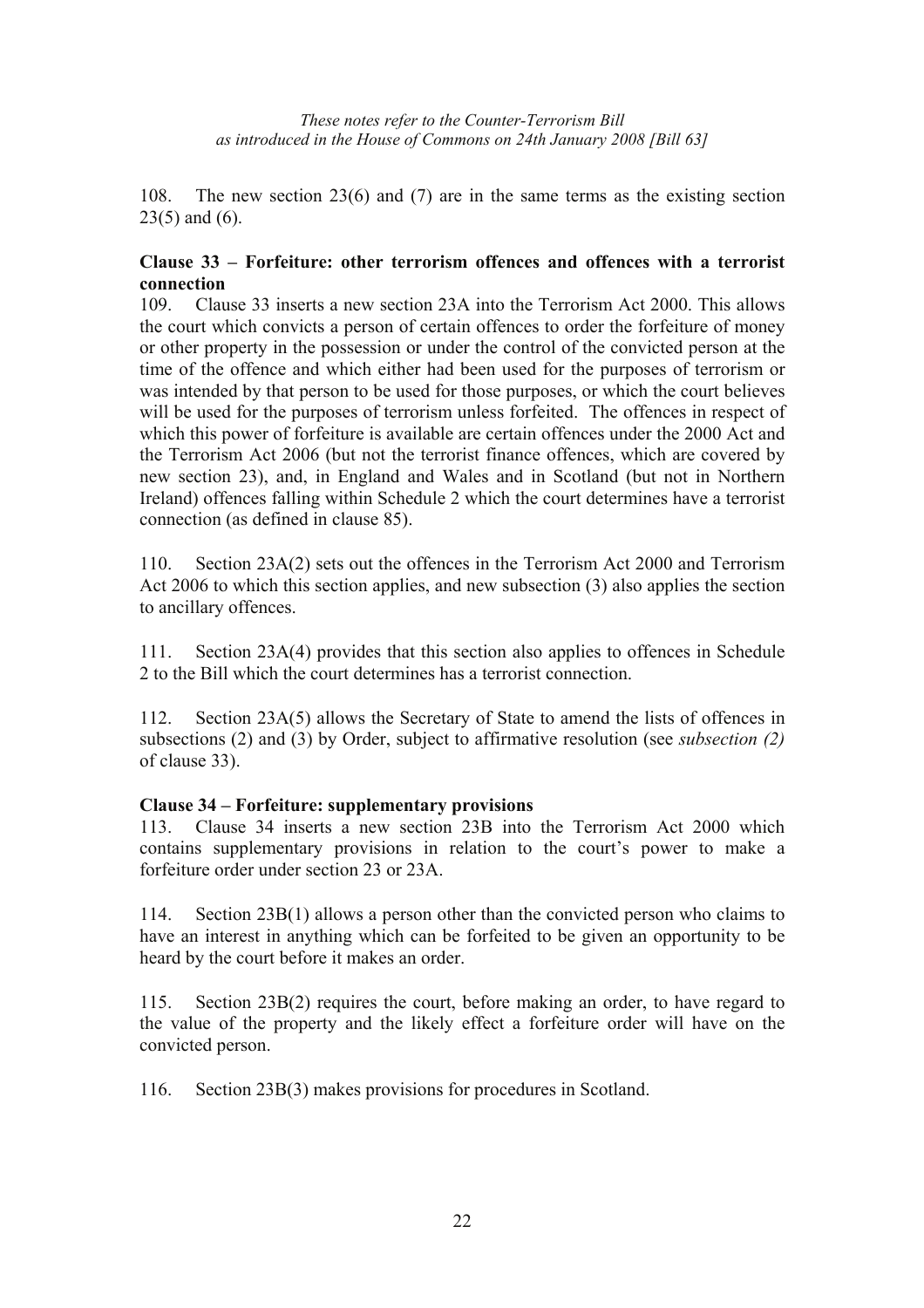108. The new section 23(6) and (7) are in the same terms as the existing section 23(5) and (6).

**Clause 33 – Forfeiture: other terrorism offences and offences with a terrorist connection**

109. Clause 33 inserts a new section 23A into the Terrorism Act 2000. This allows the court which convicts a person of certain offences to order the forfeiture of money or other property in the possession or under the control of the convicted person at the time of the offence and which either had been used for the purposes of terrorism or was intended by that person to be used for those purposes, or which the court believes will be used for the purposes of terrorism unless forfeited. The offences in respect of which this power of forfeiture is available are certain offences under the 2000 Act and the Terrorism Act 2006 (but not the terrorist finance offences, which are covered by new section 23), and, in England and Wales and in Scotland (but not in Northern Ireland) offences falling within Schedule 2 which the court determines have a terrorist connection (as defined in clause 85).

110. Section 23A(2) sets out the offences in the Terrorism Act 2000 and Terrorism Act 2006 to which this section applies, and new subsection (3) also applies the section to ancillary offences.

111. Section 23A(4) provides that this section also applies to offences in Schedule 2 to the Bill which the court determines has a terrorist connection.

112. Section 23A(5) allows the Secretary of State to amend the lists of offences in subsections (2) and (3) by Order, subject to affirmative resolution (see *subsection (2)* of clause 33).

**Clause 34 – Forfeiture: supplementary provisions**

113. Clause 34 inserts a new section 23B into the Terrorism Act 2000 which contains supplementary provisions in relation to the court's power to make a forfeiture order under section 23 or 23A.

114. Section 23B(1) allows a person other than the convicted person who claims to have an interest in anything which can be forfeited to be given an opportunity to be heard by the court before it makes an order.

115. Section 23B(2) requires the court, before making an order, to have regard to the value of the property and the likely effect a forfeiture order will have on the convicted person.

116. Section 23B(3) makes provisions for procedures in Scotland.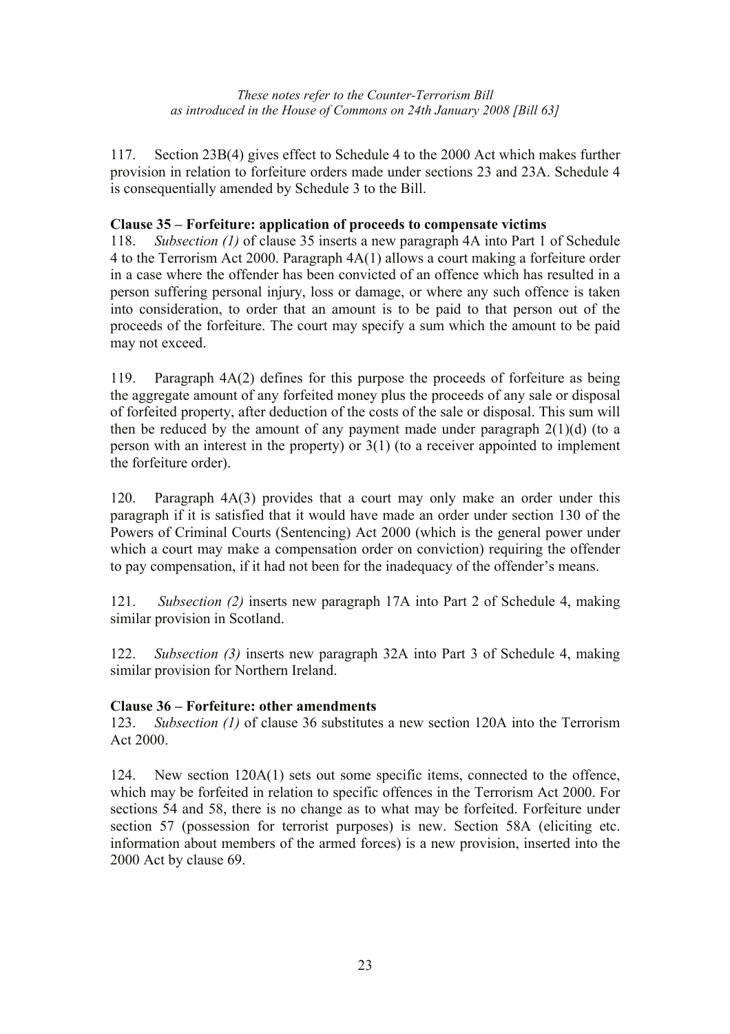117. Section 23B(4) gives effect to Schedule 4 to the 2000 Act which makes further provision in relation to forfeiture orders made under sections 23 and 23A. Schedule 4 is consequentially amended by Schedule 3 to the Bill.

**Clause 35 – Forfeiture: application of proceeds to compensate victims**

118. *Subsection (1)* of clause 35 inserts a new paragraph 4A into Part 1 of Schedule 4 to the Terrorism Act 2000. Paragraph 4A(1) allows a court making a forfeiture order in a case where the offender has been convicted of an offence which has resulted in a person suffering personal injury, loss or damage, or where any such offence is taken into consideration, to order that an amount is to be paid to that person out of the proceeds of the forfeiture. The court may specify a sum which the amount to be paid may not exceed.

119. Paragraph 4A(2) defines for this purpose the proceeds of forfeiture as being the aggregate amount of any forfeited money plus the proceeds of any sale or disposal of forfeited property, after deduction of the costs of the sale or disposal. This sum will then be reduced by the amount of any payment made under paragraph 2(1)(d) (to a person with an interest in the property) or 3(1) (to a receiver appointed to implement the forfeiture order).

120. Paragraph 4A(3) provides that a court may only make an order under this paragraph if it is satisfied that it would have made an order under section 130 of the Powers of Criminal Courts (Sentencing) Act 2000 (which is the general power under which a court may make a compensation order on conviction) requiring the offender to pay compensation, if it had not been for the inadequacy of the offender's means.

121. *Subsection (2)* inserts new paragraph 17A into Part 2 of Schedule 4, making similar provision in Scotland.

122. *Subsection (3)* inserts new paragraph 32A into Part 3 of Schedule 4, making similar provision for Northern Ireland.

**Clause 36 – Forfeiture: other amendments**

123. *Subsection (1)* of clause 36 substitutes a new section 120A into the Terrorism Act 2000.

124. New section 120A(1) sets out some specific items, connected to the offence, which may be forfeited in relation to specific offences in the Terrorism Act 2000. For sections 54 and 58, there is no change as to what may be forfeited. Forfeiture under section 57 (possession for terrorist purposes) is new. Section 58A (eliciting etc. information about members of the armed forces) is a new provision, inserted into the 2000 Act by clause 69.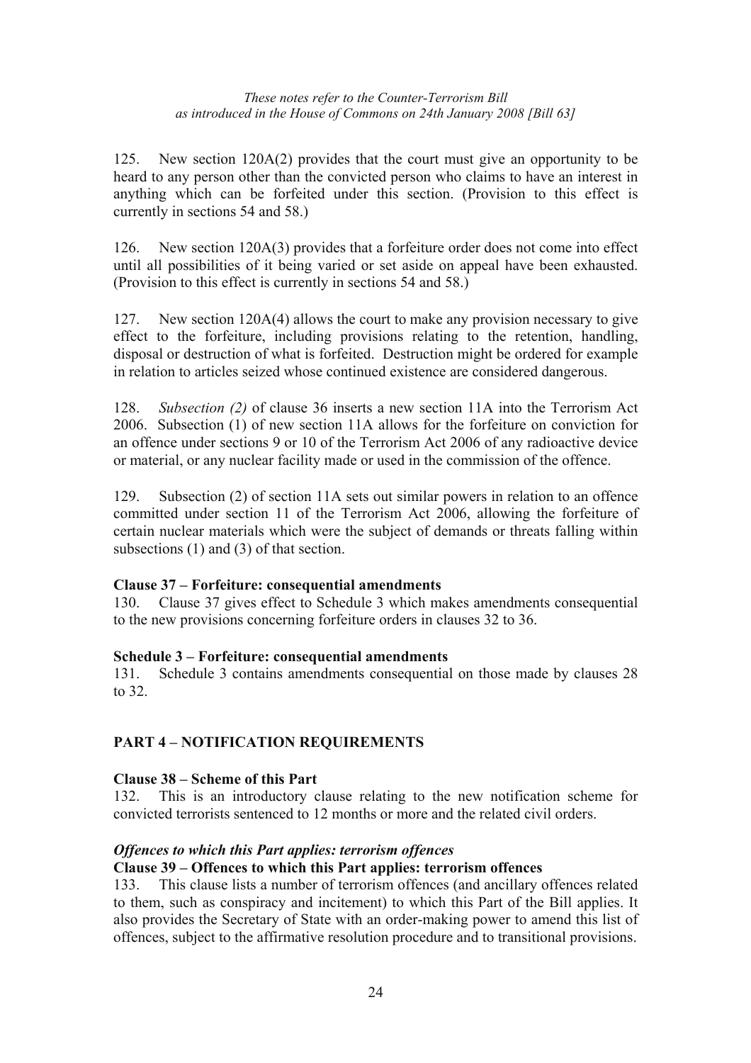125. New section 120A(2) provides that the court must give an opportunity to be heard to any person other than the convicted person who claims to have an interest in anything which can be forfeited under this section. (Provision to this effect is currently in sections 54 and 58.)

126. New section 120A(3) provides that a forfeiture order does not come into effect until all possibilities of it being varied or set aside on appeal have been exhausted. (Provision to this effect is currently in sections 54 and 58.)

127. New section 120A(4) allows the court to make any provision necessary to give effect to the forfeiture, including provisions relating to the retention, handling, disposal or destruction of what is forfeited. Destruction might be ordered for example in relation to articles seized whose continued existence are considered dangerous.

128. *Subsection (2)* of clause 36 inserts a new section 11A into the Terrorism Act 2006. Subsection (1) of new section 11A allows for the forfeiture on conviction for an offence under sections 9 or 10 of the Terrorism Act 2006 of any radioactive device or material, or any nuclear facility made or used in the commission of the offence.

129. Subsection (2) of section 11A sets out similar powers in relation to an offence committed under section 11 of the Terrorism Act 2006, allowing the forfeiture of certain nuclear materials which were the subject of demands or threats falling within subsections (1) and (3) of that section.

**Clause 37 – Forfeiture: consequential amendments**

130. Clause 37 gives effect to Schedule 3 which makes amendments consequential to the new provisions concerning forfeiture orders in clauses 32 to 36.

**Schedule 3 – Forfeiture: consequential amendments**

131. Schedule 3 contains amendments consequential on those made by clauses 28 to 32.

## PART 4 – NOTIFICATION REQUIREMENTS

**Clause 38 – Scheme of this Part**

132. This is an introductory clause relating to the new notification scheme for convicted terrorists sentenced to 12 months or more and the related civil orders.

***Offences to which this Part applies: terrorism offences***

**Clause 39 – Offences to which this Part applies: terrorism offences**

133. This clause lists a number of terrorism offences (and ancillary offences related to them, such as conspiracy and incitement) to which this Part of the Bill applies. It also provides the Secretary of State with an order-making power to amend this list of offences, subject to the affirmative resolution procedure and to transitional provisions.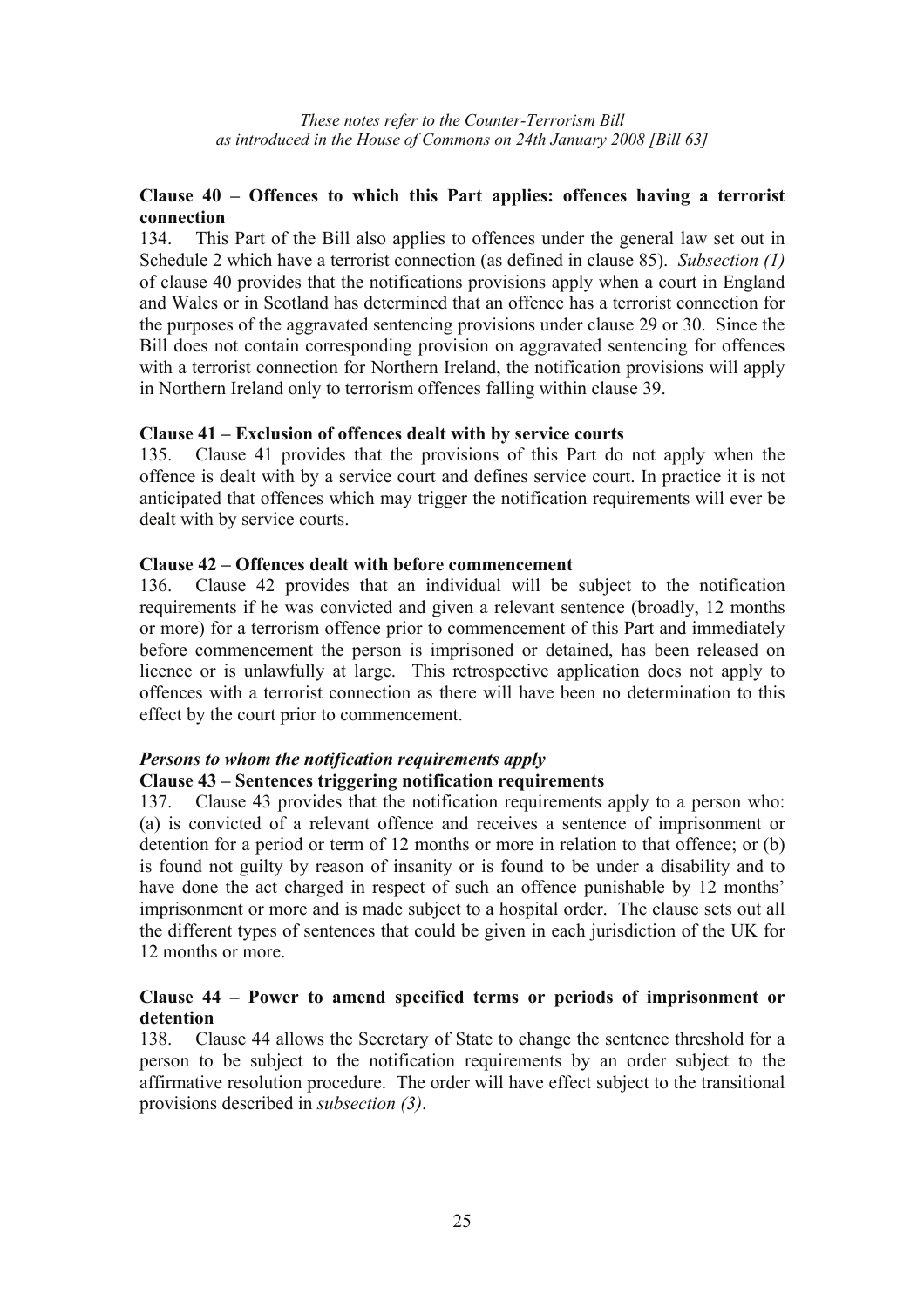### Clause 40 – Offences to which this Part applies: offences having a terrorist connection

134. This Part of the Bill also applies to offences under the general law set out in Schedule 2 which have a terrorist connection (as defined in clause 85). *Subsection (1)* of clause 40 provides that the notifications provisions apply when a court in England and Wales or in Scotland has determined that an offence has a terrorist connection for the purposes of the aggravated sentencing provisions under clause 29 or 30. Since the Bill does not contain corresponding provision on aggravated sentencing for offences with a terrorist connection for Northern Ireland, the notification provisions will apply in Northern Ireland only to terrorism offences falling within clause 39.

### Clause 41 – Exclusion of offences dealt with by service courts

135. Clause 41 provides that the provisions of this Part do not apply when the offence is dealt with by a service court and defines service court. In practice it is not anticipated that offences which may trigger the notification requirements will ever be dealt with by service courts.

### Clause 42 – Offences dealt with before commencement

136. Clause 42 provides that an individual will be subject to the notification requirements if he was convicted and given a relevant sentence (broadly, 12 months or more) for a terrorism offence prior to commencement of this Part and immediately before commencement the person is imprisoned or detained, has been released on licence or is unlawfully at large. This retrospective application does not apply to offences with a terrorist connection as there will have been no determination to this effect by the court prior to commencement.

### *Persons to whom the notification requirements apply*

### Clause 43 – Sentences triggering notification requirements

137. Clause 43 provides that the notification requirements apply to a person who: (a) is convicted of a relevant offence and receives a sentence of imprisonment or detention for a period or term of 12 months or more in relation to that offence; or (b) is found not guilty by reason of insanity or is found to be under a disability and to have done the act charged in respect of such an offence punishable by 12 months' imprisonment or more and is made subject to a hospital order. The clause sets out all the different types of sentences that could be given in each jurisdiction of the UK for 12 months or more.

### Clause 44 – Power to amend specified terms or periods of imprisonment or detention

138. Clause 44 allows the Secretary of State to change the sentence threshold for a person to be subject to the notification requirements by an order subject to the affirmative resolution procedure. The order will have effect subject to the transitional provisions described in *subsection (3)*.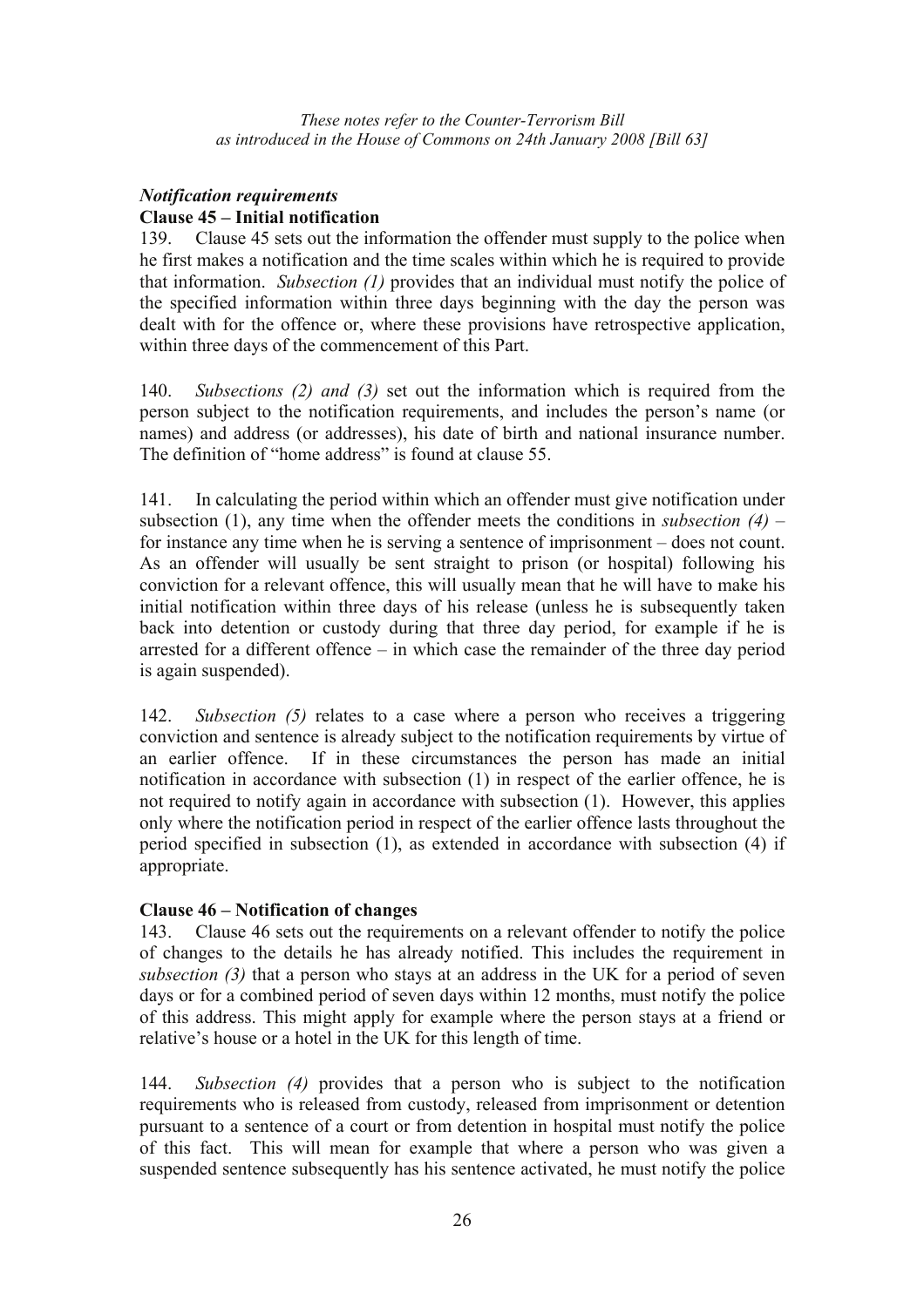### *Notification requirements*

**Clause 45 – Initial notification**

139. Clause 45 sets out the information the offender must supply to the police when he first makes a notification and the time scales within which he is required to provide that information. *Subsection (1)* provides that an individual must notify the police of the specified information within three days beginning with the day the person was dealt with for the offence or, where these provisions have retrospective application, within three days of the commencement of this Part.

140. *Subsections (2) and (3)* set out the information which is required from the person subject to the notification requirements, and includes the person's name (or names) and address (or addresses), his date of birth and national insurance number. The definition of "home address" is found at clause 55.

141. In calculating the period within which an offender must give notification under subsection (1), any time when the offender meets the conditions in *subsection (4)* – for instance any time when he is serving a sentence of imprisonment – does not count. As an offender will usually be sent straight to prison (or hospital) following his conviction for a relevant offence, this will usually mean that he will have to make his initial notification within three days of his release (unless he is subsequently taken back into detention or custody during that three day period, for example if he is arrested for a different offence – in which case the remainder of the three day period is again suspended).

142. *Subsection (5)* relates to a case where a person who receives a triggering conviction and sentence is already subject to the notification requirements by virtue of an earlier offence. If in these circumstances the person has made an initial notification in accordance with subsection (1) in respect of the earlier offence, he is not required to notify again in accordance with subsection (1). However, this applies only where the notification period in respect of the earlier offence lasts throughout the period specified in subsection (1), as extended in accordance with subsection (4) if appropriate.

**Clause 46 – Notification of changes**

143. Clause 46 sets out the requirements on a relevant offender to notify the police of changes to the details he has already notified. This includes the requirement in *subsection (3)* that a person who stays at an address in the UK for a period of seven days or for a combined period of seven days within 12 months, must notify the police of this address. This might apply for example where the person stays at a friend or relative's house or a hotel in the UK for this length of time.

144. *Subsection (4)* provides that a person who is subject to the notification requirements who is released from custody, released from imprisonment or detention pursuant to a sentence of a court or from detention in hospital must notify the police of this fact. This will mean for example that where a person who was given a suspended sentence subsequently has his sentence activated, he must notify the police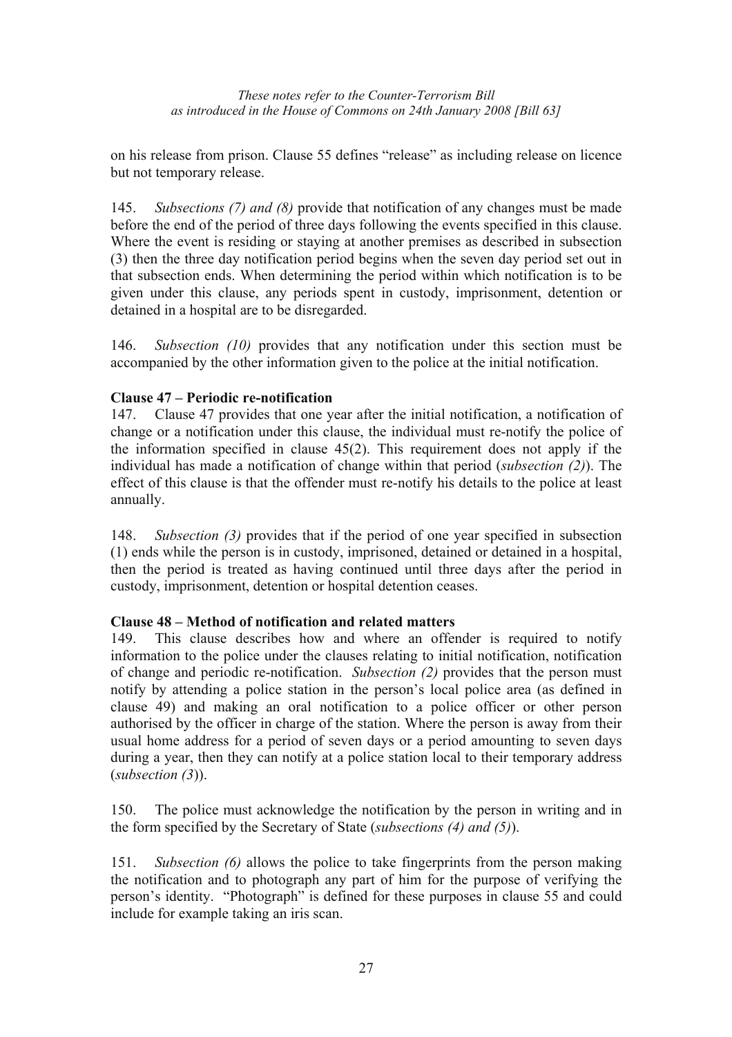on his release from prison. Clause 55 defines "release" as including release on licence but not temporary release.

145. *Subsections (7) and (8)* provide that notification of any changes must be made before the end of the period of three days following the events specified in this clause. Where the event is residing or staying at another premises as described in subsection (3) then the three day notification period begins when the seven day period set out in that subsection ends. When determining the period within which notification is to be given under this clause, any periods spent in custody, imprisonment, detention or detained in a hospital are to be disregarded.

146. *Subsection (10)* provides that any notification under this section must be accompanied by the other information given to the police at the initial notification.

**Clause 47 – Periodic re-notification**

147. Clause 47 provides that one year after the initial notification, a notification of change or a notification under this clause, the individual must re-notify the police of the information specified in clause 45(2). This requirement does not apply if the individual has made a notification of change within that period (*subsection (2)*). The effect of this clause is that the offender must re-notify his details to the police at least annually.

148. *Subsection (3)* provides that if the period of one year specified in subsection (1) ends while the person is in custody, imprisoned, detained or detained in a hospital, then the period is treated as having continued until three days after the period in custody, imprisonment, detention or hospital detention ceases.

**Clause 48 – Method of notification and related matters**

149. This clause describes how and where an offender is required to notify information to the police under the clauses relating to initial notification, notification of change and periodic re-notification. *Subsection (2)* provides that the person must notify by attending a police station in the person's local police area (as defined in clause 49) and making an oral notification to a police officer or other person authorised by the officer in charge of the station. Where the person is away from their usual home address for a period of seven days or a period amounting to seven days during a year, then they can notify at a police station local to their temporary address (*subsection (3)*).

150. The police must acknowledge the notification by the person in writing and in the form specified by the Secretary of State (*subsections (4) and (5)*).

151. *Subsection (6)* allows the police to take fingerprints from the person making the notification and to photograph any part of him for the purpose of verifying the person's identity. "Photograph" is defined for these purposes in clause 55 and could include for example taking an iris scan.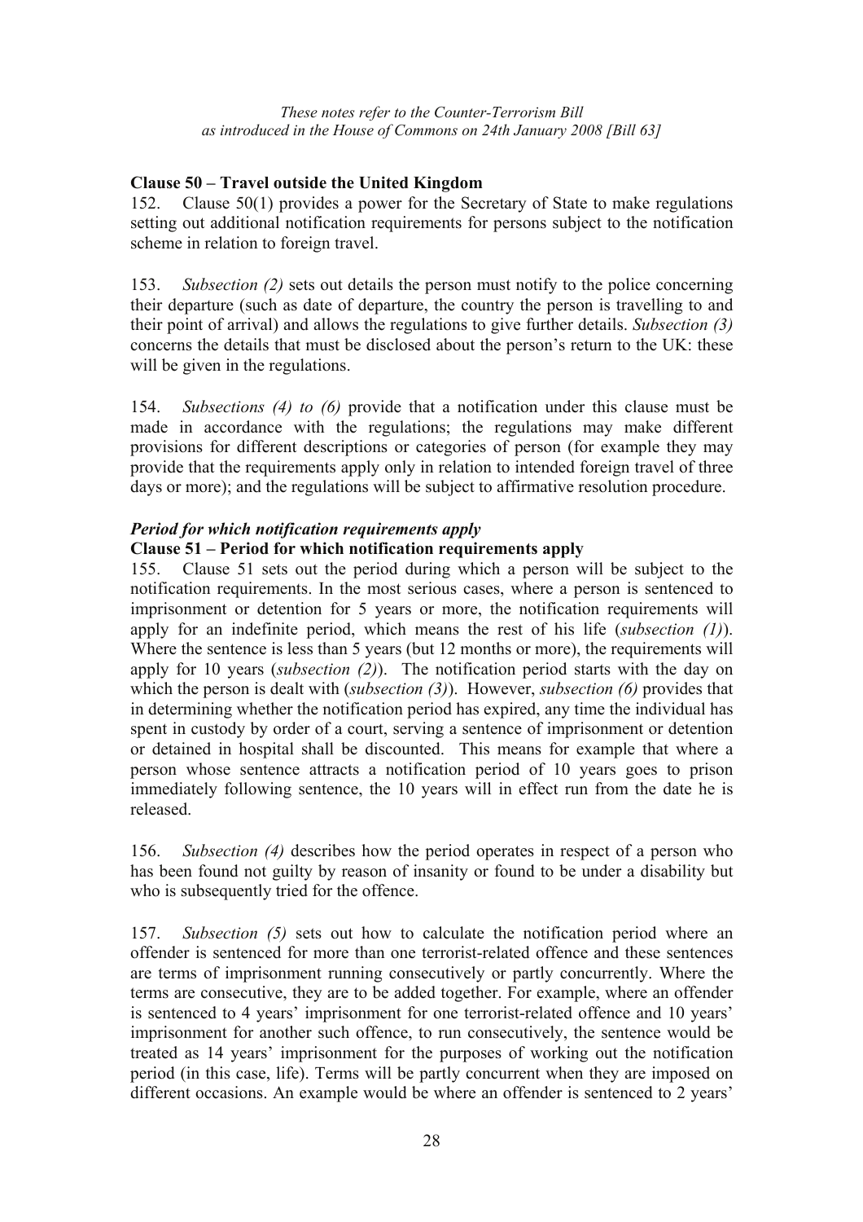### Clause 50 – Travel outside the United Kingdom

152. Clause 50(1) provides a power for the Secretary of State to make regulations setting out additional notification requirements for persons subject to the notification scheme in relation to foreign travel.

153. *Subsection (2)* sets out details the person must notify to the police concerning their departure (such as date of departure, the country the person is travelling to and their point of arrival) and allows the regulations to give further details. *Subsection (3)* concerns the details that must be disclosed about the person's return to the UK: these will be given in the regulations.

154. *Subsections (4) to (6)* provide that a notification under this clause must be made in accordance with the regulations; the regulations may make different provisions for different descriptions or categories of person (for example they may provide that the requirements apply only in relation to intended foreign travel of three days or more); and the regulations will be subject to affirmative resolution procedure.

### *Period for which notification requirements apply*

### Clause 51 – Period for which notification requirements apply

155. Clause 51 sets out the period during which a person will be subject to the notification requirements. In the most serious cases, where a person is sentenced to imprisonment or detention for 5 years or more, the notification requirements will apply for an indefinite period, which means the rest of his life (*subsection (1)*). Where the sentence is less than 5 years (but 12 months or more), the requirements will apply for 10 years (*subsection (2)*). The notification period starts with the day on which the person is dealt with (*subsection (3)*). However, *subsection (6)* provides that in determining whether the notification period has expired, any time the individual has spent in custody by order of a court, serving a sentence of imprisonment or detention or detained in hospital shall be discounted. This means for example that where a person whose sentence attracts a notification period of 10 years goes to prison immediately following sentence, the 10 years will in effect run from the date he is released.

156. *Subsection (4)* describes how the period operates in respect of a person who has been found not guilty by reason of insanity or found to be under a disability but who is subsequently tried for the offence.

157. *Subsection (5)* sets out how to calculate the notification period where an offender is sentenced for more than one terrorist-related offence and these sentences are terms of imprisonment running consecutively or partly concurrently. Where the terms are consecutive, they are to be added together. For example, where an offender is sentenced to 4 years' imprisonment for one terrorist-related offence and 10 years' imprisonment for another such offence, to run consecutively, the sentence would be treated as 14 years' imprisonment for the purposes of working out the notification period (in this case, life). Terms will be partly concurrent when they are imposed on different occasions. An example would be where an offender is sentenced to 2 years'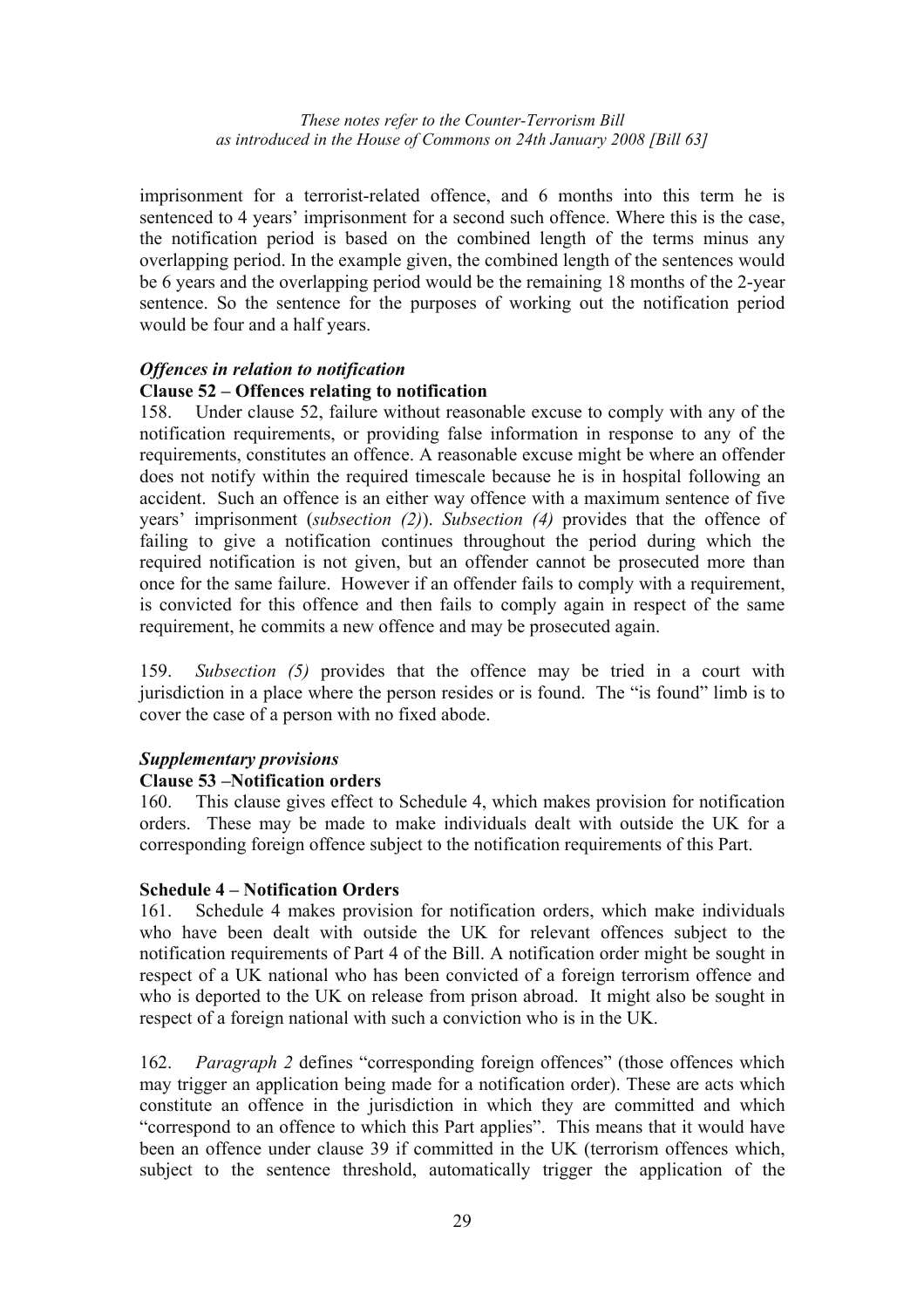imprisonment for a terrorist-related offence, and 6 months into this term he is sentenced to 4 years' imprisonment for a second such offence. Where this is the case, the notification period is based on the combined length of the terms minus any overlapping period. In the example given, the combined length of the sentences would be 6 years and the overlapping period would be the remaining 18 months of the 2-year sentence. So the sentence for the purposes of working out the notification period would be four and a half years.

### *Offences in relation to notification*

#### Clause 52 – Offences relating to notification

158. Under clause 52, failure without reasonable excuse to comply with any of the notification requirements, or providing false information in response to any of the requirements, constitutes an offence. A reasonable excuse might be where an offender does not notify within the required timescale because he is in hospital following an accident. Such an offence is an either way offence with a maximum sentence of five years' imprisonment (*subsection (2)*). *Subsection (4)* provides that the offence of failing to give a notification continues throughout the period during which the required notification is not given, but an offender cannot be prosecuted more than once for the same failure. However if an offender fails to comply with a requirement, is convicted for this offence and then fails to comply again in respect of the same requirement, he commits a new offence and may be prosecuted again.

159. *Subsection (5)* provides that the offence may be tried in a court with jurisdiction in a place where the person resides or is found. The "is found" limb is to cover the case of a person with no fixed abode.

### *Supplementary provisions*

#### Clause 53 –Notification orders

160. This clause gives effect to Schedule 4, which makes provision for notification orders. These may be made to make individuals dealt with outside the UK for a corresponding foreign offence subject to the notification requirements of this Part.

#### Schedule 4 – Notification Orders

161. Schedule 4 makes provision for notification orders, which make individuals who have been dealt with outside the UK for relevant offences subject to the notification requirements of Part 4 of the Bill. A notification order might be sought in respect of a UK national who has been convicted of a foreign terrorism offence and who is deported to the UK on release from prison abroad. It might also be sought in respect of a foreign national with such a conviction who is in the UK.

162. *Paragraph 2* defines "corresponding foreign offences" (those offences which may trigger an application being made for a notification order). These are acts which constitute an offence in the jurisdiction in which they are committed and which "correspond to an offence to which this Part applies". This means that it would have been an offence under clause 39 if committed in the UK (terrorism offences which, subject to the sentence threshold, automatically trigger the application of the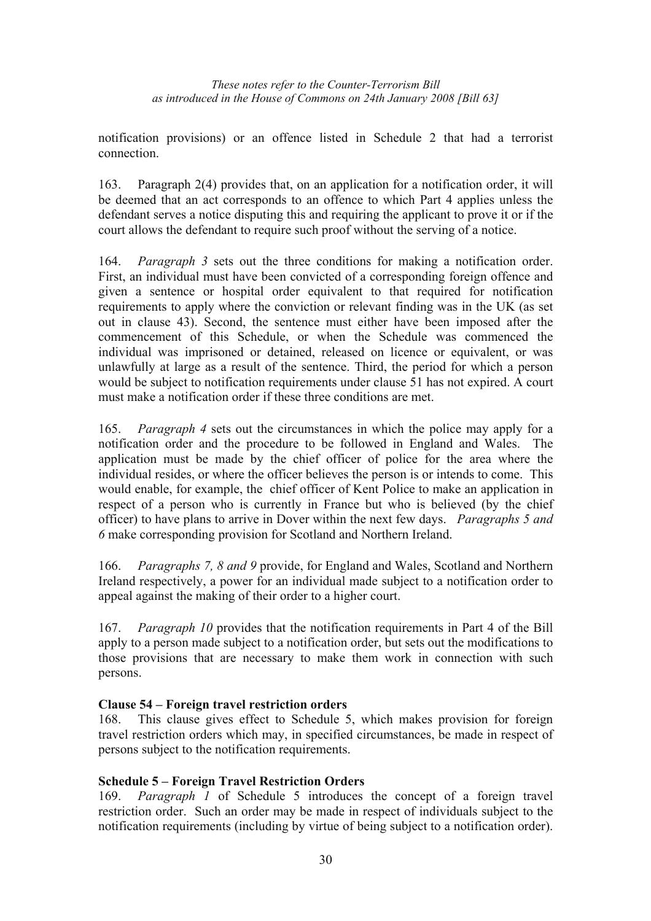notification provisions) or an offence listed in Schedule 2 that had a terrorist connection.

163. Paragraph 2(4) provides that, on an application for a notification order, it will be deemed that an act corresponds to an offence to which Part 4 applies unless the defendant serves a notice disputing this and requiring the applicant to prove it or if the court allows the defendant to require such proof without the serving of a notice.

164. *Paragraph 3* sets out the three conditions for making a notification order. First, an individual must have been convicted of a corresponding foreign offence and given a sentence or hospital order equivalent to that required for notification requirements to apply where the conviction or relevant finding was in the UK (as set out in clause 43). Second, the sentence must either have been imposed after the commencement of this Schedule, or when the Schedule was commenced the individual was imprisoned or detained, released on licence or equivalent, or was unlawfully at large as a result of the sentence. Third, the period for which a person would be subject to notification requirements under clause 51 has not expired. A court must make a notification order if these three conditions are met.

165. *Paragraph 4* sets out the circumstances in which the police may apply for a notification order and the procedure to be followed in England and Wales. The application must be made by the chief officer of police for the area where the individual resides, or where the officer believes the person is or intends to come. This would enable, for example, the chief officer of Kent Police to make an application in respect of a person who is currently in France but who is believed (by the chief officer) to have plans to arrive in Dover within the next few days. *Paragraphs 5 and 6* make corresponding provision for Scotland and Northern Ireland.

166. *Paragraphs 7, 8 and 9* provide, for England and Wales, Scotland and Northern Ireland respectively, a power for an individual made subject to a notification order to appeal against the making of their order to a higher court.

167. *Paragraph 10* provides that the notification requirements in Part 4 of the Bill apply to a person made subject to a notification order, but sets out the modifications to those provisions that are necessary to make them work in connection with such persons.

**Clause 54 – Foreign travel restriction orders**

168. This clause gives effect to Schedule 5, which makes provision for foreign travel restriction orders which may, in specified circumstances, be made in respect of persons subject to the notification requirements.

**Schedule 5 – Foreign Travel Restriction Orders**

169. *Paragraph 1* of Schedule 5 introduces the concept of a foreign travel restriction order. Such an order may be made in respect of individuals subject to the notification requirements (including by virtue of being subject to a notification order).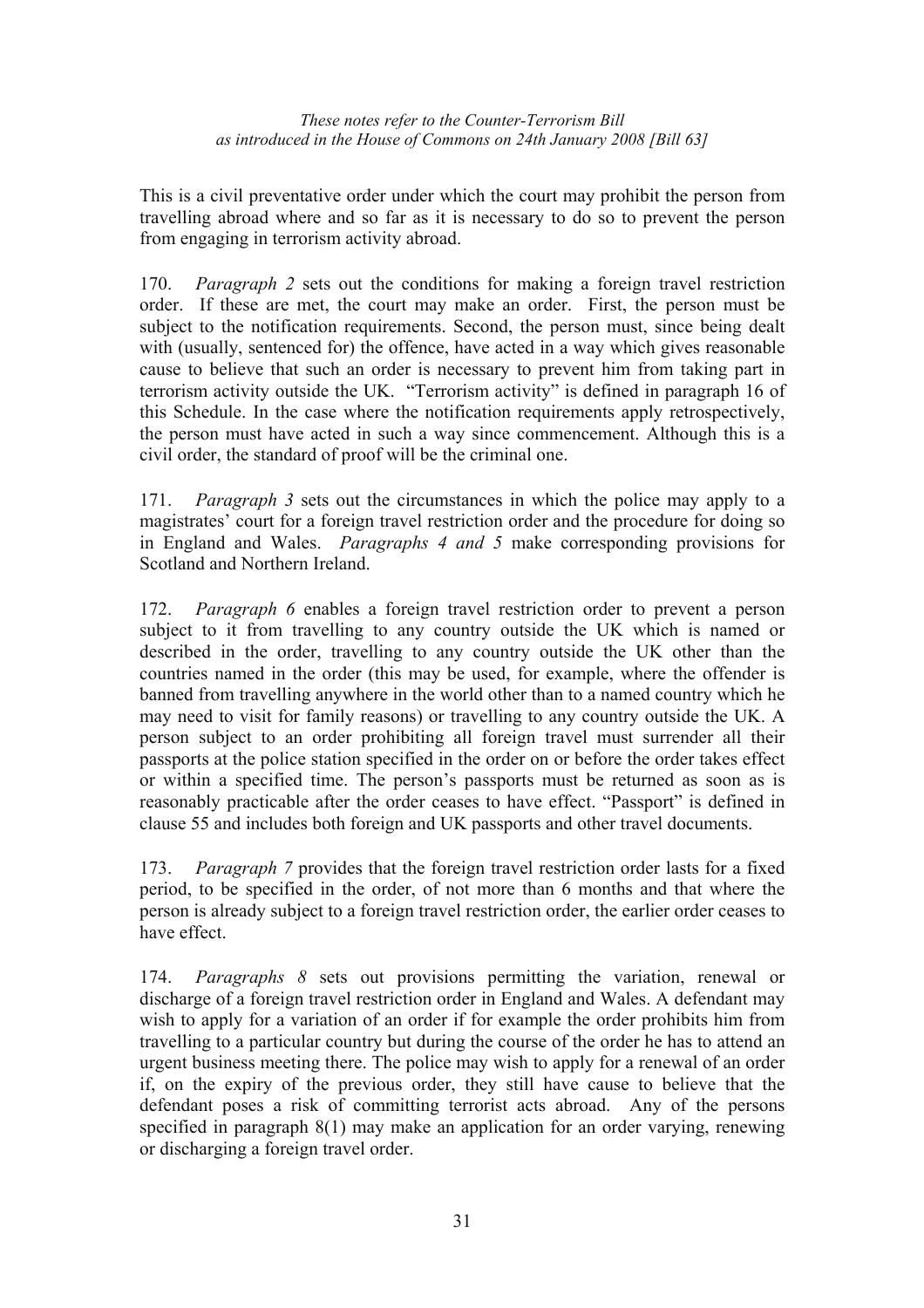This is a civil preventative order under which the court may prohibit the person from travelling abroad where and so far as it is necessary to do so to prevent the person from engaging in terrorism activity abroad.

170. *Paragraph 2* sets out the conditions for making a foreign travel restriction order. If these are met, the court may make an order. First, the person must be subject to the notification requirements. Second, the person must, since being dealt with (usually, sentenced for) the offence, have acted in a way which gives reasonable cause to believe that such an order is necessary to prevent him from taking part in terrorism activity outside the UK. "Terrorism activity" is defined in paragraph 16 of this Schedule. In the case where the notification requirements apply retrospectively, the person must have acted in such a way since commencement. Although this is a civil order, the standard of proof will be the criminal one.

171. *Paragraph 3* sets out the circumstances in which the police may apply to a magistrates' court for a foreign travel restriction order and the procedure for doing so in England and Wales. *Paragraphs 4 and 5* make corresponding provisions for Scotland and Northern Ireland.

172. *Paragraph 6* enables a foreign travel restriction order to prevent a person subject to it from travelling to any country outside the UK which is named or described in the order, travelling to any country outside the UK other than the countries named in the order (this may be used, for example, where the offender is banned from travelling anywhere in the world other than to a named country which he may need to visit for family reasons) or travelling to any country outside the UK. A person subject to an order prohibiting all foreign travel must surrender all their passports at the police station specified in the order on or before the order takes effect or within a specified time. The person's passports must be returned as soon as is reasonably practicable after the order ceases to have effect. "Passport" is defined in clause 55 and includes both foreign and UK passports and other travel documents.

173. *Paragraph 7* provides that the foreign travel restriction order lasts for a fixed period, to be specified in the order, of not more than 6 months and that where the person is already subject to a foreign travel restriction order, the earlier order ceases to have effect.

174. *Paragraphs 8* sets out provisions permitting the variation, renewal or discharge of a foreign travel restriction order in England and Wales. A defendant may wish to apply for a variation of an order if for example the order prohibits him from travelling to a particular country but during the course of the order he has to attend an urgent business meeting there. The police may wish to apply for a renewal of an order if, on the expiry of the previous order, they still have cause to believe that the defendant poses a risk of committing terrorist acts abroad. Any of the persons specified in paragraph 8(1) may make an application for an order varying, renewing or discharging a foreign travel order.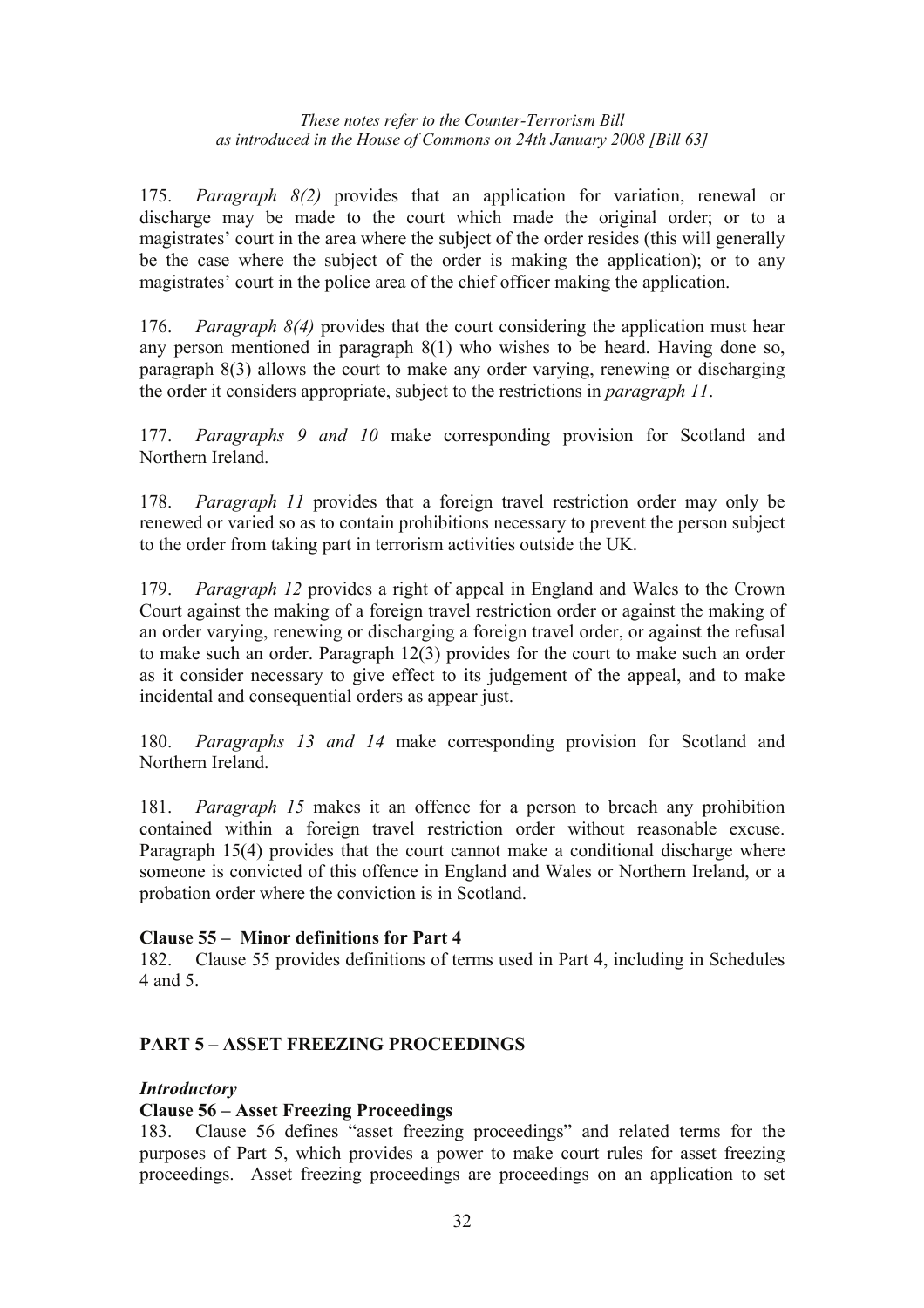175. *Paragraph 8(2)* provides that an application for variation, renewal or discharge may be made to the court which made the original order; or to a magistrates' court in the area where the subject of the order resides (this will generally be the case where the subject of the order is making the application); or to any magistrates' court in the police area of the chief officer making the application.

176. *Paragraph 8(4)* provides that the court considering the application must hear any person mentioned in paragraph 8(1) who wishes to be heard. Having done so, paragraph 8(3) allows the court to make any order varying, renewing or discharging the order it considers appropriate, subject to the restrictions in *paragraph 11*.

177. *Paragraphs 9 and 10* make corresponding provision for Scotland and Northern Ireland.

178. *Paragraph 11* provides that a foreign travel restriction order may only be renewed or varied so as to contain prohibitions necessary to prevent the person subject to the order from taking part in terrorism activities outside the UK.

179. *Paragraph 12* provides a right of appeal in England and Wales to the Crown Court against the making of a foreign travel restriction order or against the making of an order varying, renewing or discharging a foreign travel order, or against the refusal to make such an order. Paragraph 12(3) provides for the court to make such an order as it consider necessary to give effect to its judgement of the appeal, and to make incidental and consequential orders as appear just.

180. *Paragraphs 13 and 14* make corresponding provision for Scotland and Northern Ireland.

181. *Paragraph 15* makes it an offence for a person to breach any prohibition contained within a foreign travel restriction order without reasonable excuse. Paragraph 15(4) provides that the court cannot make a conditional discharge where someone is convicted of this offence in England and Wales or Northern Ireland, or a probation order where the conviction is in Scotland.

**Clause 55 – Minor definitions for Part 4**

182. Clause 55 provides definitions of terms used in Part 4, including in Schedules 4 and 5.

## PART 5 – ASSET FREEZING PROCEEDINGS

***Introductory***

**Clause 56 – Asset Freezing Proceedings**

183. Clause 56 defines "asset freezing proceedings" and related terms for the purposes of Part 5, which provides a power to make court rules for asset freezing proceedings. Asset freezing proceedings are proceedings on an application to set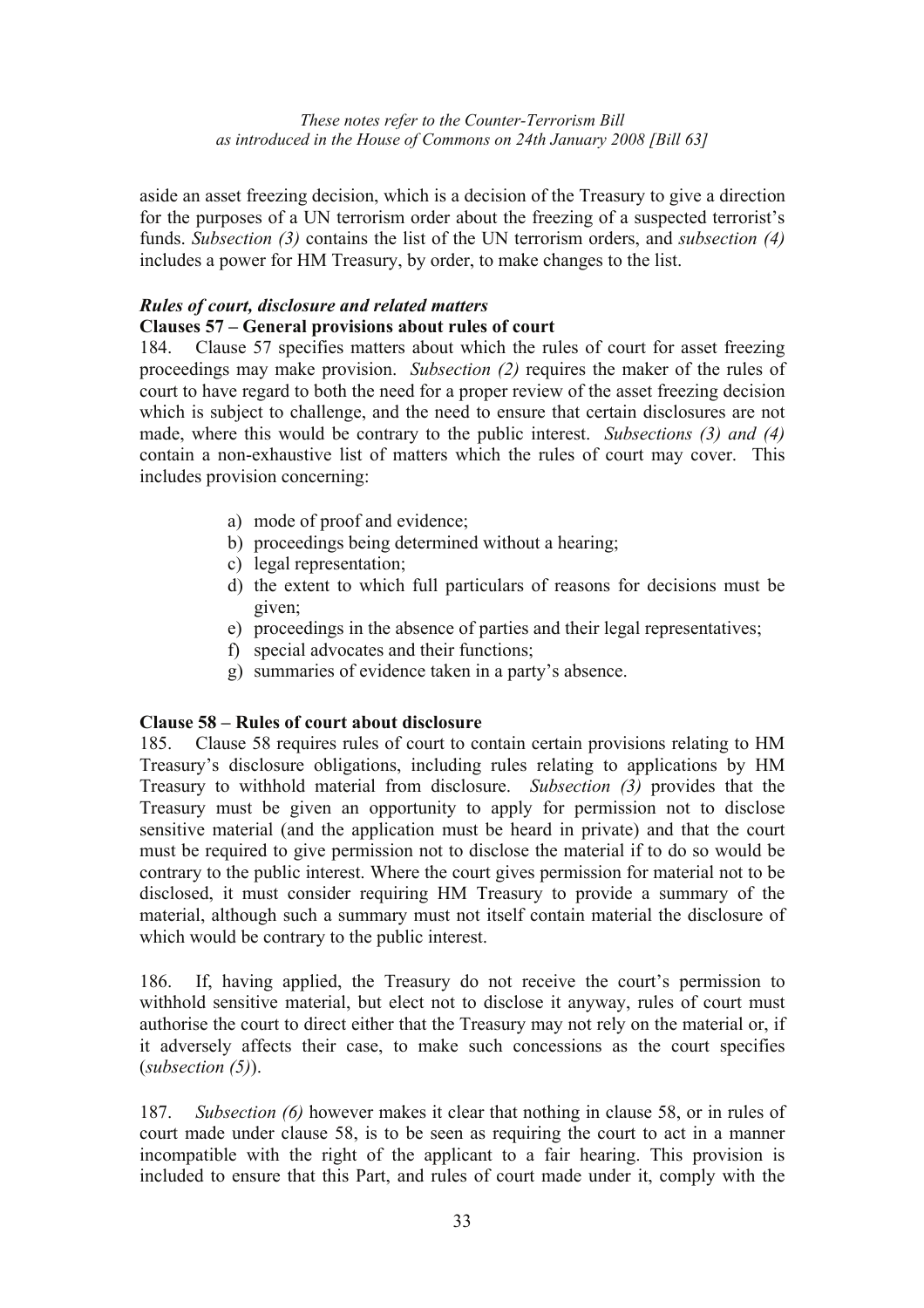aside an asset freezing decision, which is a decision of the Treasury to give a direction for the purposes of a UN terrorism order about the freezing of a suspected terrorist's funds. *Subsection (3)* contains the list of the UN terrorism orders, and *subsection (4)* includes a power for HM Treasury, by order, to make changes to the list.

### *Rules of court, disclosure and related matters*

**Clauses 57 – General provisions about rules of court**

184. Clause 57 specifies matters about which the rules of court for asset freezing proceedings may make provision. *Subsection (2)* requires the maker of the rules of court to have regard to both the need for a proper review of the asset freezing decision which is subject to challenge, and the need to ensure that certain disclosures are not made, where this would be contrary to the public interest. *Subsections (3) and (4)* contain a non-exhaustive list of matters which the rules of court may cover. This includes provision concerning:

a) mode of proof and evidence;
b) proceedings being determined without a hearing;
c) legal representation;
d) the extent to which full particulars of reasons for decisions must be given;
e) proceedings in the absence of parties and their legal representatives;
f) special advocates and their functions;
g) summaries of evidence taken in a party's absence.

**Clause 58 – Rules of court about disclosure**

185. Clause 58 requires rules of court to contain certain provisions relating to HM Treasury's disclosure obligations, including rules relating to applications by HM Treasury to withhold material from disclosure. *Subsection (3)* provides that the Treasury must be given an opportunity to apply for permission not to disclose sensitive material (and the application must be heard in private) and that the court must be required to give permission not to disclose the material if to do so would be contrary to the public interest. Where the court gives permission for material not to be disclosed, it must consider requiring HM Treasury to provide a summary of the material, although such a summary must not itself contain material the disclosure of which would be contrary to the public interest.

186. If, having applied, the Treasury do not receive the court's permission to withhold sensitive material, but elect not to disclose it anyway, rules of court must authorise the court to direct either that the Treasury may not rely on the material or, if it adversely affects their case, to make such concessions as the court specifies (*subsection (5)*).

187. *Subsection (6)* however makes it clear that nothing in clause 58, or in rules of court made under clause 58, is to be seen as requiring the court to act in a manner incompatible with the right of the applicant to a fair hearing. This provision is included to ensure that this Part, and rules of court made under it, comply with the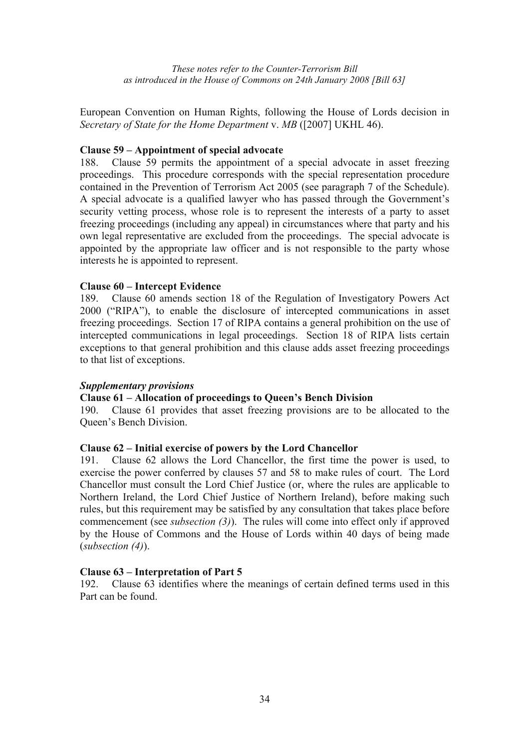European Convention on Human Rights, following the House of Lords decision in *Secretary of State for the Home Department* v. *MB* ([2007] UKHL 46).

**Clause 59 – Appointment of special advocate**

188. Clause 59 permits the appointment of a special advocate in asset freezing proceedings. This procedure corresponds with the special representation procedure contained in the Prevention of Terrorism Act 2005 (see paragraph 7 of the Schedule). A special advocate is a qualified lawyer who has passed through the Government's security vetting process, whose role is to represent the interests of a party to asset freezing proceedings (including any appeal) in circumstances where that party and his own legal representative are excluded from the proceedings. The special advocate is appointed by the appropriate law officer and is not responsible to the party whose interests he is appointed to represent.

**Clause 60 – Intercept Evidence**

189. Clause 60 amends section 18 of the Regulation of Investigatory Powers Act 2000 ("RIPA"), to enable the disclosure of intercepted communications in asset freezing proceedings. Section 17 of RIPA contains a general prohibition on the use of intercepted communications in legal proceedings. Section 18 of RIPA lists certain exceptions to that general prohibition and this clause adds asset freezing proceedings to that list of exceptions.

***Supplementary provisions***

**Clause 61 – Allocation of proceedings to Queen's Bench Division**

190. Clause 61 provides that asset freezing provisions are to be allocated to the Queen's Bench Division.

**Clause 62 – Initial exercise of powers by the Lord Chancellor**

191. Clause 62 allows the Lord Chancellor, the first time the power is used, to exercise the power conferred by clauses 57 and 58 to make rules of court. The Lord Chancellor must consult the Lord Chief Justice (or, where the rules are applicable to Northern Ireland, the Lord Chief Justice of Northern Ireland), before making such rules, but this requirement may be satisfied by any consultation that takes place before commencement (see *subsection (3)*). The rules will come into effect only if approved by the House of Commons and the House of Lords within 40 days of being made (*subsection (4)*).

**Clause 63 – Interpretation of Part 5**

192. Clause 63 identifies where the meanings of certain defined terms used in this Part can be found.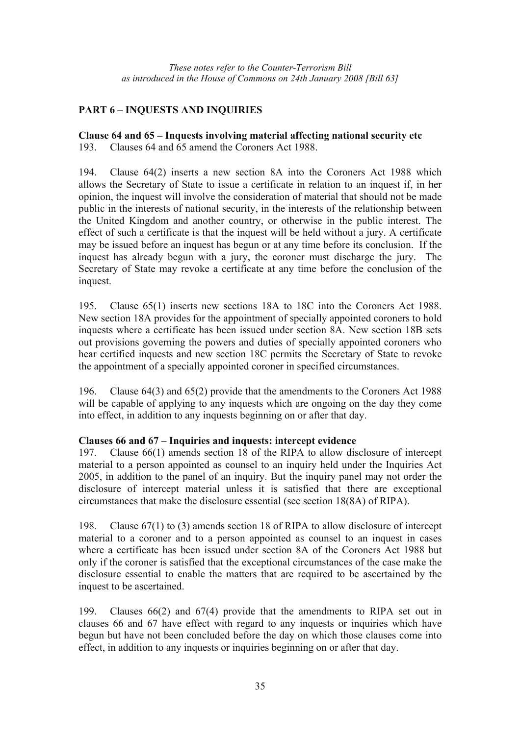*These notes refer to the Counter-Terrorism Bill as introduced in the House of Commons on 24th January 2008 [Bill 63]*

## PART 6 – INQUESTS AND INQUIRIES

### Clause 64 and 65 – Inquests involving material affecting national security etc

193. Clauses 64 and 65 amend the Coroners Act 1988.

194. Clause 64(2) inserts a new section 8A into the Coroners Act 1988 which allows the Secretary of State to issue a certificate in relation to an inquest if, in her opinion, the inquest will involve the consideration of material that should not be made public in the interests of national security, in the interests of the relationship between the United Kingdom and another country, or otherwise in the public interest. The effect of such a certificate is that the inquest will be held without a jury. A certificate may be issued before an inquest has begun or at any time before its conclusion. If the inquest has already begun with a jury, the coroner must discharge the jury. The Secretary of State may revoke a certificate at any time before the conclusion of the inquest.

195. Clause 65(1) inserts new sections 18A to 18C into the Coroners Act 1988. New section 18A provides for the appointment of specially appointed coroners to hold inquests where a certificate has been issued under section 8A. New section 18B sets out provisions governing the powers and duties of specially appointed coroners who hear certified inquests and new section 18C permits the Secretary of State to revoke the appointment of a specially appointed coroner in specified circumstances.

196. Clause 64(3) and 65(2) provide that the amendments to the Coroners Act 1988 will be capable of applying to any inquests which are ongoing on the day they come into effect, in addition to any inquests beginning on or after that day.

### Clauses 66 and 67 – Inquiries and inquests: intercept evidence

197. Clause 66(1) amends section 18 of the RIPA to allow disclosure of intercept material to a person appointed as counsel to an inquiry held under the Inquiries Act 2005, in addition to the panel of an inquiry. But the inquiry panel may not order the disclosure of intercept material unless it is satisfied that there are exceptional circumstances that make the disclosure essential (see section 18(8A) of RIPA).

198. Clause 67(1) to (3) amends section 18 of RIPA to allow disclosure of intercept material to a coroner and to a person appointed as counsel to an inquest in cases where a certificate has been issued under section 8A of the Coroners Act 1988 but only if the coroner is satisfied that the exceptional circumstances of the case make the disclosure essential to enable the matters that are required to be ascertained by the inquest to be ascertained.

199. Clauses 66(2) and 67(4) provide that the amendments to RIPA set out in clauses 66 and 67 have effect with regard to any inquests or inquiries which have begun but have not been concluded before the day on which those clauses come into effect, in addition to any inquests or inquiries beginning on or after that day.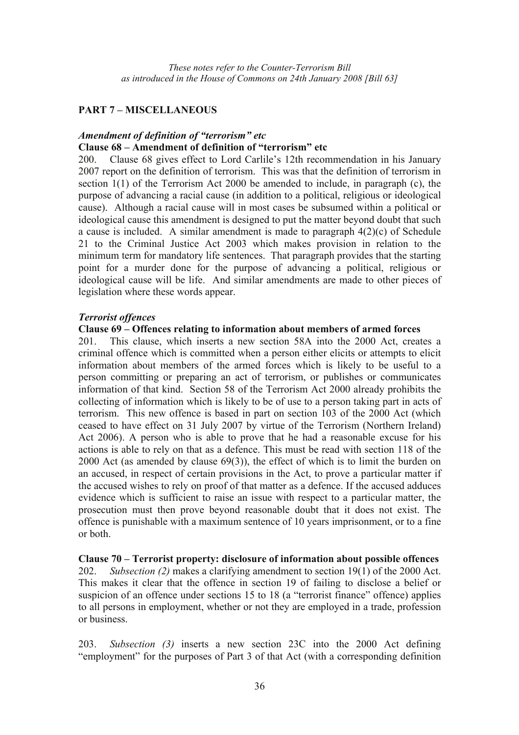*These notes refer to the Counter-Terrorism Bill as introduced in the House of Commons on 24th January 2008 [Bill 63]*

## PART 7 – MISCELLANEOUS

### *Amendment of definition of "terrorism" etc*

**Clause 68 – Amendment of definition of "terrorism" etc**

200. Clause 68 gives effect to Lord Carlile's 12th recommendation in his January 2007 report on the definition of terrorism. This was that the definition of terrorism in section 1(1) of the Terrorism Act 2000 be amended to include, in paragraph (c), the purpose of advancing a racial cause (in addition to a political, religious or ideological cause). Although a racial cause will in most cases be subsumed within a political or ideological cause this amendment is designed to put the matter beyond doubt that such a cause is included. A similar amendment is made to paragraph 4(2)(c) of Schedule 21 to the Criminal Justice Act 2003 which makes provision in relation to the minimum term for mandatory life sentences. That paragraph provides that the starting point for a murder done for the purpose of advancing a political, religious or ideological cause will be life. And similar amendments are made to other pieces of legislation where these words appear.

### *Terrorist offences*

**Clause 69 – Offences relating to information about members of armed forces**

201. This clause, which inserts a new section 58A into the 2000 Act, creates a criminal offence which is committed when a person either elicits or attempts to elicit information about members of the armed forces which is likely to be useful to a person committing or preparing an act of terrorism, or publishes or communicates information of that kind. Section 58 of the Terrorism Act 2000 already prohibits the collecting of information which is likely to be of use to a person taking part in acts of terrorism. This new offence is based in part on section 103 of the 2000 Act (which ceased to have effect on 31 July 2007 by virtue of the Terrorism (Northern Ireland) Act 2006). A person who is able to prove that he had a reasonable excuse for his actions is able to rely on that as a defence. This must be read with section 118 of the 2000 Act (as amended by clause 69(3)), the effect of which is to limit the burden on an accused, in respect of certain provisions in the Act, to prove a particular matter if the accused wishes to rely on proof of that matter as a defence. If the accused adduces evidence which is sufficient to raise an issue with respect to a particular matter, the prosecution must then prove beyond reasonable doubt that it does not exist. The offence is punishable with a maximum sentence of 10 years imprisonment, or to a fine or both.

**Clause 70 – Terrorist property: disclosure of information about possible offences**

202. *Subsection (2)* makes a clarifying amendment to section 19(1) of the 2000 Act. This makes it clear that the offence in section 19 of failing to disclose a belief or suspicion of an offence under sections 15 to 18 (a "terrorist finance" offence) applies to all persons in employment, whether or not they are employed in a trade, profession or business.

203. *Subsection (3)* inserts a new section 23C into the 2000 Act defining "employment" for the purposes of Part 3 of that Act (with a corresponding definition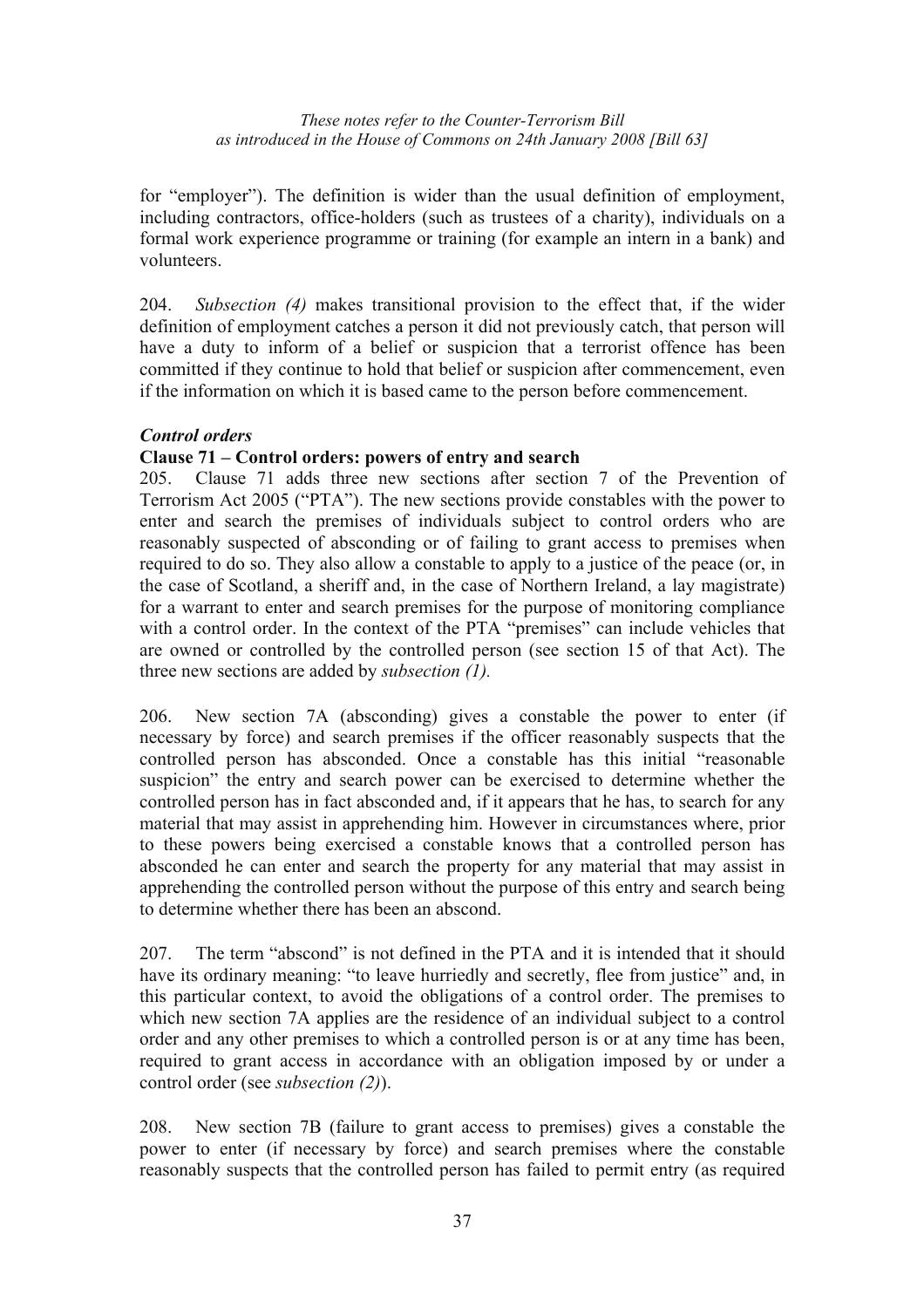for "employer"). The definition is wider than the usual definition of employment, including contractors, office-holders (such as trustees of a charity), individuals on a formal work experience programme or training (for example an intern in a bank) and volunteers.

204. *Subsection (4)* makes transitional provision to the effect that, if the wider definition of employment catches a person it did not previously catch, that person will have a duty to inform of a belief or suspicion that a terrorist offence has been committed if they continue to hold that belief or suspicion after commencement, even if the information on which it is based came to the person before commencement.

### *Control orders*

**Clause 71 – Control orders: powers of entry and search**

205. Clause 71 adds three new sections after section 7 of the Prevention of Terrorism Act 2005 ("PTA"). The new sections provide constables with the power to enter and search the premises of individuals subject to control orders who are reasonably suspected of absconding or of failing to grant access to premises when required to do so. They also allow a constable to apply to a justice of the peace (or, in the case of Scotland, a sheriff and, in the case of Northern Ireland, a lay magistrate) for a warrant to enter and search premises for the purpose of monitoring compliance with a control order. In the context of the PTA "premises" can include vehicles that are owned or controlled by the controlled person (see section 15 of that Act). The three new sections are added by *subsection (1).*

206. New section 7A (absconding) gives a constable the power to enter (if necessary by force) and search premises if the officer reasonably suspects that the controlled person has absconded. Once a constable has this initial "reasonable suspicion" the entry and search power can be exercised to determine whether the controlled person has in fact absconded and, if it appears that he has, to search for any material that may assist in apprehending him. However in circumstances where, prior to these powers being exercised a constable knows that a controlled person has absconded he can enter and search the property for any material that may assist in apprehending the controlled person without the purpose of this entry and search being to determine whether there has been an abscond.

207. The term "abscond" is not defined in the PTA and it is intended that it should have its ordinary meaning: "to leave hurriedly and secretly, flee from justice" and, in this particular context, to avoid the obligations of a control order. The premises to which new section 7A applies are the residence of an individual subject to a control order and any other premises to which a controlled person is or at any time has been, required to grant access in accordance with an obligation imposed by or under a control order (see *subsection (2)*).

208. New section 7B (failure to grant access to premises) gives a constable the power to enter (if necessary by force) and search premises where the constable reasonably suspects that the controlled person has failed to permit entry (as required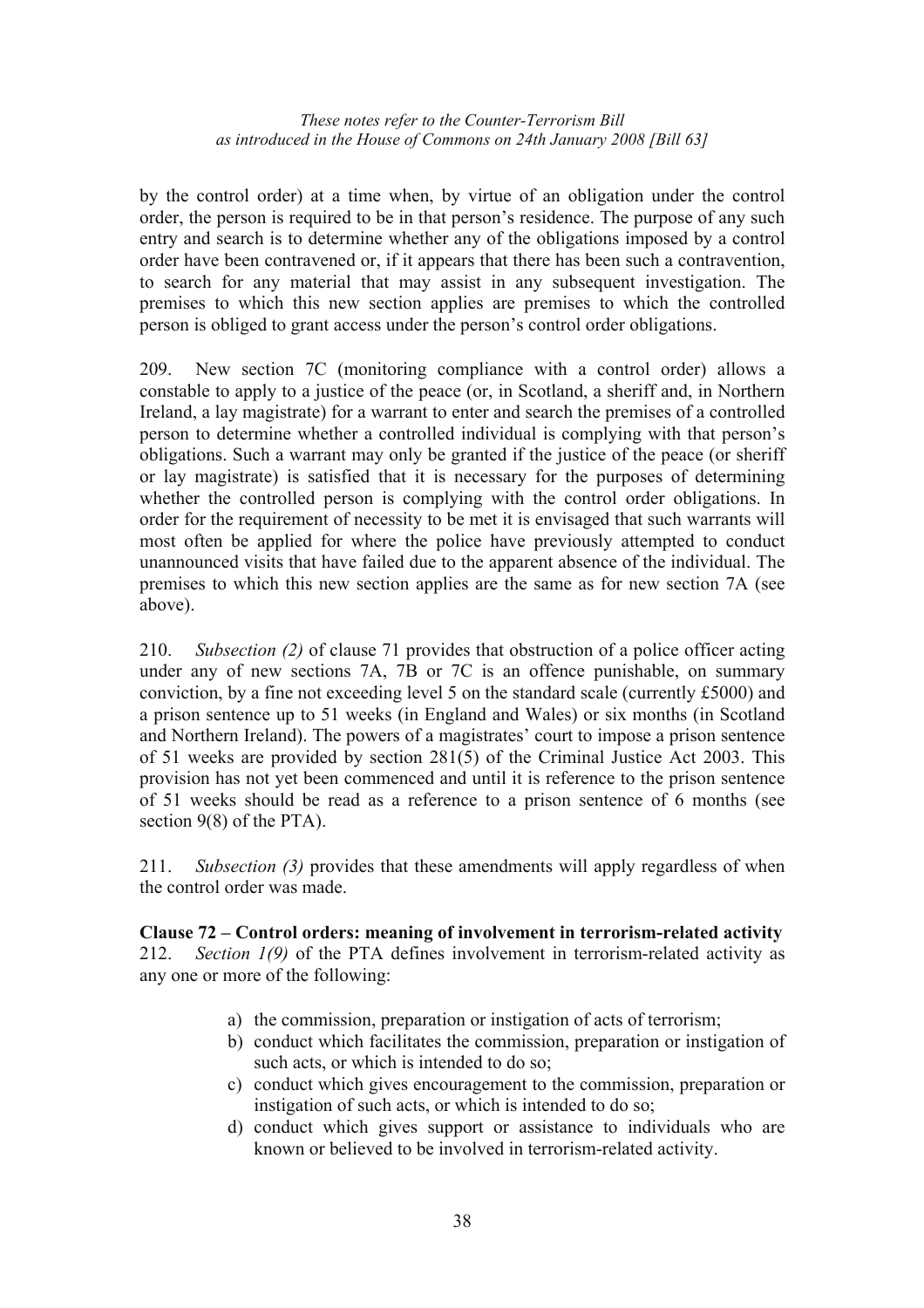by the control order) at a time when, by virtue of an obligation under the control order, the person is required to be in that person's residence. The purpose of any such entry and search is to determine whether any of the obligations imposed by a control order have been contravened or, if it appears that there has been such a contravention, to search for any material that may assist in any subsequent investigation. The premises to which this new section applies are premises to which the controlled person is obliged to grant access under the person's control order obligations.

209. New section 7C (monitoring compliance with a control order) allows a constable to apply to a justice of the peace (or, in Scotland, a sheriff and, in Northern Ireland, a lay magistrate) for a warrant to enter and search the premises of a controlled person to determine whether a controlled individual is complying with that person's obligations. Such a warrant may only be granted if the justice of the peace (or sheriff or lay magistrate) is satisfied that it is necessary for the purposes of determining whether the controlled person is complying with the control order obligations. In order for the requirement of necessity to be met it is envisaged that such warrants will most often be applied for where the police have previously attempted to conduct unannounced visits that have failed due to the apparent absence of the individual. The premises to which this new section applies are the same as for new section 7A (see above).

210. *Subsection (2)* of clause 71 provides that obstruction of a police officer acting under any of new sections 7A, 7B or 7C is an offence punishable, on summary conviction, by a fine not exceeding level 5 on the standard scale (currently £5000) and a prison sentence up to 51 weeks (in England and Wales) or six months (in Scotland and Northern Ireland). The powers of a magistrates' court to impose a prison sentence of 51 weeks are provided by section 281(5) of the Criminal Justice Act 2003. This provision has not yet been commenced and until it is reference to the prison sentence of 51 weeks should be read as a reference to a prison sentence of 6 months (see section 9(8) of the PTA).

211. *Subsection (3)* provides that these amendments will apply regardless of when the control order was made.

**Clause 72 – Control orders: meaning of involvement in terrorism-related activity**

212. *Section 1(9)* of the PTA defines involvement in terrorism-related activity as any one or more of the following:

a) the commission, preparation or instigation of acts of terrorism;
b) conduct which facilitates the commission, preparation or instigation of such acts, or which is intended to do so;
c) conduct which gives encouragement to the commission, preparation or instigation of such acts, or which is intended to do so;
d) conduct which gives support or assistance to individuals who are known or believed to be involved in terrorism-related activity.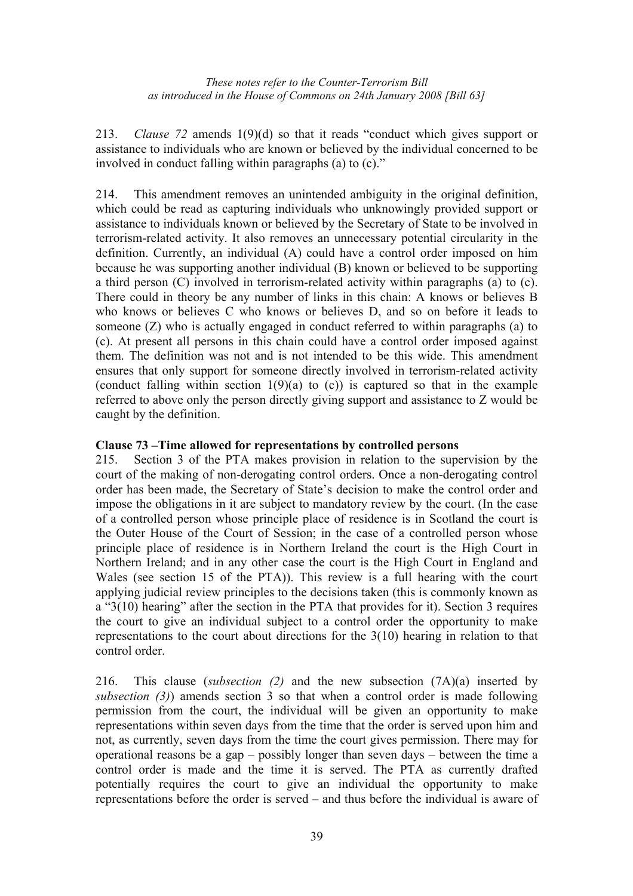213. *Clause 72* amends 1(9)(d) so that it reads "conduct which gives support or assistance to individuals who are known or believed by the individual concerned to be involved in conduct falling within paragraphs (a) to (c)."

214. This amendment removes an unintended ambiguity in the original definition, which could be read as capturing individuals who unknowingly provided support or assistance to individuals known or believed by the Secretary of State to be involved in terrorism-related activity. It also removes an unnecessary potential circularity in the definition. Currently, an individual (A) could have a control order imposed on him because he was supporting another individual (B) known or believed to be supporting a third person (C) involved in terrorism-related activity within paragraphs (a) to (c). There could in theory be any number of links in this chain: A knows or believes B who knows or believes C who knows or believes D, and so on before it leads to someone (Z) who is actually engaged in conduct referred to within paragraphs (a) to (c). At present all persons in this chain could have a control order imposed against them. The definition was not and is not intended to be this wide. This amendment ensures that only support for someone directly involved in terrorism-related activity (conduct falling within section 1(9)(a) to (c)) is captured so that in the example referred to above only the person directly giving support and assistance to Z would be caught by the definition.

**Clause 73 –Time allowed for representations by controlled persons**

215. Section 3 of the PTA makes provision in relation to the supervision by the court of the making of non-derogating control orders. Once a non-derogating control order has been made, the Secretary of State's decision to make the control order and impose the obligations in it are subject to mandatory review by the court. (In the case of a controlled person whose principle place of residence is in Scotland the court is the Outer House of the Court of Session; in the case of a controlled person whose principle place of residence is in Northern Ireland the court is the High Court in Northern Ireland; and in any other case the court is the High Court in England and Wales (see section 15 of the PTA)). This review is a full hearing with the court applying judicial review principles to the decisions taken (this is commonly known as a "3(10) hearing" after the section in the PTA that provides for it). Section 3 requires the court to give an individual subject to a control order the opportunity to make representations to the court about directions for the 3(10) hearing in relation to that control order.

216. This clause (*subsection (2)* and the new subsection (7A)(a) inserted by *subsection (3)*) amends section 3 so that when a control order is made following permission from the court, the individual will be given an opportunity to make representations within seven days from the time that the order is served upon him and not, as currently, seven days from the time the court gives permission. There may for operational reasons be a gap – possibly longer than seven days – between the time a control order is made and the time it is served. The PTA as currently drafted potentially requires the court to give an individual the opportunity to make representations before the order is served – and thus before the individual is aware of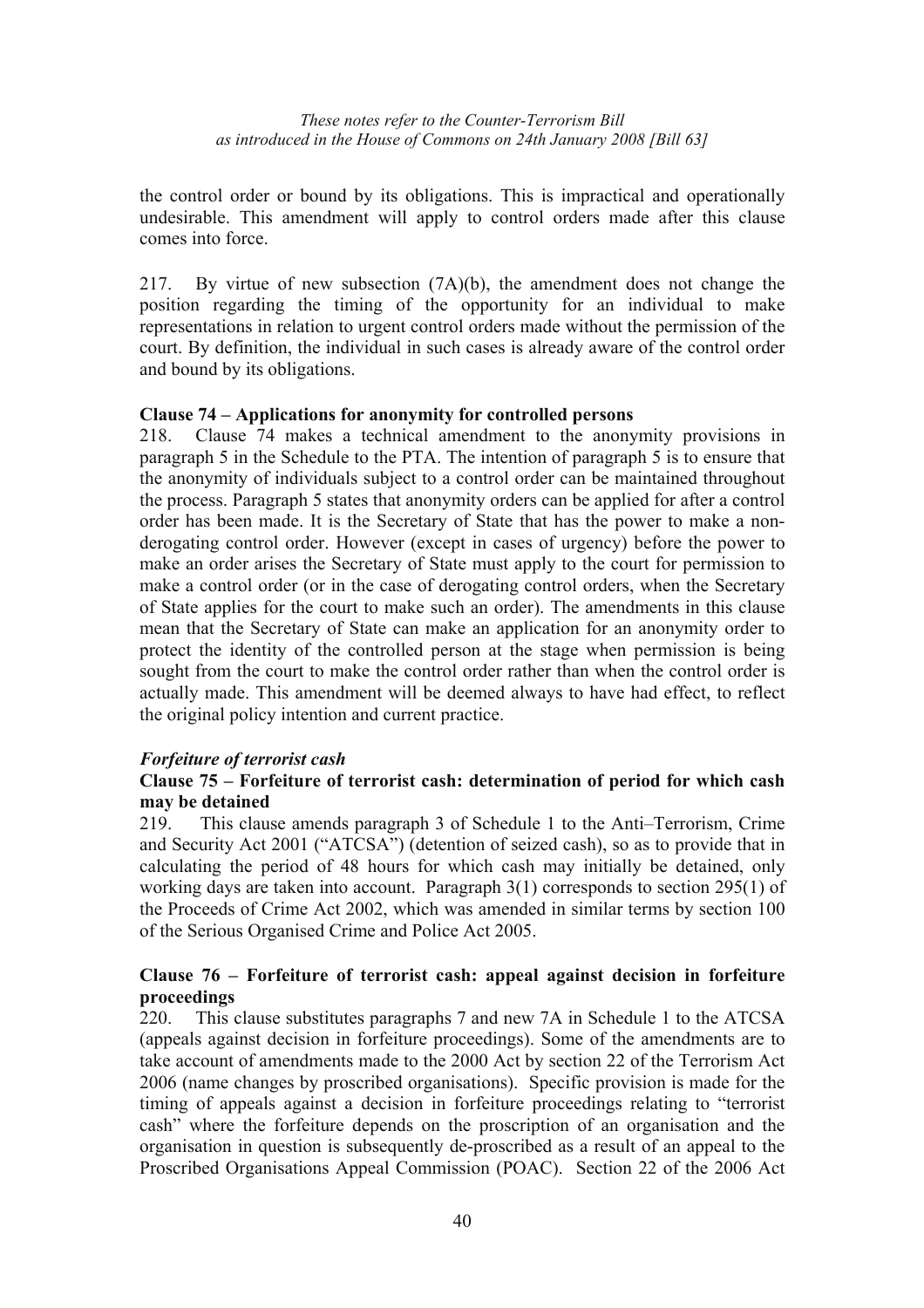the control order or bound by its obligations. This is impractical and operationally undesirable. This amendment will apply to control orders made after this clause comes into force.

217. By virtue of new subsection (7A)(b), the amendment does not change the position regarding the timing of the opportunity for an individual to make representations in relation to urgent control orders made without the permission of the court. By definition, the individual in such cases is already aware of the control order and bound by its obligations.

**Clause 74 – Applications for anonymity for controlled persons**

218. Clause 74 makes a technical amendment to the anonymity provisions in paragraph 5 in the Schedule to the PTA. The intention of paragraph 5 is to ensure that the anonymity of individuals subject to a control order can be maintained throughout the process. Paragraph 5 states that anonymity orders can be applied for after a control order has been made. It is the Secretary of State that has the power to make a non-derogating control order. However (except in cases of urgency) before the power to make an order arises the Secretary of State must apply to the court for permission to make a control order (or in the case of derogating control orders, when the Secretary of State applies for the court to make such an order). The amendments in this clause mean that the Secretary of State can make an application for an anonymity order to protect the identity of the controlled person at the stage when permission is being sought from the court to make the control order rather than when the control order is actually made. This amendment will be deemed always to have had effect, to reflect the original policy intention and current practice.

***Forfeiture of terrorist cash***

**Clause 75 – Forfeiture of terrorist cash: determination of period for which cash may be detained**

219. This clause amends paragraph 3 of Schedule 1 to the Anti–Terrorism, Crime and Security Act 2001 ("ATCSA") (detention of seized cash), so as to provide that in calculating the period of 48 hours for which cash may initially be detained, only working days are taken into account. Paragraph 3(1) corresponds to section 295(1) of the Proceeds of Crime Act 2002, which was amended in similar terms by section 100 of the Serious Organised Crime and Police Act 2005.

**Clause 76 – Forfeiture of terrorist cash: appeal against decision in forfeiture proceedings**

220. This clause substitutes paragraphs 7 and new 7A in Schedule 1 to the ATCSA (appeals against decision in forfeiture proceedings). Some of the amendments are to take account of amendments made to the 2000 Act by section 22 of the Terrorism Act 2006 (name changes by proscribed organisations). Specific provision is made for the timing of appeals against a decision in forfeiture proceedings relating to "terrorist cash" where the forfeiture depends on the proscription of an organisation and the organisation in question is subsequently de-proscribed as a result of an appeal to the Proscribed Organisations Appeal Commission (POAC). Section 22 of the 2006 Act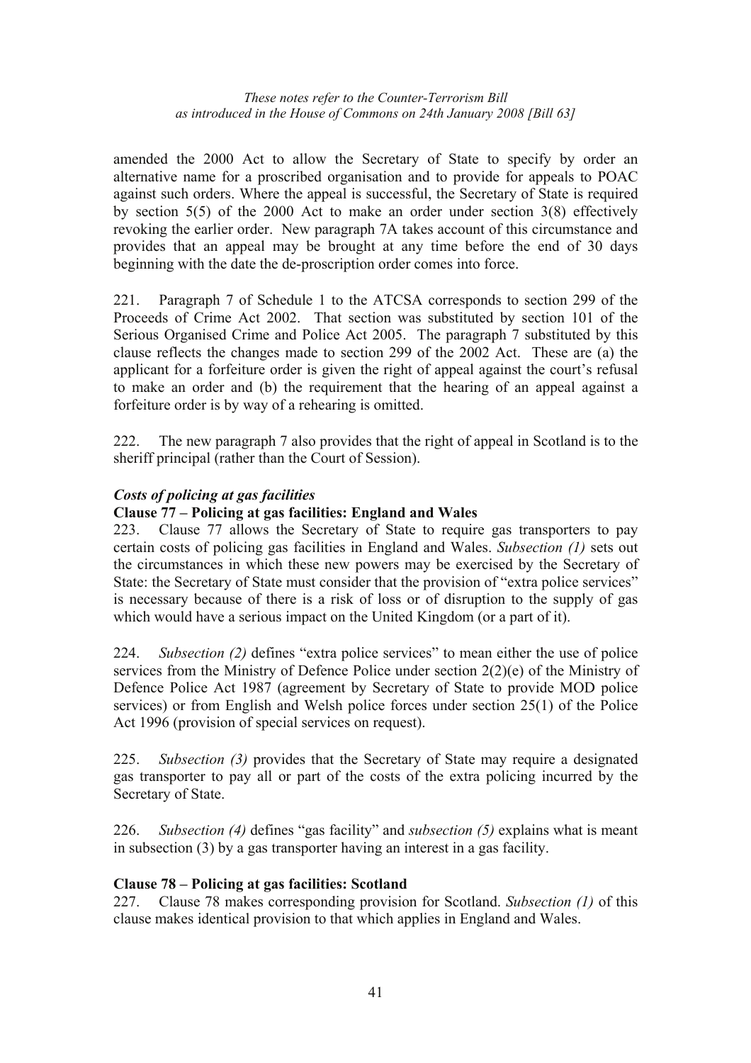amended the 2000 Act to allow the Secretary of State to specify by order an alternative name for a proscribed organisation and to provide for appeals to POAC against such orders. Where the appeal is successful, the Secretary of State is required by section 5(5) of the 2000 Act to make an order under section 3(8) effectively revoking the earlier order. New paragraph 7A takes account of this circumstance and provides that an appeal may be brought at any time before the end of 30 days beginning with the date the de-proscription order comes into force.

221. Paragraph 7 of Schedule 1 to the ATCSA corresponds to section 299 of the Proceeds of Crime Act 2002. That section was substituted by section 101 of the Serious Organised Crime and Police Act 2005. The paragraph 7 substituted by this clause reflects the changes made to section 299 of the 2002 Act. These are (a) the applicant for a forfeiture order is given the right of appeal against the court's refusal to make an order and (b) the requirement that the hearing of an appeal against a forfeiture order is by way of a rehearing is omitted.

222. The new paragraph 7 also provides that the right of appeal in Scotland is to the sheriff principal (rather than the Court of Session).

### *Costs of policing at gas facilities*

#### Clause 77 – Policing at gas facilities: England and Wales

223. Clause 77 allows the Secretary of State to require gas transporters to pay certain costs of policing gas facilities in England and Wales. *Subsection (1)* sets out the circumstances in which these new powers may be exercised by the Secretary of State: the Secretary of State must consider that the provision of "extra police services" is necessary because of there is a risk of loss or of disruption to the supply of gas which would have a serious impact on the United Kingdom (or a part of it).

224. *Subsection (2)* defines "extra police services" to mean either the use of police services from the Ministry of Defence Police under section 2(2)(e) of the Ministry of Defence Police Act 1987 (agreement by Secretary of State to provide MOD police services) or from English and Welsh police forces under section 25(1) of the Police Act 1996 (provision of special services on request).

225. *Subsection (3)* provides that the Secretary of State may require a designated gas transporter to pay all or part of the costs of the extra policing incurred by the Secretary of State.

226. *Subsection (4)* defines "gas facility" and *subsection (5)* explains what is meant in subsection (3) by a gas transporter having an interest in a gas facility.

#### Clause 78 – Policing at gas facilities: Scotland

227. Clause 78 makes corresponding provision for Scotland. *Subsection (1)* of this clause makes identical provision to that which applies in England and Wales.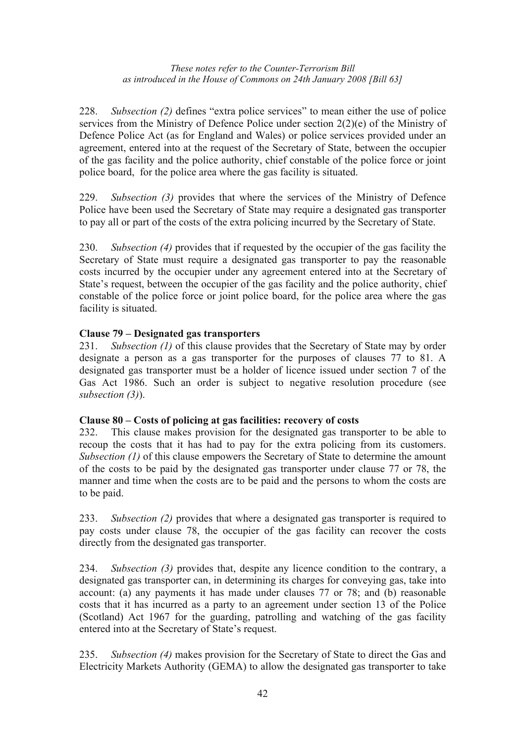228. *Subsection (2)* defines "extra police services" to mean either the use of police services from the Ministry of Defence Police under section 2(2)(e) of the Ministry of Defence Police Act (as for England and Wales) or police services provided under an agreement, entered into at the request of the Secretary of State, between the occupier of the gas facility and the police authority, chief constable of the police force or joint police board, for the police area where the gas facility is situated.

229. *Subsection (3)* provides that where the services of the Ministry of Defence Police have been used the Secretary of State may require a designated gas transporter to pay all or part of the costs of the extra policing incurred by the Secretary of State.

230. *Subsection (4)* provides that if requested by the occupier of the gas facility the Secretary of State must require a designated gas transporter to pay the reasonable costs incurred by the occupier under any agreement entered into at the Secretary of State's request, between the occupier of the gas facility and the police authority, chief constable of the police force or joint police board, for the police area where the gas facility is situated.

**Clause 79 – Designated gas transporters**

231. *Subsection (1)* of this clause provides that the Secretary of State may by order designate a person as a gas transporter for the purposes of clauses 77 to 81. A designated gas transporter must be a holder of licence issued under section 7 of the Gas Act 1986. Such an order is subject to negative resolution procedure (see *subsection (3)*).

**Clause 80 – Costs of policing at gas facilities: recovery of costs**

232. This clause makes provision for the designated gas transporter to be able to recoup the costs that it has had to pay for the extra policing from its customers. *Subsection (1)* of this clause empowers the Secretary of State to determine the amount of the costs to be paid by the designated gas transporter under clause 77 or 78, the manner and time when the costs are to be paid and the persons to whom the costs are to be paid.

233. *Subsection (2)* provides that where a designated gas transporter is required to pay costs under clause 78, the occupier of the gas facility can recover the costs directly from the designated gas transporter.

234. *Subsection (3)* provides that, despite any licence condition to the contrary, a designated gas transporter can, in determining its charges for conveying gas, take into account: (a) any payments it has made under clauses 77 or 78; and (b) reasonable costs that it has incurred as a party to an agreement under section 13 of the Police (Scotland) Act 1967 for the guarding, patrolling and watching of the gas facility entered into at the Secretary of State's request.

235. *Subsection (4)* makes provision for the Secretary of State to direct the Gas and Electricity Markets Authority (GEMA) to allow the designated gas transporter to take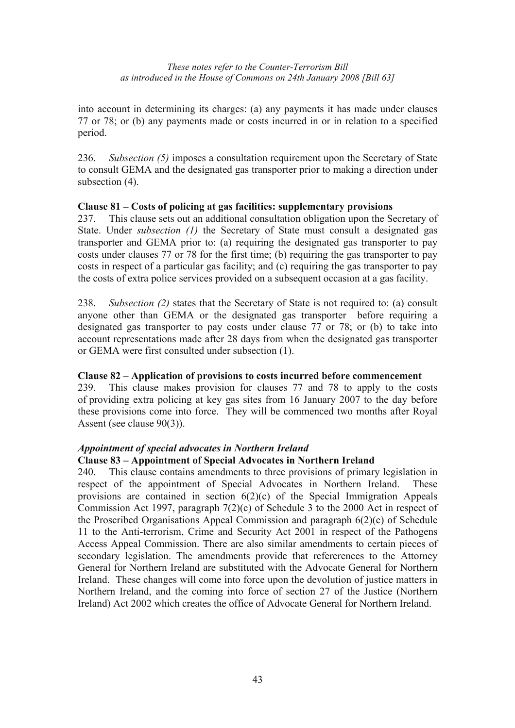into account in determining its charges: (a) any payments it has made under clauses 77 or 78; or (b) any payments made or costs incurred in or in relation to a specified period.

236. *Subsection (5)* imposes a consultation requirement upon the Secretary of State to consult GEMA and the designated gas transporter prior to making a direction under subsection (4).

**Clause 81 – Costs of policing at gas facilities: supplementary provisions**

237. This clause sets out an additional consultation obligation upon the Secretary of State. Under *subsection (1)* the Secretary of State must consult a designated gas transporter and GEMA prior to: (a) requiring the designated gas transporter to pay costs under clauses 77 or 78 for the first time; (b) requiring the gas transporter to pay costs in respect of a particular gas facility; and (c) requiring the gas transporter to pay the costs of extra police services provided on a subsequent occasion at a gas facility.

238. *Subsection (2)* states that the Secretary of State is not required to: (a) consult anyone other than GEMA or the designated gas transporter before requiring a designated gas transporter to pay costs under clause 77 or 78; or (b) to take into account representations made after 28 days from when the designated gas transporter or GEMA were first consulted under subsection (1).

**Clause 82 – Application of provisions to costs incurred before commencement**

239. This clause makes provision for clauses 77 and 78 to apply to the costs of providing extra policing at key gas sites from 16 January 2007 to the day before these provisions come into force. They will be commenced two months after Royal Assent (see clause 90(3)).

***Appointment of special advocates in Northern Ireland***

**Clause 83 – Appointment of Special Advocates in Northern Ireland**

240. This clause contains amendments to three provisions of primary legislation in respect of the appointment of Special Advocates in Northern Ireland. These provisions are contained in section 6(2)(c) of the Special Immigration Appeals Commission Act 1997, paragraph 7(2)(c) of Schedule 3 to the 2000 Act in respect of the Proscribed Organisations Appeal Commission and paragraph 6(2)(c) of Schedule 11 to the Anti-terrorism, Crime and Security Act 2001 in respect of the Pathogens Access Appeal Commission. There are also similar amendments to certain pieces of secondary legislation. The amendments provide that refererences to the Attorney General for Northern Ireland are substituted with the Advocate General for Northern Ireland. These changes will come into force upon the devolution of justice matters in Northern Ireland, and the coming into force of section 27 of the Justice (Northern Ireland) Act 2002 which creates the office of Advocate General for Northern Ireland.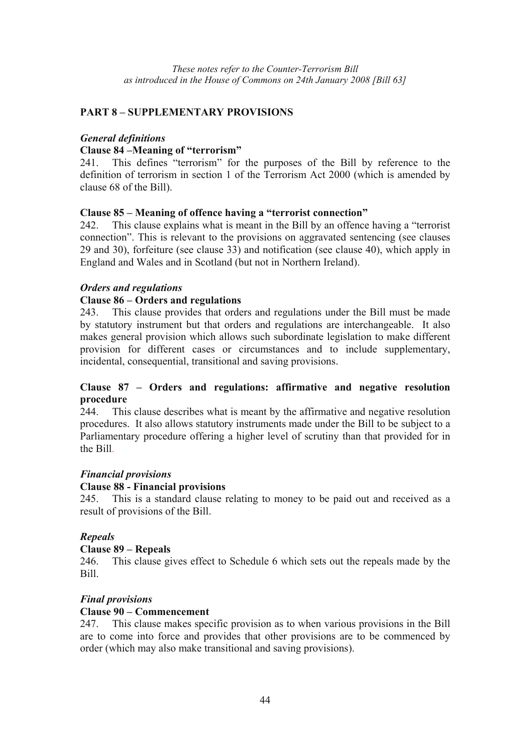*These notes refer to the Counter-Terrorism Bill as introduced in the House of Commons on 24th January 2008 [Bill 63]*

## PART 8 – SUPPLEMENTARY PROVISIONS

### *General definitions*

**Clause 84 –Meaning of "terrorism"**

241. This defines "terrorism" for the purposes of the Bill by reference to the definition of terrorism in section 1 of the Terrorism Act 2000 (which is amended by clause 68 of the Bill).

**Clause 85 – Meaning of offence having a "terrorist connection"**

242. This clause explains what is meant in the Bill by an offence having a "terrorist connection". This is relevant to the provisions on aggravated sentencing (see clauses 29 and 30), forfeiture (see clause 33) and notification (see clause 40), which apply in England and Wales and in Scotland (but not in Northern Ireland).

### *Orders and regulations*

**Clause 86 – Orders and regulations**

243. This clause provides that orders and regulations under the Bill must be made by statutory instrument but that orders and regulations are interchangeable. It also makes general provision which allows such subordinate legislation to make different provision for different cases or circumstances and to include supplementary, incidental, consequential, transitional and saving provisions.

**Clause 87 – Orders and regulations: affirmative and negative resolution procedure**

244. This clause describes what is meant by the affirmative and negative resolution procedures. It also allows statutory instruments made under the Bill to be subject to a Parliamentary procedure offering a higher level of scrutiny than that provided for in the Bill.

### *Financial provisions*

**Clause 88 - Financial provisions**

245. This is a standard clause relating to money to be paid out and received as a result of provisions of the Bill.

### *Repeals*

**Clause 89 – Repeals**

246. This clause gives effect to Schedule 6 which sets out the repeals made by the Bill.

### *Final provisions*

**Clause 90 – Commencement**

247. This clause makes specific provision as to when various provisions in the Bill are to come into force and provides that other provisions are to be commenced by order (which may also make transitional and saving provisions).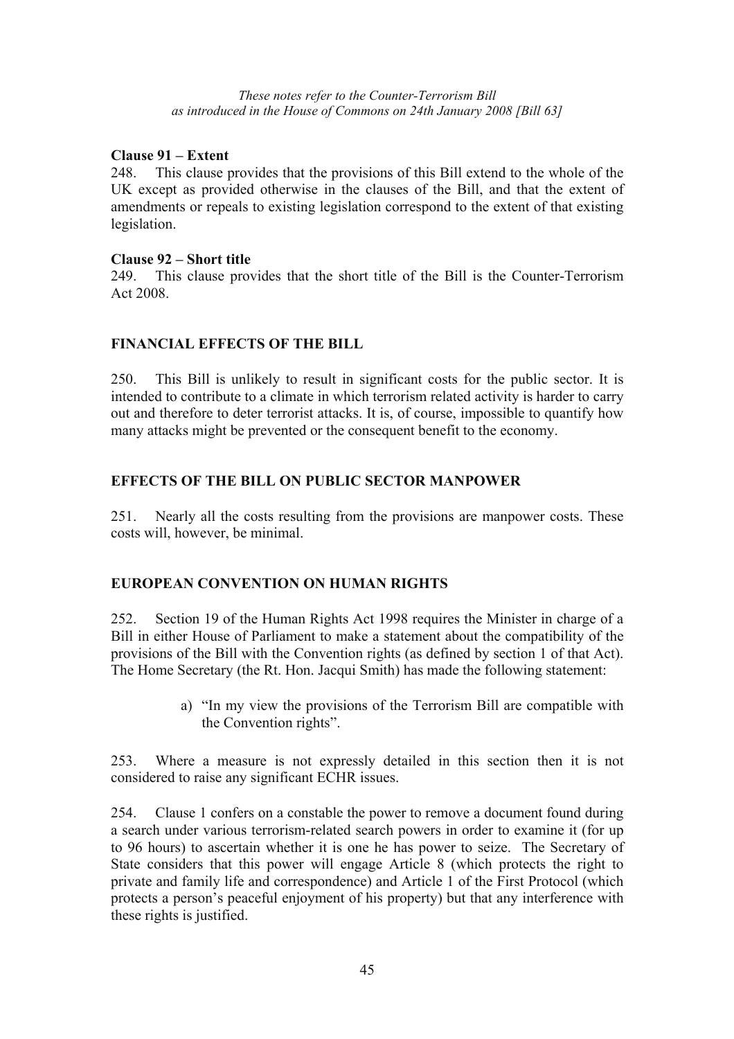*These notes refer to the Counter-Terrorism Bill as introduced in the House of Commons on 24th January 2008 [Bill 63]*

**Clause 91 – Extent**

248. This clause provides that the provisions of this Bill extend to the whole of the UK except as provided otherwise in the clauses of the Bill, and that the extent of amendments or repeals to existing legislation correspond to the extent of that existing legislation.

**Clause 92 – Short title**

249. This clause provides that the short title of the Bill is the Counter-Terrorism Act 2008.

## FINANCIAL EFFECTS OF THE BILL

250. This Bill is unlikely to result in significant costs for the public sector. It is intended to contribute to a climate in which terrorism related activity is harder to carry out and therefore to deter terrorist attacks. It is, of course, impossible to quantify how many attacks might be prevented or the consequent benefit to the economy.

## EFFECTS OF THE BILL ON PUBLIC SECTOR MANPOWER

251. Nearly all the costs resulting from the provisions are manpower costs. These costs will, however, be minimal.

## EUROPEAN CONVENTION ON HUMAN RIGHTS

252. Section 19 of the Human Rights Act 1998 requires the Minister in charge of a Bill in either House of Parliament to make a statement about the compatibility of the provisions of the Bill with the Convention rights (as defined by section 1 of that Act). The Home Secretary (the Rt. Hon. Jacqui Smith) has made the following statement:

a) "In my view the provisions of the Terrorism Bill are compatible with the Convention rights".

253. Where a measure is not expressly detailed in this section then it is not considered to raise any significant ECHR issues.

254. Clause 1 confers on a constable the power to remove a document found during a search under various terrorism-related search powers in order to examine it (for up to 96 hours) to ascertain whether it is one he has power to seize. The Secretary of State considers that this power will engage Article 8 (which protects the right to private and family life and correspondence) and Article 1 of the First Protocol (which protects a person's peaceful enjoyment of his property) but that any interference with these rights is justified.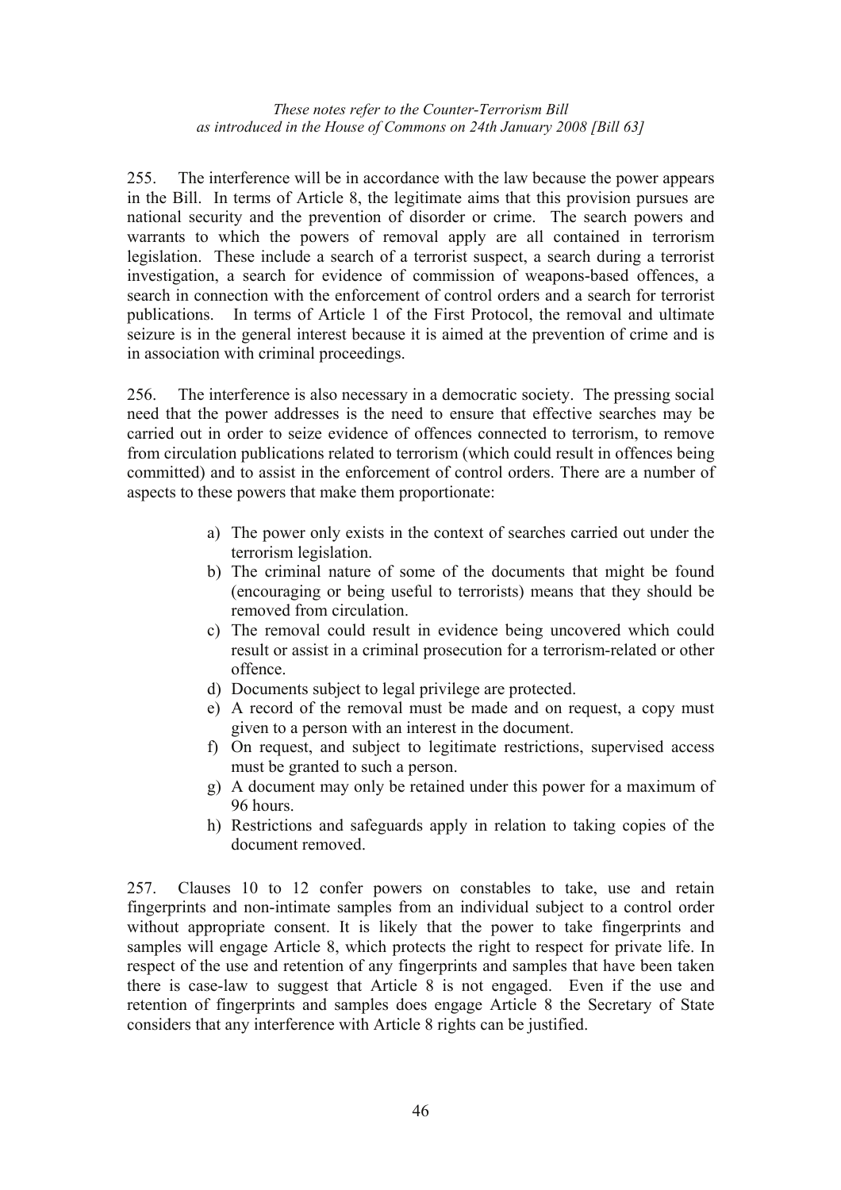255. The interference will be in accordance with the law because the power appears in the Bill. In terms of Article 8, the legitimate aims that this provision pursues are national security and the prevention of disorder or crime. The search powers and warrants to which the powers of removal apply are all contained in terrorism legislation. These include a search of a terrorist suspect, a search during a terrorist investigation, a search for evidence of commission of weapons-based offences, a search in connection with the enforcement of control orders and a search for terrorist publications. In terms of Article 1 of the First Protocol, the removal and ultimate seizure is in the general interest because it is aimed at the prevention of crime and is in association with criminal proceedings.

256. The interference is also necessary in a democratic society. The pressing social need that the power addresses is the need to ensure that effective searches may be carried out in order to seize evidence of offences connected to terrorism, to remove from circulation publications related to terrorism (which could result in offences being committed) and to assist in the enforcement of control orders. There are a number of aspects to these powers that make them proportionate:

a) The power only exists in the context of searches carried out under the terrorism legislation.
b) The criminal nature of some of the documents that might be found (encouraging or being useful to terrorists) means that they should be removed from circulation.
c) The removal could result in evidence being uncovered which could result or assist in a criminal prosecution for a terrorism-related or other offence.
d) Documents subject to legal privilege are protected.
e) A record of the removal must be made and on request, a copy must given to a person with an interest in the document.
f) On request, and subject to legitimate restrictions, supervised access must be granted to such a person.
g) A document may only be retained under this power for a maximum of 96 hours.
h) Restrictions and safeguards apply in relation to taking copies of the document removed.

257. Clauses 10 to 12 confer powers on constables to take, use and retain fingerprints and non-intimate samples from an individual subject to a control order without appropriate consent. It is likely that the power to take fingerprints and samples will engage Article 8, which protects the right to respect for private life. In respect of the use and retention of any fingerprints and samples that have been taken there is case-law to suggest that Article 8 is not engaged. Even if the use and retention of fingerprints and samples does engage Article 8 the Secretary of State considers that any interference with Article 8 rights can be justified.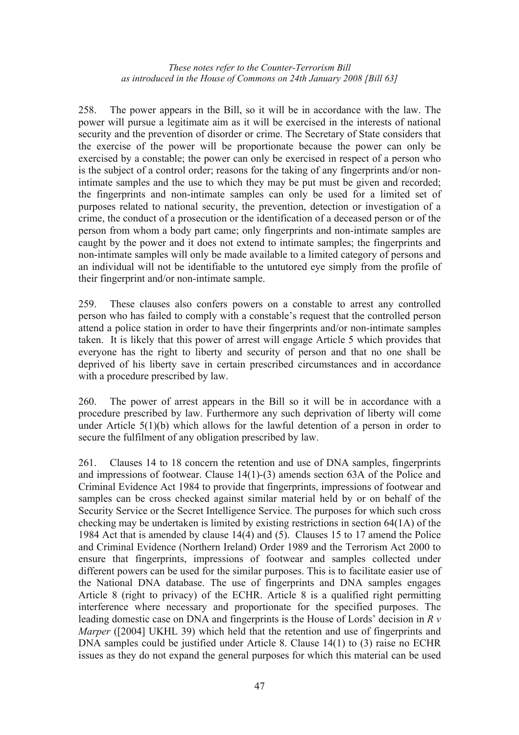258. The power appears in the Bill, so it will be in accordance with the law. The power will pursue a legitimate aim as it will be exercised in the interests of national security and the prevention of disorder or crime. The Secretary of State considers that the exercise of the power will be proportionate because the power can only be exercised by a constable; the power can only be exercised in respect of a person who is the subject of a control order; reasons for the taking of any fingerprints and/or non-intimate samples and the use to which they may be put must be given and recorded; the fingerprints and non-intimate samples can only be used for a limited set of purposes related to national security, the prevention, detection or investigation of a crime, the conduct of a prosecution or the identification of a deceased person or of the person from whom a body part came; only fingerprints and non-intimate samples are caught by the power and it does not extend to intimate samples; the fingerprints and non-intimate samples will only be made available to a limited category of persons and an individual will not be identifiable to the untutored eye simply from the profile of their fingerprint and/or non-intimate sample.

259. These clauses also confers powers on a constable to arrest any controlled person who has failed to comply with a constable's request that the controlled person attend a police station in order to have their fingerprints and/or non-intimate samples taken. It is likely that this power of arrest will engage Article 5 which provides that everyone has the right to liberty and security of person and that no one shall be deprived of his liberty save in certain prescribed circumstances and in accordance with a procedure prescribed by law.

260. The power of arrest appears in the Bill so it will be in accordance with a procedure prescribed by law. Furthermore any such deprivation of liberty will come under Article 5(1)(b) which allows for the lawful detention of a person in order to secure the fulfilment of any obligation prescribed by law.

261. Clauses 14 to 18 concern the retention and use of DNA samples, fingerprints and impressions of footwear. Clause 14(1)-(3) amends section 63A of the Police and Criminal Evidence Act 1984 to provide that fingerprints, impressions of footwear and samples can be cross checked against similar material held by or on behalf of the Security Service or the Secret Intelligence Service. The purposes for which such cross checking may be undertaken is limited by existing restrictions in section 64(1A) of the 1984 Act that is amended by clause 14(4) and (5). Clauses 15 to 17 amend the Police and Criminal Evidence (Northern Ireland) Order 1989 and the Terrorism Act 2000 to ensure that fingerprints, impressions of footwear and samples collected under different powers can be used for the similar purposes. This is to facilitate easier use of the National DNA database. The use of fingerprints and DNA samples engages Article 8 (right to privacy) of the ECHR. Article 8 is a qualified right permitting interference where necessary and proportionate for the specified purposes. The leading domestic case on DNA and fingerprints is the House of Lords' decision in *R v Marper* ([2004] UKHL 39) which held that the retention and use of fingerprints and DNA samples could be justified under Article 8. Clause 14(1) to (3) raise no ECHR issues as they do not expand the general purposes for which this material can be used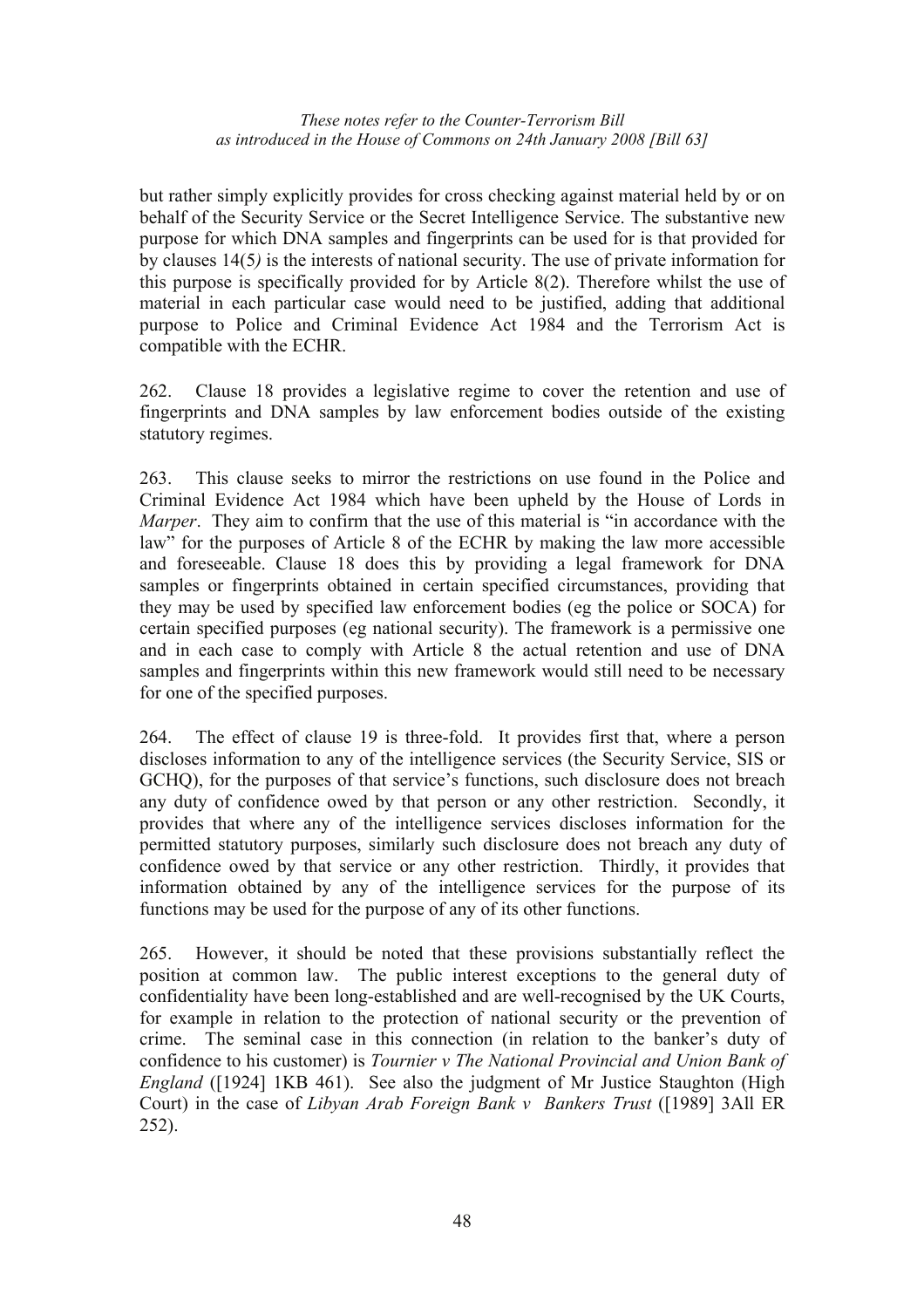but rather simply explicitly provides for cross checking against material held by or on behalf of the Security Service or the Secret Intelligence Service. The substantive new purpose for which DNA samples and fingerprints can be used for is that provided for by clauses 14(5*)* is the interests of national security. The use of private information for this purpose is specifically provided for by Article 8(2). Therefore whilst the use of material in each particular case would need to be justified, adding that additional purpose to Police and Criminal Evidence Act 1984 and the Terrorism Act is compatible with the ECHR.

262. Clause 18 provides a legislative regime to cover the retention and use of fingerprints and DNA samples by law enforcement bodies outside of the existing statutory regimes.

263. This clause seeks to mirror the restrictions on use found in the Police and Criminal Evidence Act 1984 which have been upheld by the House of Lords in *Marper*. They aim to confirm that the use of this material is "in accordance with the law" for the purposes of Article 8 of the ECHR by making the law more accessible and foreseeable. Clause 18 does this by providing a legal framework for DNA samples or fingerprints obtained in certain specified circumstances, providing that they may be used by specified law enforcement bodies (eg the police or SOCA) for certain specified purposes (eg national security). The framework is a permissive one and in each case to comply with Article 8 the actual retention and use of DNA samples and fingerprints within this new framework would still need to be necessary for one of the specified purposes.

264. The effect of clause 19 is three-fold. It provides first that, where a person discloses information to any of the intelligence services (the Security Service, SIS or GCHQ), for the purposes of that service's functions, such disclosure does not breach any duty of confidence owed by that person or any other restriction. Secondly, it provides that where any of the intelligence services discloses information for the permitted statutory purposes, similarly such disclosure does not breach any duty of confidence owed by that service or any other restriction. Thirdly, it provides that information obtained by any of the intelligence services for the purpose of its functions may be used for the purpose of any of its other functions.

265. However, it should be noted that these provisions substantially reflect the position at common law. The public interest exceptions to the general duty of confidentiality have been long-established and are well-recognised by the UK Courts, for example in relation to the protection of national security or the prevention of crime. The seminal case in this connection (in relation to the banker's duty of confidence to his customer) is *Tournier v The National Provincial and Union Bank of England* ([1924] 1KB 461). See also the judgment of Mr Justice Staughton (High Court) in the case of *Libyan Arab Foreign Bank v Bankers Trust* ([1989] 3All ER 252).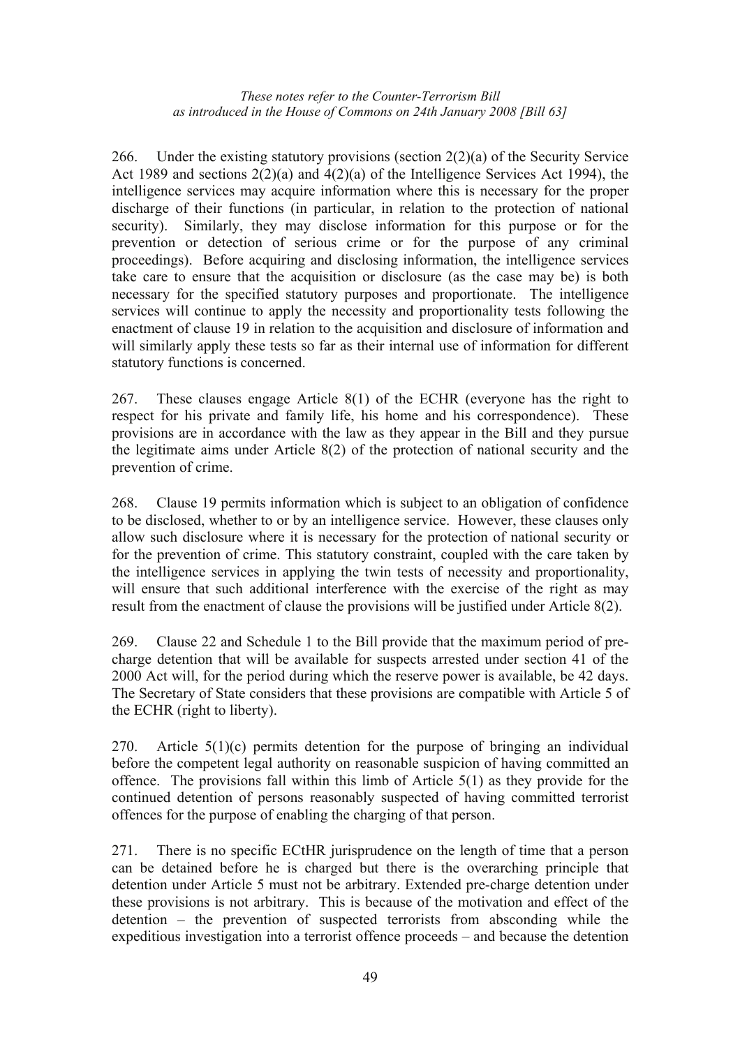266. Under the existing statutory provisions (section 2(2)(a) of the Security Service Act 1989 and sections 2(2)(a) and 4(2)(a) of the Intelligence Services Act 1994), the intelligence services may acquire information where this is necessary for the proper discharge of their functions (in particular, in relation to the protection of national security). Similarly, they may disclose information for this purpose or for the prevention or detection of serious crime or for the purpose of any criminal proceedings). Before acquiring and disclosing information, the intelligence services take care to ensure that the acquisition or disclosure (as the case may be) is both necessary for the specified statutory purposes and proportionate. The intelligence services will continue to apply the necessity and proportionality tests following the enactment of clause 19 in relation to the acquisition and disclosure of information and will similarly apply these tests so far as their internal use of information for different statutory functions is concerned.

267. These clauses engage Article 8(1) of the ECHR (everyone has the right to respect for his private and family life, his home and his correspondence). These provisions are in accordance with the law as they appear in the Bill and they pursue the legitimate aims under Article 8(2) of the protection of national security and the prevention of crime.

268. Clause 19 permits information which is subject to an obligation of confidence to be disclosed, whether to or by an intelligence service. However, these clauses only allow such disclosure where it is necessary for the protection of national security or for the prevention of crime. This statutory constraint, coupled with the care taken by the intelligence services in applying the twin tests of necessity and proportionality, will ensure that such additional interference with the exercise of the right as may result from the enactment of clause the provisions will be justified under Article 8(2).

269. Clause 22 and Schedule 1 to the Bill provide that the maximum period of pre-charge detention that will be available for suspects arrested under section 41 of the 2000 Act will, for the period during which the reserve power is available, be 42 days. The Secretary of State considers that these provisions are compatible with Article 5 of the ECHR (right to liberty).

270. Article 5(1)(c) permits detention for the purpose of bringing an individual before the competent legal authority on reasonable suspicion of having committed an offence. The provisions fall within this limb of Article 5(1) as they provide for the continued detention of persons reasonably suspected of having committed terrorist offences for the purpose of enabling the charging of that person.

271. There is no specific ECtHR jurisprudence on the length of time that a person can be detained before he is charged but there is the overarching principle that detention under Article 5 must not be arbitrary. Extended pre-charge detention under these provisions is not arbitrary. This is because of the motivation and effect of the detention – the prevention of suspected terrorists from absconding while the expeditious investigation into a terrorist offence proceeds – and because the detention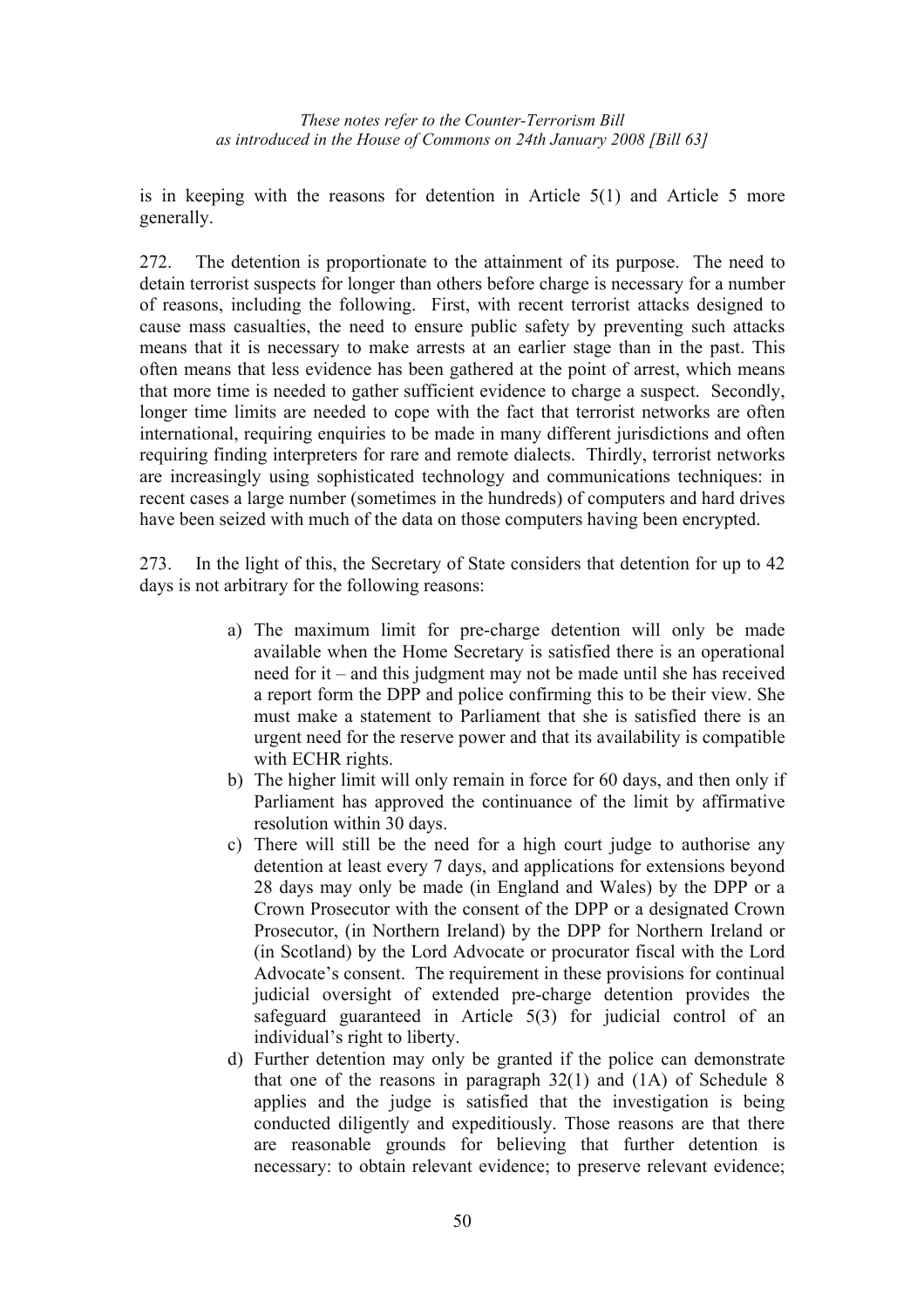is in keeping with the reasons for detention in Article 5(1) and Article 5 more generally.

272. The detention is proportionate to the attainment of its purpose. The need to detain terrorist suspects for longer than others before charge is necessary for a number of reasons, including the following. First, with recent terrorist attacks designed to cause mass casualties, the need to ensure public safety by preventing such attacks means that it is necessary to make arrests at an earlier stage than in the past. This often means that less evidence has been gathered at the point of arrest, which means that more time is needed to gather sufficient evidence to charge a suspect. Secondly, longer time limits are needed to cope with the fact that terrorist networks are often international, requiring enquiries to be made in many different jurisdictions and often requiring finding interpreters for rare and remote dialects. Thirdly, terrorist networks are increasingly using sophisticated technology and communications techniques: in recent cases a large number (sometimes in the hundreds) of computers and hard drives have been seized with much of the data on those computers having been encrypted.

273. In the light of this, the Secretary of State considers that detention for up to 42 days is not arbitrary for the following reasons:

a) The maximum limit for pre-charge detention will only be made available when the Home Secretary is satisfied there is an operational need for it – and this judgment may not be made until she has received a report form the DPP and police confirming this to be their view. She must make a statement to Parliament that she is satisfied there is an urgent need for the reserve power and that its availability is compatible with ECHR rights.
b) The higher limit will only remain in force for 60 days, and then only if Parliament has approved the continuance of the limit by affirmative resolution within 30 days.
c) There will still be the need for a high court judge to authorise any detention at least every 7 days, and applications for extensions beyond 28 days may only be made (in England and Wales) by the DPP or a Crown Prosecutor with the consent of the DPP or a designated Crown Prosecutor, (in Northern Ireland) by the DPP for Northern Ireland or (in Scotland) by the Lord Advocate or procurator fiscal with the Lord Advocate's consent. The requirement in these provisions for continual judicial oversight of extended pre-charge detention provides the safeguard guaranteed in Article 5(3) for judicial control of an individual's right to liberty.
d) Further detention may only be granted if the police can demonstrate that one of the reasons in paragraph 32(1) and (1A) of Schedule 8 applies and the judge is satisfied that the investigation is being conducted diligently and expeditiously. Those reasons are that there are reasonable grounds for believing that further detention is necessary: to obtain relevant evidence; to preserve relevant evidence;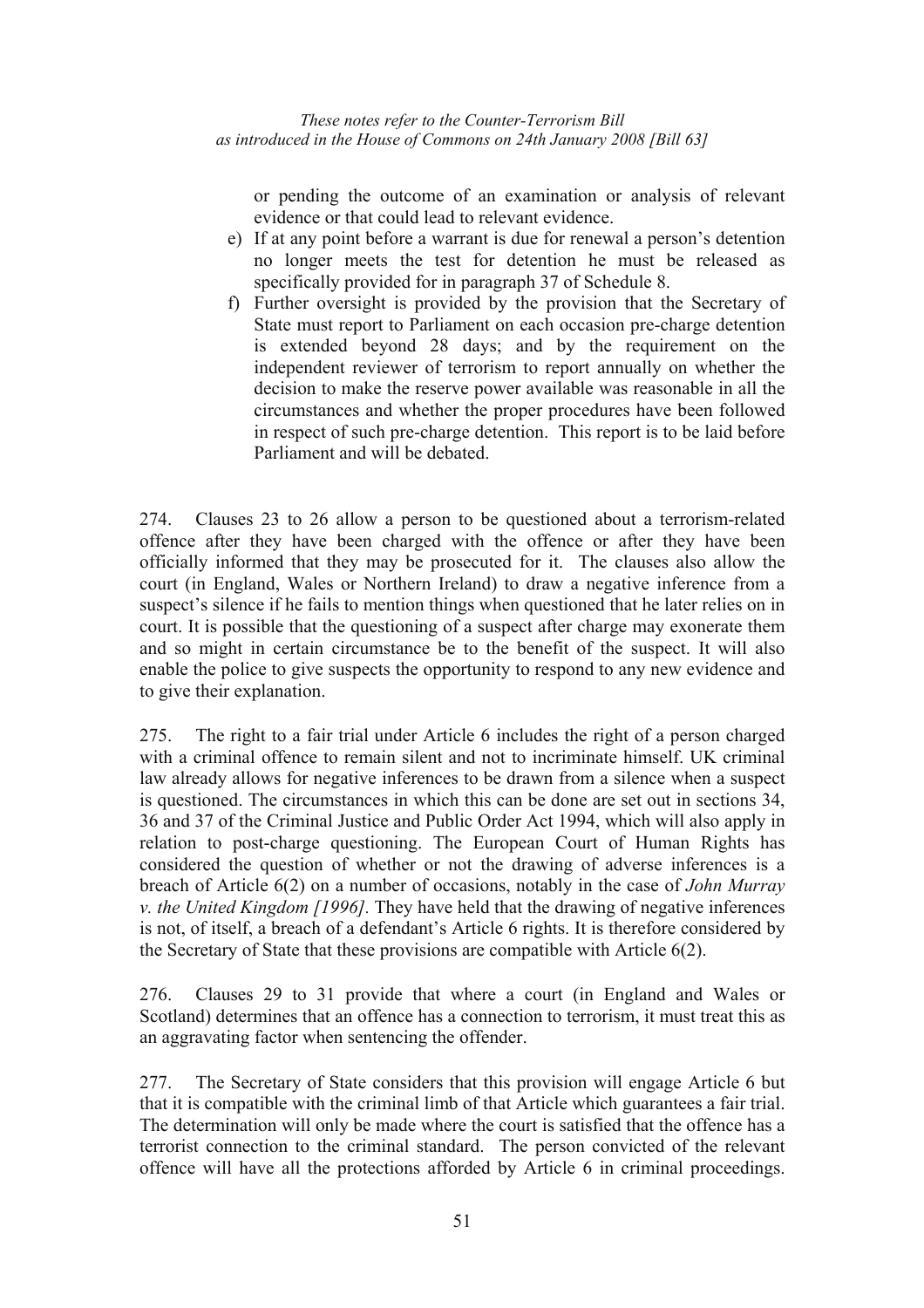or pending the outcome of an examination or analysis of relevant evidence or that could lead to relevant evidence.

e) If at any point before a warrant is due for renewal a person's detention no longer meets the test for detention he must be released as specifically provided for in paragraph 37 of Schedule 8.

f) Further oversight is provided by the provision that the Secretary of State must report to Parliament on each occasion pre-charge detention is extended beyond 28 days; and by the requirement on the independent reviewer of terrorism to report annually on whether the decision to make the reserve power available was reasonable in all the circumstances and whether the proper procedures have been followed in respect of such pre-charge detention. This report is to be laid before Parliament and will be debated.

274. Clauses 23 to 26 allow a person to be questioned about a terrorism-related offence after they have been charged with the offence or after they have been officially informed that they may be prosecuted for it. The clauses also allow the court (in England, Wales or Northern Ireland) to draw a negative inference from a suspect's silence if he fails to mention things when questioned that he later relies on in court. It is possible that the questioning of a suspect after charge may exonerate them and so might in certain circumstance be to the benefit of the suspect. It will also enable the police to give suspects the opportunity to respond to any new evidence and to give their explanation.

275. The right to a fair trial under Article 6 includes the right of a person charged with a criminal offence to remain silent and not to incriminate himself. UK criminal law already allows for negative inferences to be drawn from a silence when a suspect is questioned. The circumstances in which this can be done are set out in sections 34, 36 and 37 of the Criminal Justice and Public Order Act 1994, which will also apply in relation to post-charge questioning. The European Court of Human Rights has considered the question of whether or not the drawing of adverse inferences is a breach of Article 6(2) on a number of occasions, notably in the case of *John Murray v. the United Kingdom [1996].* They have held that the drawing of negative inferences is not, of itself, a breach of a defendant's Article 6 rights. It is therefore considered by the Secretary of State that these provisions are compatible with Article 6(2).

276. Clauses 29 to 31 provide that where a court (in England and Wales or Scotland) determines that an offence has a connection to terrorism, it must treat this as an aggravating factor when sentencing the offender.

277. The Secretary of State considers that this provision will engage Article 6 but that it is compatible with the criminal limb of that Article which guarantees a fair trial. The determination will only be made where the court is satisfied that the offence has a terrorist connection to the criminal standard. The person convicted of the relevant offence will have all the protections afforded by Article 6 in criminal proceedings.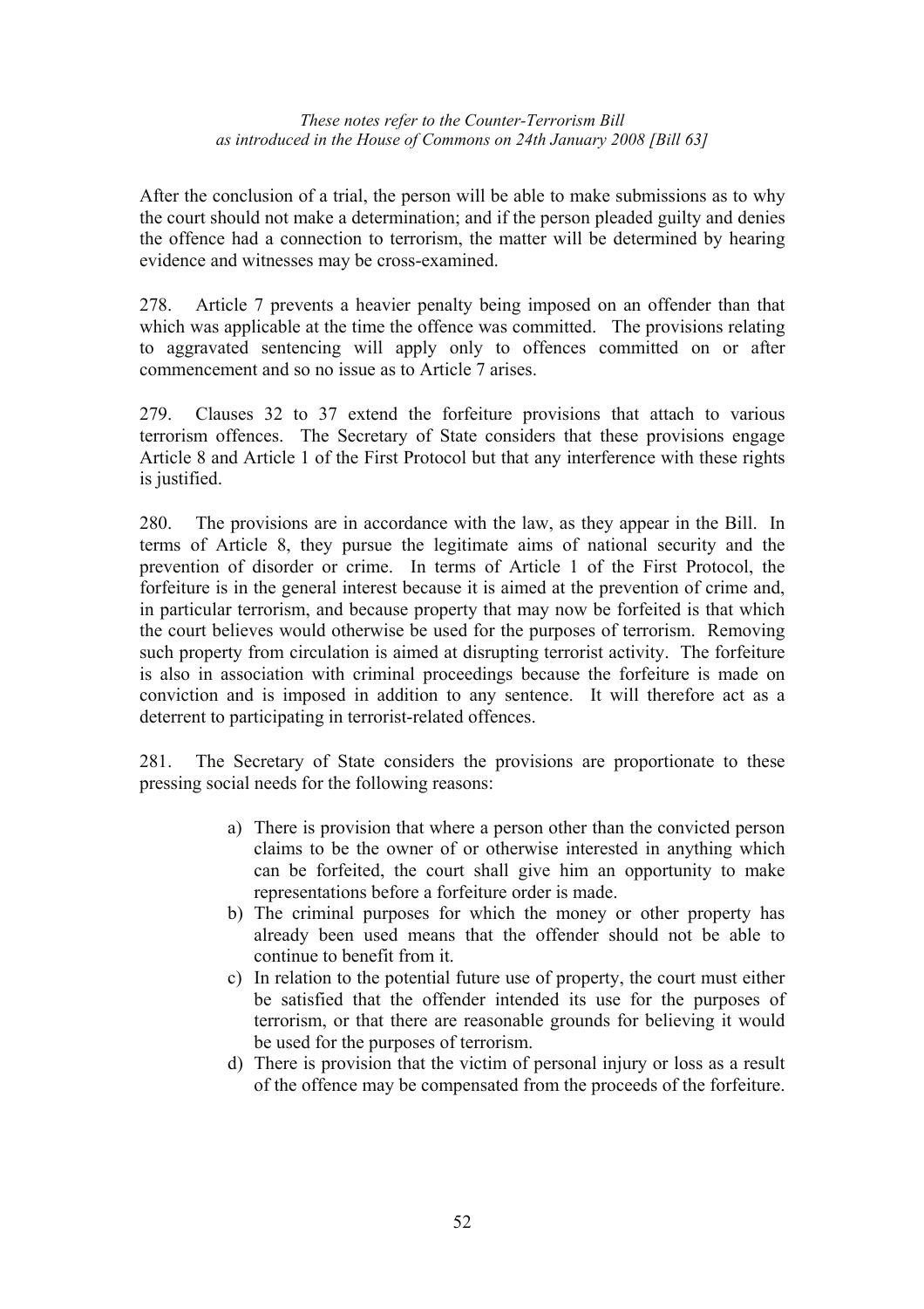After the conclusion of a trial, the person will be able to make submissions as to why the court should not make a determination; and if the person pleaded guilty and denies the offence had a connection to terrorism, the matter will be determined by hearing evidence and witnesses may be cross-examined.

278. Article 7 prevents a heavier penalty being imposed on an offender than that which was applicable at the time the offence was committed. The provisions relating to aggravated sentencing will apply only to offences committed on or after commencement and so no issue as to Article 7 arises.

279. Clauses 32 to 37 extend the forfeiture provisions that attach to various terrorism offences. The Secretary of State considers that these provisions engage Article 8 and Article 1 of the First Protocol but that any interference with these rights is justified.

280. The provisions are in accordance with the law, as they appear in the Bill. In terms of Article 8, they pursue the legitimate aims of national security and the prevention of disorder or crime. In terms of Article 1 of the First Protocol, the forfeiture is in the general interest because it is aimed at the prevention of crime and, in particular terrorism, and because property that may now be forfeited is that which the court believes would otherwise be used for the purposes of terrorism. Removing such property from circulation is aimed at disrupting terrorist activity. The forfeiture is also in association with criminal proceedings because the forfeiture is made on conviction and is imposed in addition to any sentence. It will therefore act as a deterrent to participating in terrorist-related offences.

281. The Secretary of State considers the provisions are proportionate to these pressing social needs for the following reasons:

a) There is provision that where a person other than the convicted person claims to be the owner of or otherwise interested in anything which can be forfeited, the court shall give him an opportunity to make representations before a forfeiture order is made.
b) The criminal purposes for which the money or other property has already been used means that the offender should not be able to continue to benefit from it.
c) In relation to the potential future use of property, the court must either be satisfied that the offender intended its use for the purposes of terrorism, or that there are reasonable grounds for believing it would be used for the purposes of terrorism.
d) There is provision that the victim of personal injury or loss as a result of the offence may be compensated from the proceeds of the forfeiture.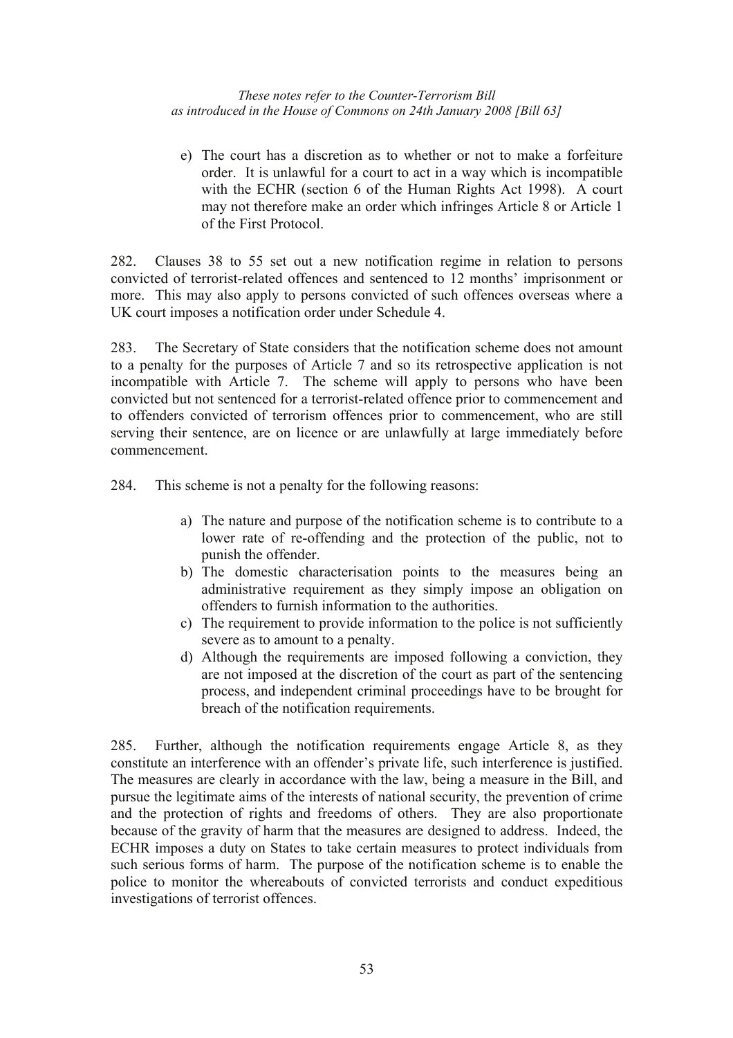e) The court has a discretion as to whether or not to make a forfeiture order. It is unlawful for a court to act in a way which is incompatible with the ECHR (section 6 of the Human Rights Act 1998). A court may not therefore make an order which infringes Article 8 or Article 1 of the First Protocol.

282. Clauses 38 to 55 set out a new notification regime in relation to persons convicted of terrorist-related offences and sentenced to 12 months' imprisonment or more. This may also apply to persons convicted of such offences overseas where a UK court imposes a notification order under Schedule 4.

283. The Secretary of State considers that the notification scheme does not amount to a penalty for the purposes of Article 7 and so its retrospective application is not incompatible with Article 7. The scheme will apply to persons who have been convicted but not sentenced for a terrorist-related offence prior to commencement and to offenders convicted of terrorism offences prior to commencement, who are still serving their sentence, are on licence or are unlawfully at large immediately before commencement.

284. This scheme is not a penalty for the following reasons:

a) The nature and purpose of the notification scheme is to contribute to a lower rate of re-offending and the protection of the public, not to punish the offender.
b) The domestic characterisation points to the measures being an administrative requirement as they simply impose an obligation on offenders to furnish information to the authorities.
c) The requirement to provide information to the police is not sufficiently severe as to amount to a penalty.
d) Although the requirements are imposed following a conviction, they are not imposed at the discretion of the court as part of the sentencing process, and independent criminal proceedings have to be brought for breach of the notification requirements.

285. Further, although the notification requirements engage Article 8, as they constitute an interference with an offender's private life, such interference is justified. The measures are clearly in accordance with the law, being a measure in the Bill, and pursue the legitimate aims of the interests of national security, the prevention of crime and the protection of rights and freedoms of others. They are also proportionate because of the gravity of harm that the measures are designed to address. Indeed, the ECHR imposes a duty on States to take certain measures to protect individuals from such serious forms of harm. The purpose of the notification scheme is to enable the police to monitor the whereabouts of convicted terrorists and conduct expeditious investigations of terrorist offences.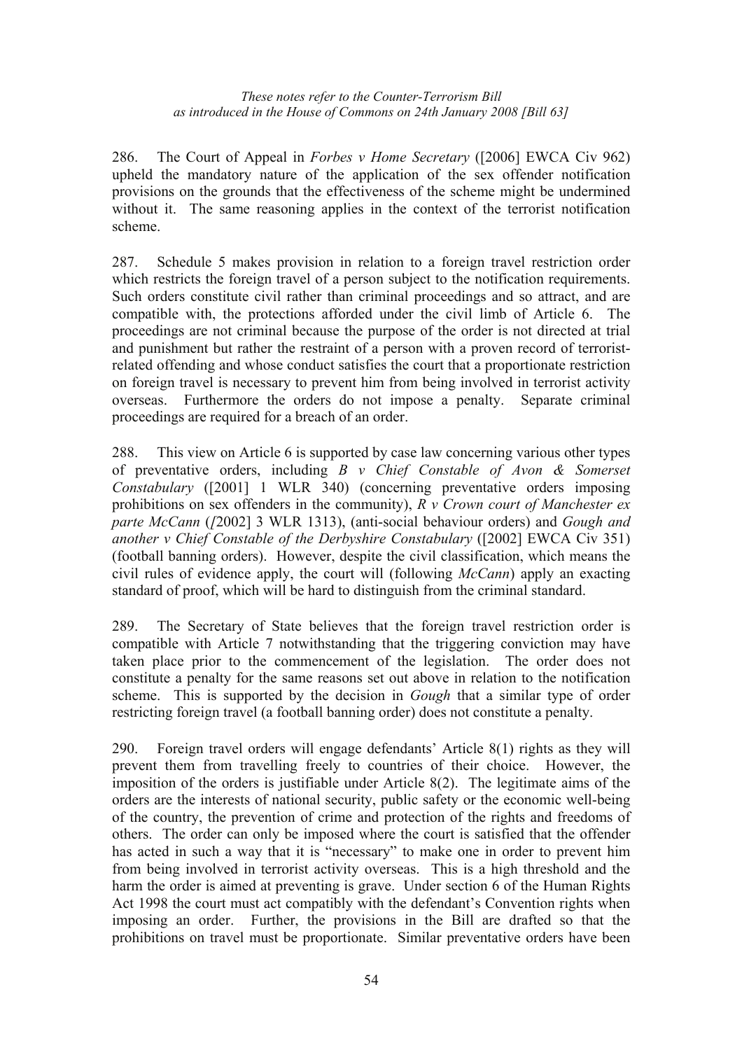286. The Court of Appeal in *Forbes v Home Secretary* ([2006] EWCA Civ 962) upheld the mandatory nature of the application of the sex offender notification provisions on the grounds that the effectiveness of the scheme might be undermined without it. The same reasoning applies in the context of the terrorist notification scheme.

287. Schedule 5 makes provision in relation to a foreign travel restriction order which restricts the foreign travel of a person subject to the notification requirements. Such orders constitute civil rather than criminal proceedings and so attract, and are compatible with, the protections afforded under the civil limb of Article 6. The proceedings are not criminal because the purpose of the order is not directed at trial and punishment but rather the restraint of a person with a proven record of terrorist-related offending and whose conduct satisfies the court that a proportionate restriction on foreign travel is necessary to prevent him from being involved in terrorist activity overseas. Furthermore the orders do not impose a penalty. Separate criminal proceedings are required for a breach of an order.

288. This view on Article 6 is supported by case law concerning various other types of preventative orders, including *B v Chief Constable of Avon & Somerset Constabulary* ([2001] 1 WLR 340) (concerning preventative orders imposing prohibitions on sex offenders in the community), *R v Crown court of Manchester ex parte McCann* ([2002] 3 WLR 1313), (anti-social behaviour orders) and *Gough and another v Chief Constable of the Derbyshire Constabulary* ([2002] EWCA Civ 351) (football banning orders). However, despite the civil classification, which means the civil rules of evidence apply, the court will (following *McCann*) apply an exacting standard of proof, which will be hard to distinguish from the criminal standard.

289. The Secretary of State believes that the foreign travel restriction order is compatible with Article 7 notwithstanding that the triggering conviction may have taken place prior to the commencement of the legislation. The order does not constitute a penalty for the same reasons set out above in relation to the notification scheme. This is supported by the decision in *Gough* that a similar type of order restricting foreign travel (a football banning order) does not constitute a penalty.

290. Foreign travel orders will engage defendants' Article 8(1) rights as they will prevent them from travelling freely to countries of their choice. However, the imposition of the orders is justifiable under Article 8(2). The legitimate aims of the orders are the interests of national security, public safety or the economic well-being of the country, the prevention of crime and protection of the rights and freedoms of others. The order can only be imposed where the court is satisfied that the offender has acted in such a way that it is "necessary" to make one in order to prevent him from being involved in terrorist activity overseas. This is a high threshold and the harm the order is aimed at preventing is grave. Under section 6 of the Human Rights Act 1998 the court must act compatibly with the defendant's Convention rights when imposing an order. Further, the provisions in the Bill are drafted so that the prohibitions on travel must be proportionate. Similar preventative orders have been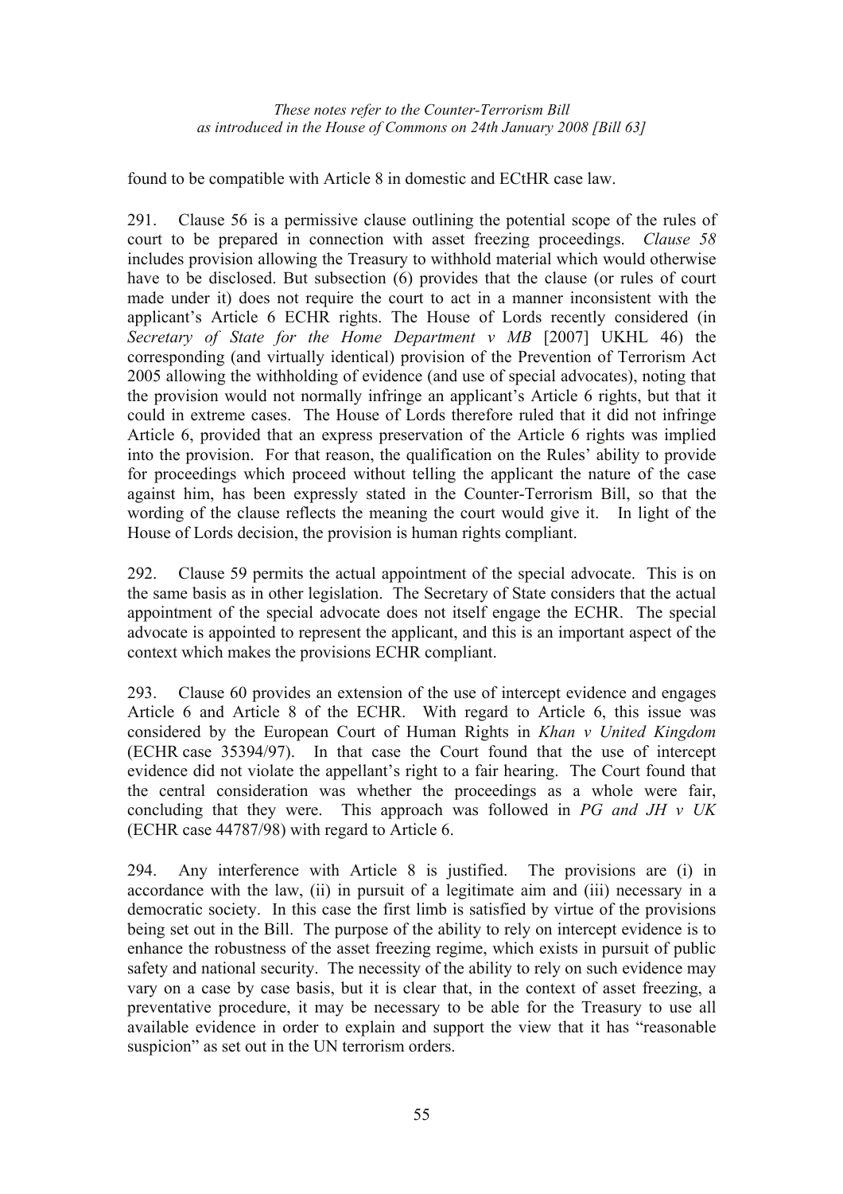found to be compatible with Article 8 in domestic and ECtHR case law.

291. Clause 56 is a permissive clause outlining the potential scope of the rules of court to be prepared in connection with asset freezing proceedings. *Clause 58* includes provision allowing the Treasury to withhold material which would otherwise have to be disclosed. But subsection (6) provides that the clause (or rules of court made under it) does not require the court to act in a manner inconsistent with the applicant's Article 6 ECHR rights. The House of Lords recently considered (in *Secretary of State for the Home Department v MB* [2007] UKHL 46) the corresponding (and virtually identical) provision of the Prevention of Terrorism Act 2005 allowing the withholding of evidence (and use of special advocates), noting that the provision would not normally infringe an applicant's Article 6 rights, but that it could in extreme cases. The House of Lords therefore ruled that it did not infringe Article 6, provided that an express preservation of the Article 6 rights was implied into the provision. For that reason, the qualification on the Rules' ability to provide for proceedings which proceed without telling the applicant the nature of the case against him, has been expressly stated in the Counter-Terrorism Bill, so that the wording of the clause reflects the meaning the court would give it. In light of the House of Lords decision, the provision is human rights compliant.

292. Clause 59 permits the actual appointment of the special advocate. This is on the same basis as in other legislation. The Secretary of State considers that the actual appointment of the special advocate does not itself engage the ECHR. The special advocate is appointed to represent the applicant, and this is an important aspect of the context which makes the provisions ECHR compliant.

293. Clause 60 provides an extension of the use of intercept evidence and engages Article 6 and Article 8 of the ECHR. With regard to Article 6, this issue was considered by the European Court of Human Rights in *Khan v United Kingdom* (ECHR case 35394/97). In that case the Court found that the use of intercept evidence did not violate the appellant's right to a fair hearing. The Court found that the central consideration was whether the proceedings as a whole were fair, concluding that they were. This approach was followed in *PG and JH v UK* (ECHR case 44787/98) with regard to Article 6.

294. Any interference with Article 8 is justified. The provisions are (i) in accordance with the law, (ii) in pursuit of a legitimate aim and (iii) necessary in a democratic society. In this case the first limb is satisfied by virtue of the provisions being set out in the Bill. The purpose of the ability to rely on intercept evidence is to enhance the robustness of the asset freezing regime, which exists in pursuit of public safety and national security. The necessity of the ability to rely on such evidence may vary on a case by case basis, but it is clear that, in the context of asset freezing, a preventative procedure, it may be necessary to be able for the Treasury to use all available evidence in order to explain and support the view that it has "reasonable suspicion" as set out in the UN terrorism orders.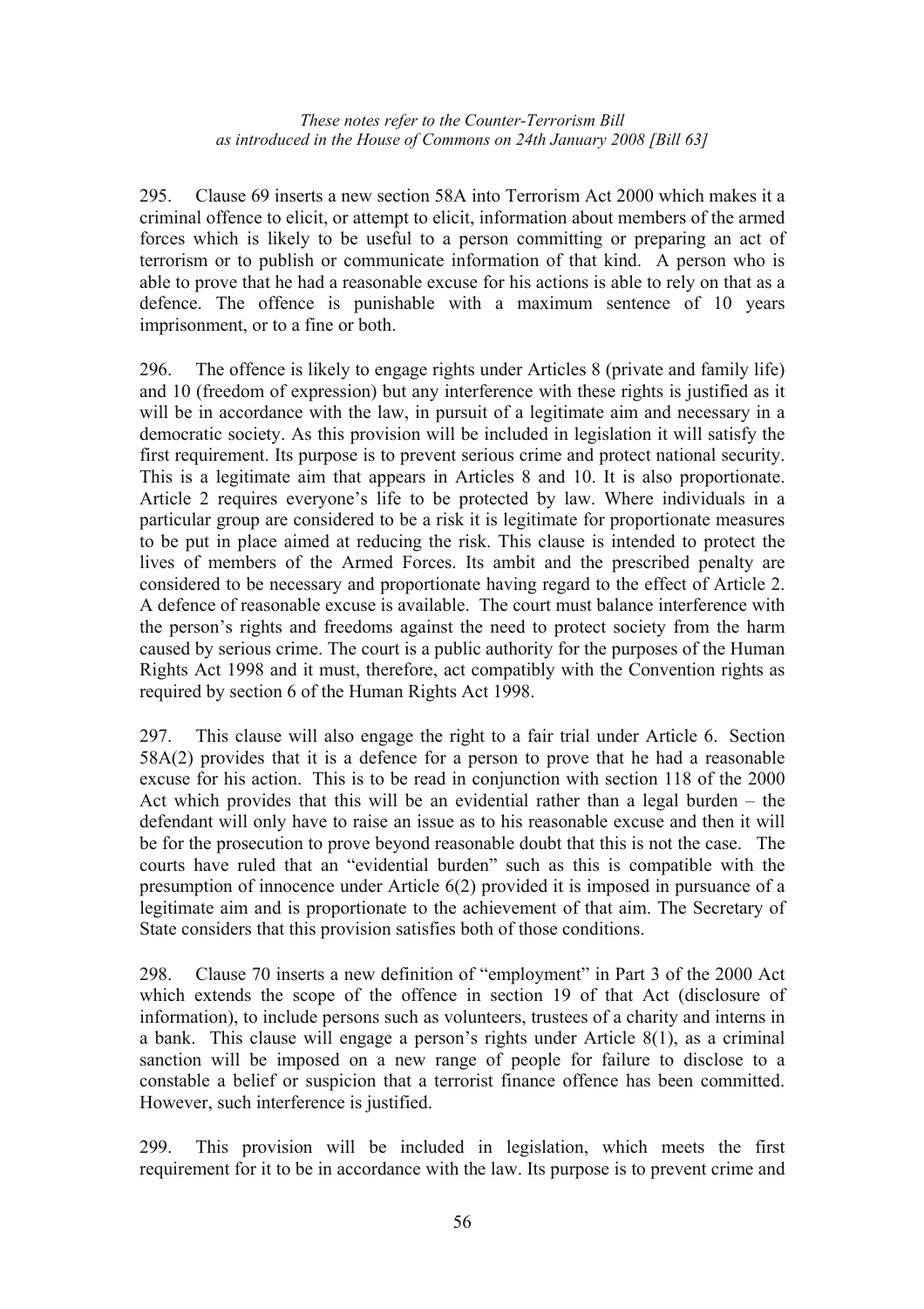295. Clause 69 inserts a new section 58A into Terrorism Act 2000 which makes it a criminal offence to elicit, or attempt to elicit, information about members of the armed forces which is likely to be useful to a person committing or preparing an act of terrorism or to publish or communicate information of that kind. A person who is able to prove that he had a reasonable excuse for his actions is able to rely on that as a defence. The offence is punishable with a maximum sentence of 10 years imprisonment, or to a fine or both.

296. The offence is likely to engage rights under Articles 8 (private and family life) and 10 (freedom of expression) but any interference with these rights is justified as it will be in accordance with the law, in pursuit of a legitimate aim and necessary in a democratic society. As this provision will be included in legislation it will satisfy the first requirement. Its purpose is to prevent serious crime and protect national security. This is a legitimate aim that appears in Articles 8 and 10. It is also proportionate. Article 2 requires everyone's life to be protected by law. Where individuals in a particular group are considered to be a risk it is legitimate for proportionate measures to be put in place aimed at reducing the risk. This clause is intended to protect the lives of members of the Armed Forces. Its ambit and the prescribed penalty are considered to be necessary and proportionate having regard to the effect of Article 2. A defence of reasonable excuse is available. The court must balance interference with the person's rights and freedoms against the need to protect society from the harm caused by serious crime. The court is a public authority for the purposes of the Human Rights Act 1998 and it must, therefore, act compatibly with the Convention rights as required by section 6 of the Human Rights Act 1998.

297. This clause will also engage the right to a fair trial under Article 6. Section 58A(2) provides that it is a defence for a person to prove that he had a reasonable excuse for his action. This is to be read in conjunction with section 118 of the 2000 Act which provides that this will be an evidential rather than a legal burden – the defendant will only have to raise an issue as to his reasonable excuse and then it will be for the prosecution to prove beyond reasonable doubt that this is not the case. The courts have ruled that an "evidential burden" such as this is compatible with the presumption of innocence under Article 6(2) provided it is imposed in pursuance of a legitimate aim and is proportionate to the achievement of that aim. The Secretary of State considers that this provision satisfies both of those conditions.

298. Clause 70 inserts a new definition of "employment" in Part 3 of the 2000 Act which extends the scope of the offence in section 19 of that Act (disclosure of information), to include persons such as volunteers, trustees of a charity and interns in a bank. This clause will engage a person's rights under Article 8(1), as a criminal sanction will be imposed on a new range of people for failure to disclose to a constable a belief or suspicion that a terrorist finance offence has been committed. However, such interference is justified.

299. This provision will be included in legislation, which meets the first requirement for it to be in accordance with the law. Its purpose is to prevent crime and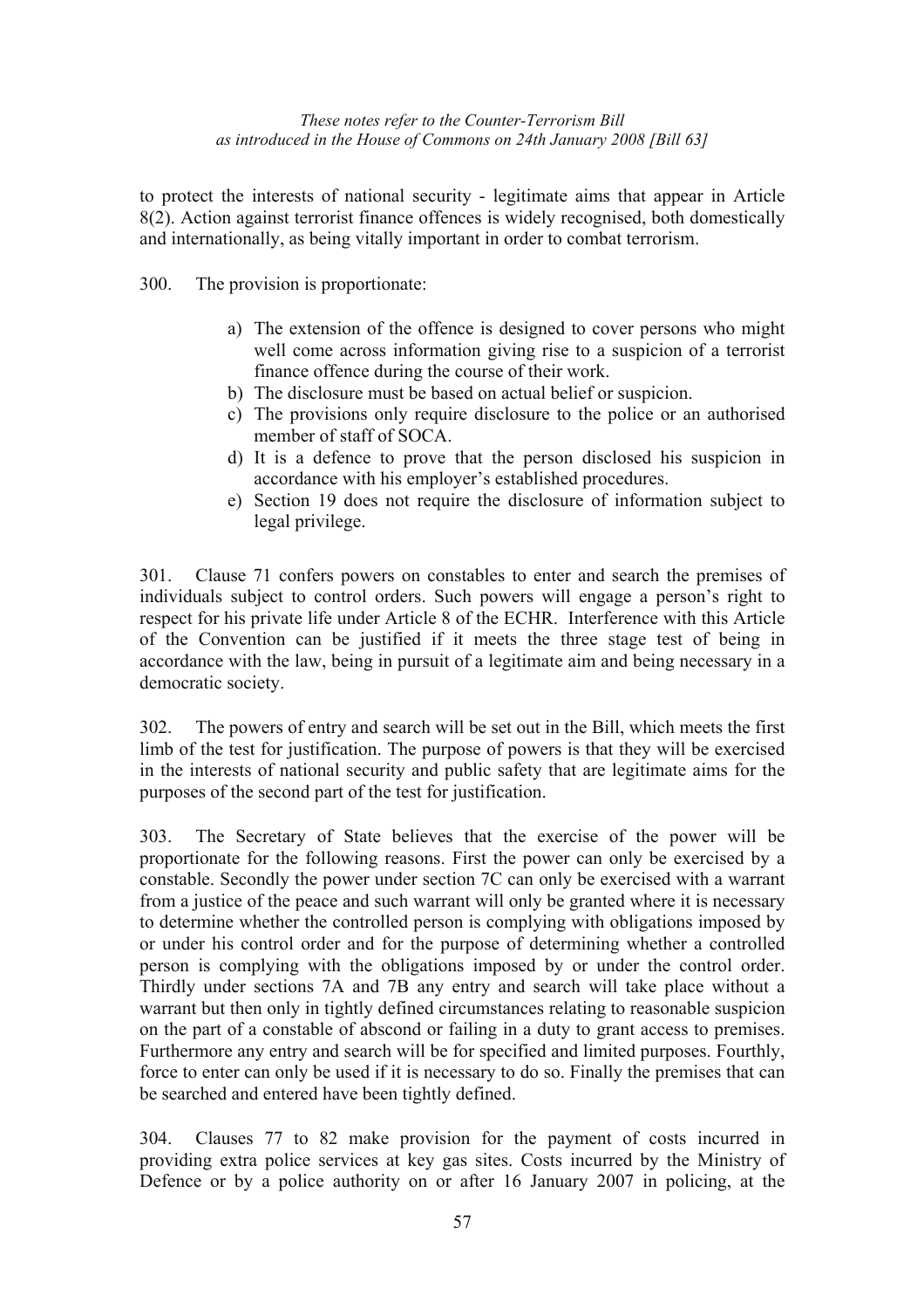to protect the interests of national security - legitimate aims that appear in Article 8(2). Action against terrorist finance offences is widely recognised, both domestically and internationally, as being vitally important in order to combat terrorism.

300. The provision is proportionate:

a) The extension of the offence is designed to cover persons who might well come across information giving rise to a suspicion of a terrorist finance offence during the course of their work.
b) The disclosure must be based on actual belief or suspicion.
c) The provisions only require disclosure to the police or an authorised member of staff of SOCA.
d) It is a defence to prove that the person disclosed his suspicion in accordance with his employer's established procedures.
e) Section 19 does not require the disclosure of information subject to legal privilege.

301. Clause 71 confers powers on constables to enter and search the premises of individuals subject to control orders. Such powers will engage a person's right to respect for his private life under Article 8 of the ECHR. Interference with this Article of the Convention can be justified if it meets the three stage test of being in accordance with the law, being in pursuit of a legitimate aim and being necessary in a democratic society.

302. The powers of entry and search will be set out in the Bill, which meets the first limb of the test for justification. The purpose of powers is that they will be exercised in the interests of national security and public safety that are legitimate aims for the purposes of the second part of the test for justification.

303. The Secretary of State believes that the exercise of the power will be proportionate for the following reasons. First the power can only be exercised by a constable. Secondly the power under section 7C can only be exercised with a warrant from a justice of the peace and such warrant will only be granted where it is necessary to determine whether the controlled person is complying with obligations imposed by or under his control order and for the purpose of determining whether a controlled person is complying with the obligations imposed by or under the control order. Thirdly under sections 7A and 7B any entry and search will take place without a warrant but then only in tightly defined circumstances relating to reasonable suspicion on the part of a constable of abscond or failing in a duty to grant access to premises. Furthermore any entry and search will be for specified and limited purposes. Fourthly, force to enter can only be used if it is necessary to do so. Finally the premises that can be searched and entered have been tightly defined.

304. Clauses 77 to 82 make provision for the payment of costs incurred in providing extra police services at key gas sites. Costs incurred by the Ministry of Defence or by a police authority on or after 16 January 2007 in policing, at the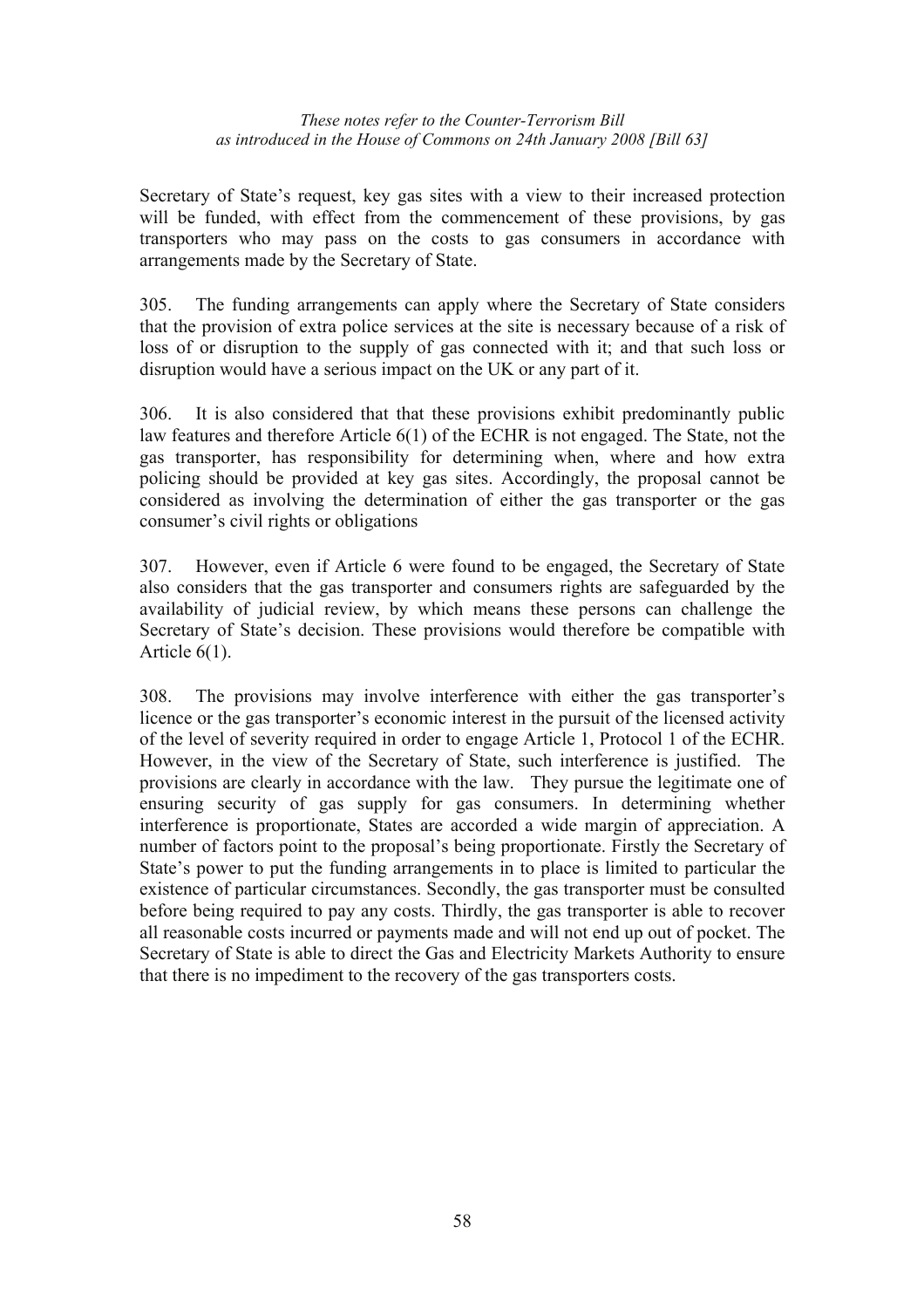Secretary of State's request, key gas sites with a view to their increased protection will be funded, with effect from the commencement of these provisions, by gas transporters who may pass on the costs to gas consumers in accordance with arrangements made by the Secretary of State.

305. The funding arrangements can apply where the Secretary of State considers that the provision of extra police services at the site is necessary because of a risk of loss of or disruption to the supply of gas connected with it; and that such loss or disruption would have a serious impact on the UK or any part of it.

306. It is also considered that that these provisions exhibit predominantly public law features and therefore Article 6(1) of the ECHR is not engaged. The State, not the gas transporter, has responsibility for determining when, where and how extra policing should be provided at key gas sites. Accordingly, the proposal cannot be considered as involving the determination of either the gas transporter or the gas consumer's civil rights or obligations

307. However, even if Article 6 were found to be engaged, the Secretary of State also considers that the gas transporter and consumers rights are safeguarded by the availability of judicial review, by which means these persons can challenge the Secretary of State's decision. These provisions would therefore be compatible with Article 6(1).

308. The provisions may involve interference with either the gas transporter's licence or the gas transporter's economic interest in the pursuit of the licensed activity of the level of severity required in order to engage Article 1, Protocol 1 of the ECHR. However, in the view of the Secretary of State, such interference is justified. The provisions are clearly in accordance with the law. They pursue the legitimate one of ensuring security of gas supply for gas consumers. In determining whether interference is proportionate, States are accorded a wide margin of appreciation. A number of factors point to the proposal's being proportionate. Firstly the Secretary of State's power to put the funding arrangements in to place is limited to particular the existence of particular circumstances. Secondly, the gas transporter must be consulted before being required to pay any costs. Thirdly, the gas transporter is able to recover all reasonable costs incurred or payments made and will not end up out of pocket. The Secretary of State is able to direct the Gas and Electricity Markets Authority to ensure that there is no impediment to the recovery of the gas transporters costs.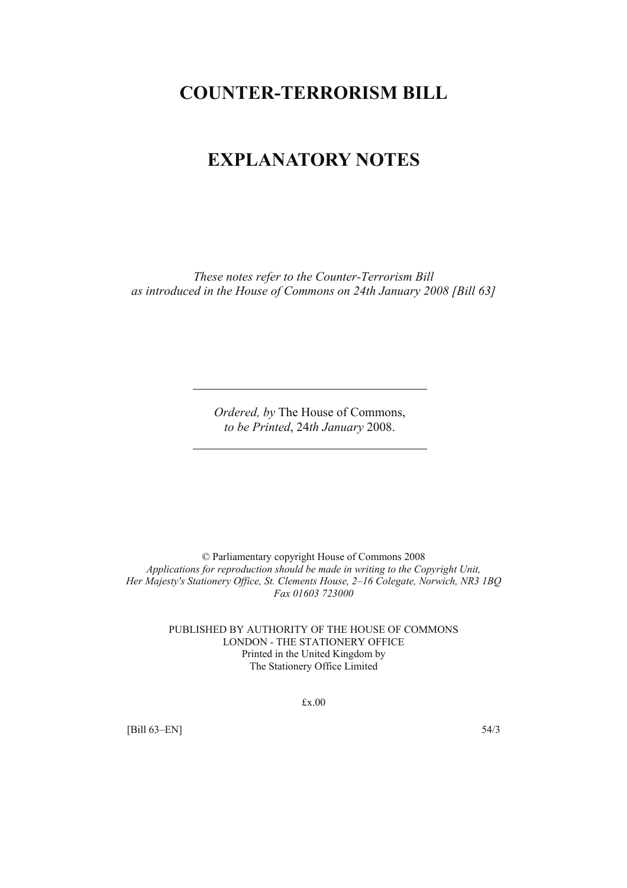# COUNTER-TERRORISM BILL

# EXPLANATORY NOTES

*These notes refer to the Counter-Terrorism Bill as introduced in the House of Commons on 24th January 2008 [Bill 63]*

---

*Ordered, by* The House of Commons, *to be Printed*, 24*th January* 2008.

---

© Parliamentary copyright House of Commons 2008
*Applications for reproduction should be made in writing to the Copyright Unit, Her Majesty's Stationery Office, St. Clements House, 2–16 Colegate, Norwich, NR3 1BQ Fax 01603 723000*

PUBLISHED BY AUTHORITY OF THE HOUSE OF COMMONS
LONDON - THE STATIONERY OFFICE
Printed in the United Kingdom by
The Stationery Office Limited

£x.00

[Bill 63–EN] 54/3